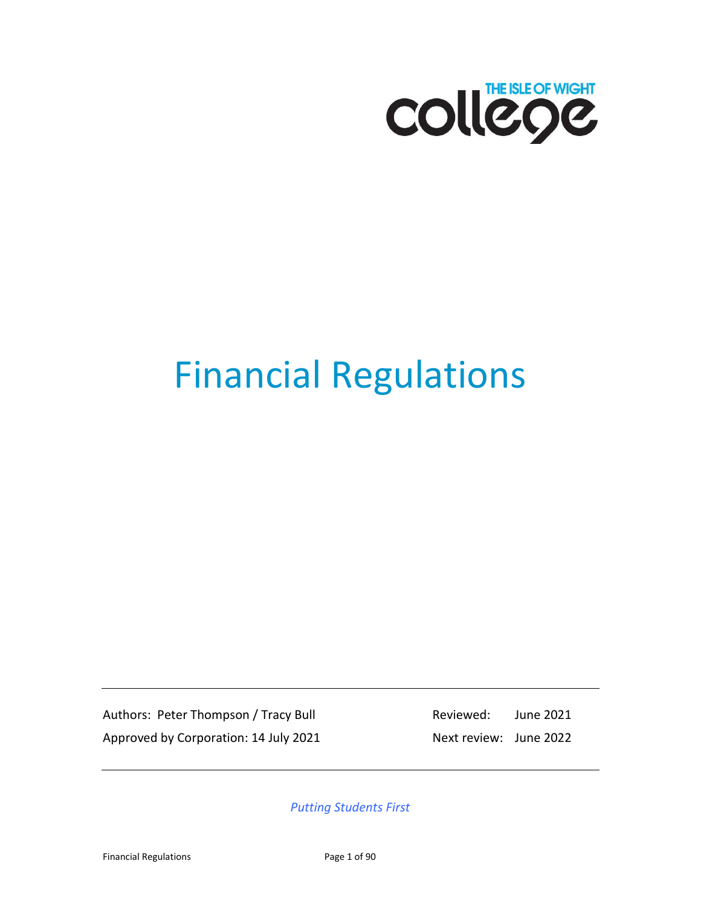THE ISLE OF WIGHT college

# Financial Regulations

| | |
|---|---|
| Authors: Peter Thompson / Tracy Bull | Reviewed: June 2021 |
| Approved by Corporation: 14 July 2021 | Next review: June 2022 |

*Putting Students First*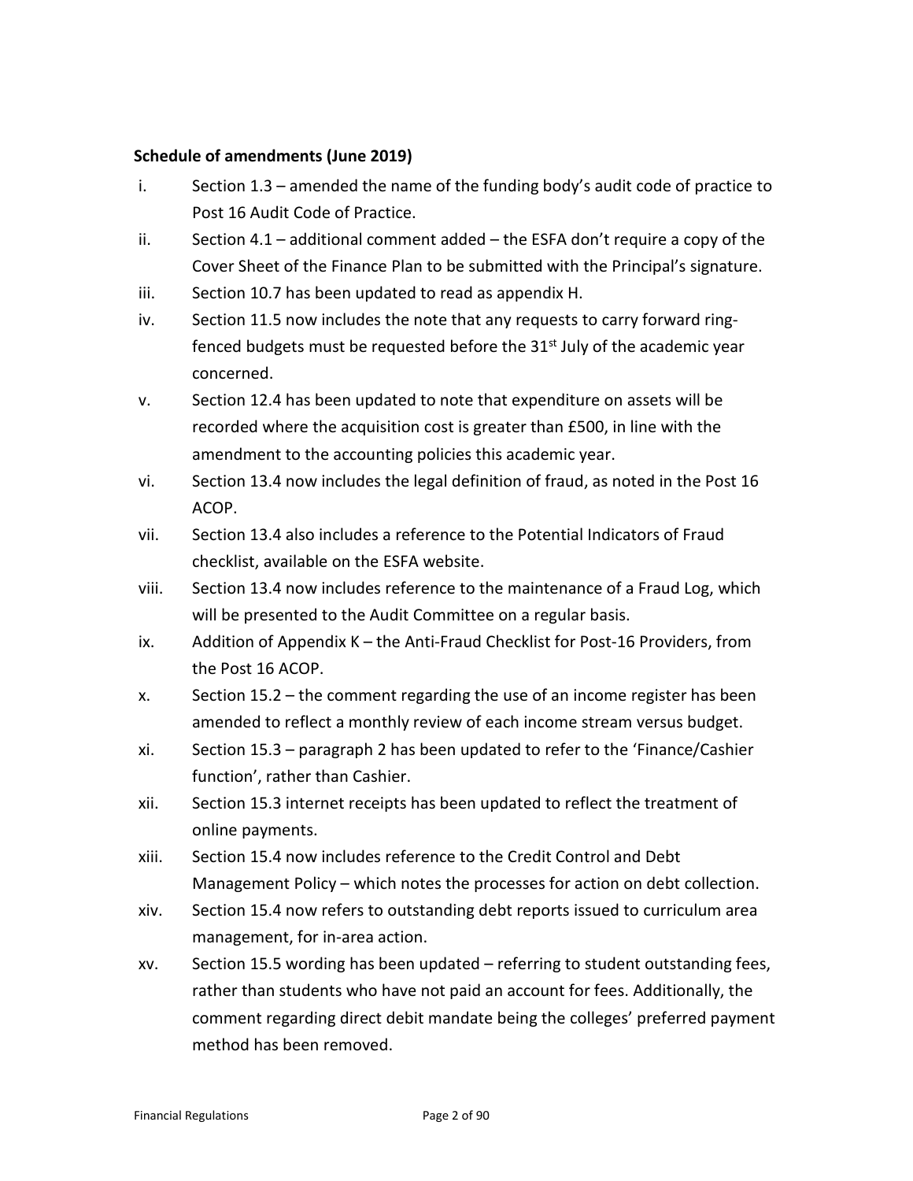**Schedule of amendments (June 2019)**

i. Section 1.3 – amended the name of the funding body's audit code of practice to Post 16 Audit Code of Practice.

ii. Section 4.1 – additional comment added – the ESFA don't require a copy of the Cover Sheet of the Finance Plan to be submitted with the Principal's signature.

iii. Section 10.7 has been updated to read as appendix H.

iv. Section 11.5 now includes the note that any requests to carry forward ring-fenced budgets must be requested before the 31st July of the academic year concerned.

v. Section 12.4 has been updated to note that expenditure on assets will be recorded where the acquisition cost is greater than £500, in line with the amendment to the accounting policies this academic year.

vi. Section 13.4 now includes the legal definition of fraud, as noted in the Post 16 ACOP.

vii. Section 13.4 also includes a reference to the Potential Indicators of Fraud checklist, available on the ESFA website.

viii. Section 13.4 now includes reference to the maintenance of a Fraud Log, which will be presented to the Audit Committee on a regular basis.

ix. Addition of Appendix K – the Anti-Fraud Checklist for Post-16 Providers, from the Post 16 ACOP.

x. Section 15.2 – the comment regarding the use of an income register has been amended to reflect a monthly review of each income stream versus budget.

xi. Section 15.3 – paragraph 2 has been updated to refer to the 'Finance/Cashier function', rather than Cashier.

xii. Section 15.3 internet receipts has been updated to reflect the treatment of online payments.

xiii. Section 15.4 now includes reference to the Credit Control and Debt Management Policy – which notes the processes for action on debt collection.

xiv. Section 15.4 now refers to outstanding debt reports issued to curriculum area management, for in-area action.

xv. Section 15.5 wording has been updated – referring to student outstanding fees, rather than students who have not paid an account for fees. Additionally, the comment regarding direct debit mandate being the colleges' preferred payment method has been removed.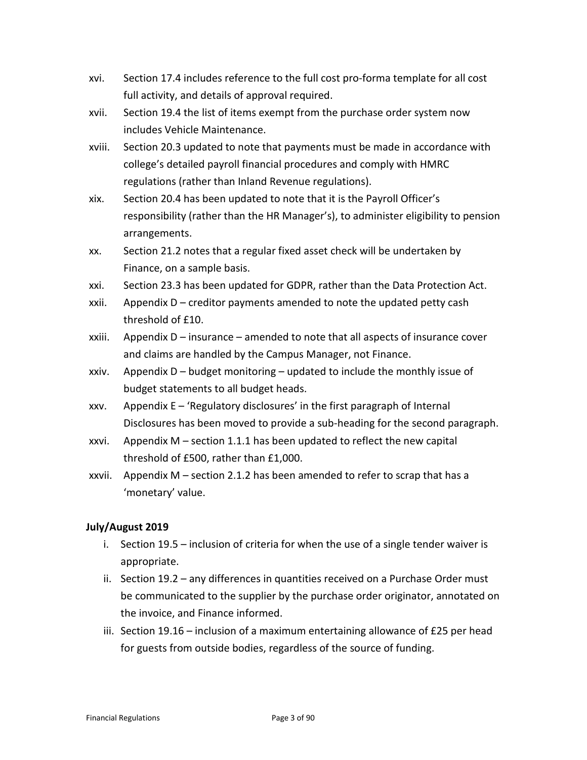xvi. Section 17.4 includes reference to the full cost pro-forma template for all cost full activity, and details of approval required.

xvii. Section 19.4 the list of items exempt from the purchase order system now includes Vehicle Maintenance.

xviii. Section 20.3 updated to note that payments must be made in accordance with college's detailed payroll financial procedures and comply with HMRC regulations (rather than Inland Revenue regulations).

xix. Section 20.4 has been updated to note that it is the Payroll Officer's responsibility (rather than the HR Manager's), to administer eligibility to pension arrangements.

xx. Section 21.2 notes that a regular fixed asset check will be undertaken by Finance, on a sample basis.

xxi. Section 23.3 has been updated for GDPR, rather than the Data Protection Act.

xxii. Appendix D – creditor payments amended to note the updated petty cash threshold of £10.

xxiii. Appendix D – insurance – amended to note that all aspects of insurance cover and claims are handled by the Campus Manager, not Finance.

xxiv. Appendix D – budget monitoring – updated to include the monthly issue of budget statements to all budget heads.

xxv. Appendix E – 'Regulatory disclosures' in the first paragraph of Internal Disclosures has been moved to provide a sub-heading for the second paragraph.

xxvi. Appendix M – section 1.1.1 has been updated to reflect the new capital threshold of £500, rather than £1,000.

xxvii. Appendix M – section 2.1.2 has been amended to refer to scrap that has a 'monetary' value.

**July/August 2019**

i. Section 19.5 – inclusion of criteria for when the use of a single tender waiver is appropriate.

ii. Section 19.2 – any differences in quantities received on a Purchase Order must be communicated to the supplier by the purchase order originator, annotated on the invoice, and Finance informed.

iii. Section 19.16 – inclusion of a maximum entertaining allowance of £25 per head for guests from outside bodies, regardless of the source of funding.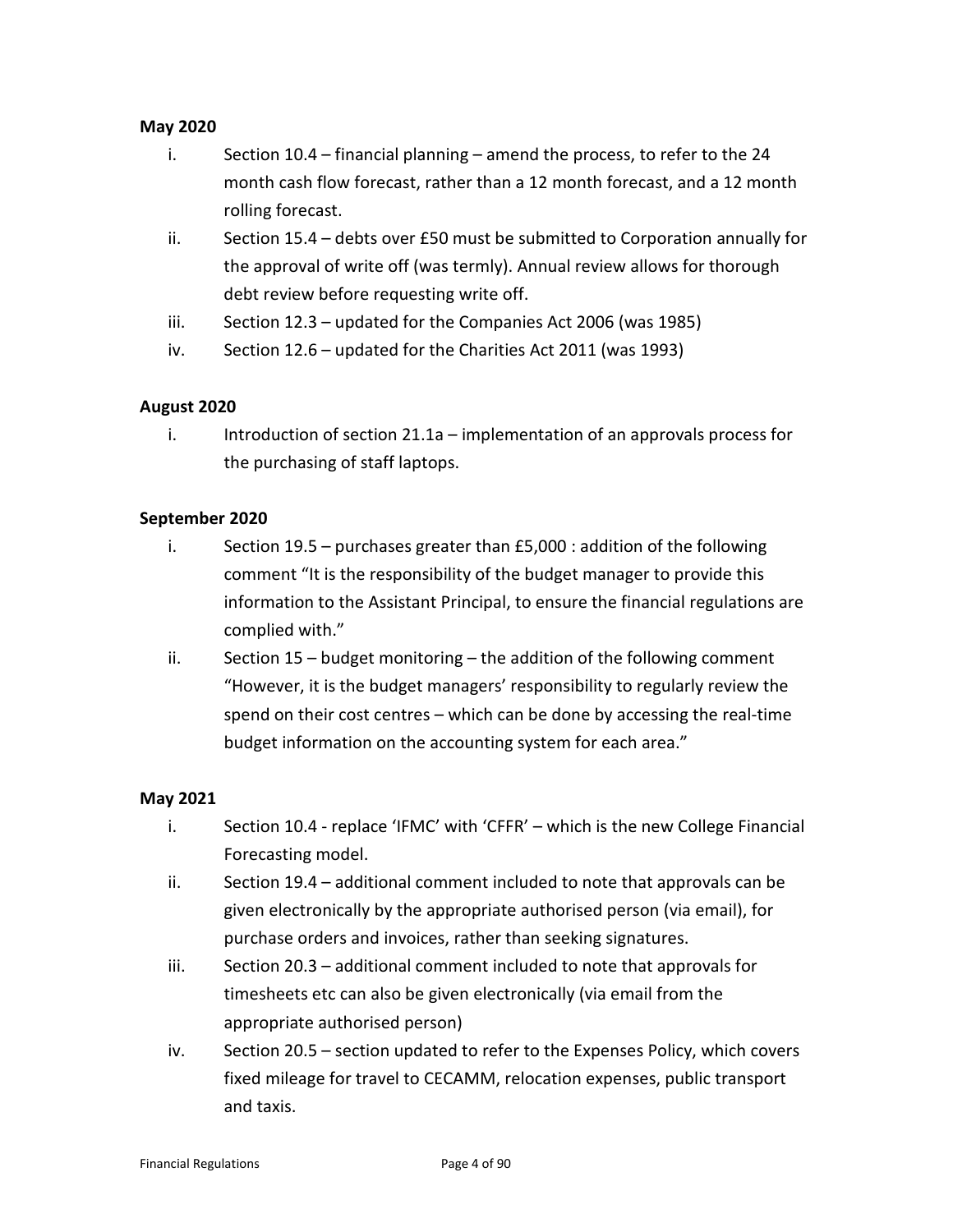**May 2020**

i. Section 10.4 – financial planning – amend the process, to refer to the 24 month cash flow forecast, rather than a 12 month forecast, and a 12 month rolling forecast.

ii. Section 15.4 – debts over £50 must be submitted to Corporation annually for the approval of write off (was termly). Annual review allows for thorough debt review before requesting write off.

iii. Section 12.3 – updated for the Companies Act 2006 (was 1985)

iv. Section 12.6 – updated for the Charities Act 2011 (was 1993)

**August 2020**

i. Introduction of section 21.1a – implementation of an approvals process for the purchasing of staff laptops.

**September 2020**

i. Section 19.5 – purchases greater than £5,000 : addition of the following comment "It is the responsibility of the budget manager to provide this information to the Assistant Principal, to ensure the financial regulations are complied with."

ii. Section 15 – budget monitoring – the addition of the following comment "However, it is the budget managers' responsibility to regularly review the spend on their cost centres – which can be done by accessing the real-time budget information on the accounting system for each area."

**May 2021**

i. Section 10.4 - replace 'IFMC' with 'CFFR' – which is the new College Financial Forecasting model.

ii. Section 19.4 – additional comment included to note that approvals can be given electronically by the appropriate authorised person (via email), for purchase orders and invoices, rather than seeking signatures.

iii. Section 20.3 – additional comment included to note that approvals for timesheets etc can also be given electronically (via email from the appropriate authorised person)

iv. Section 20.5 – section updated to refer to the Expenses Policy, which covers fixed mileage for travel to CECAMM, relocation expenses, public transport and taxis.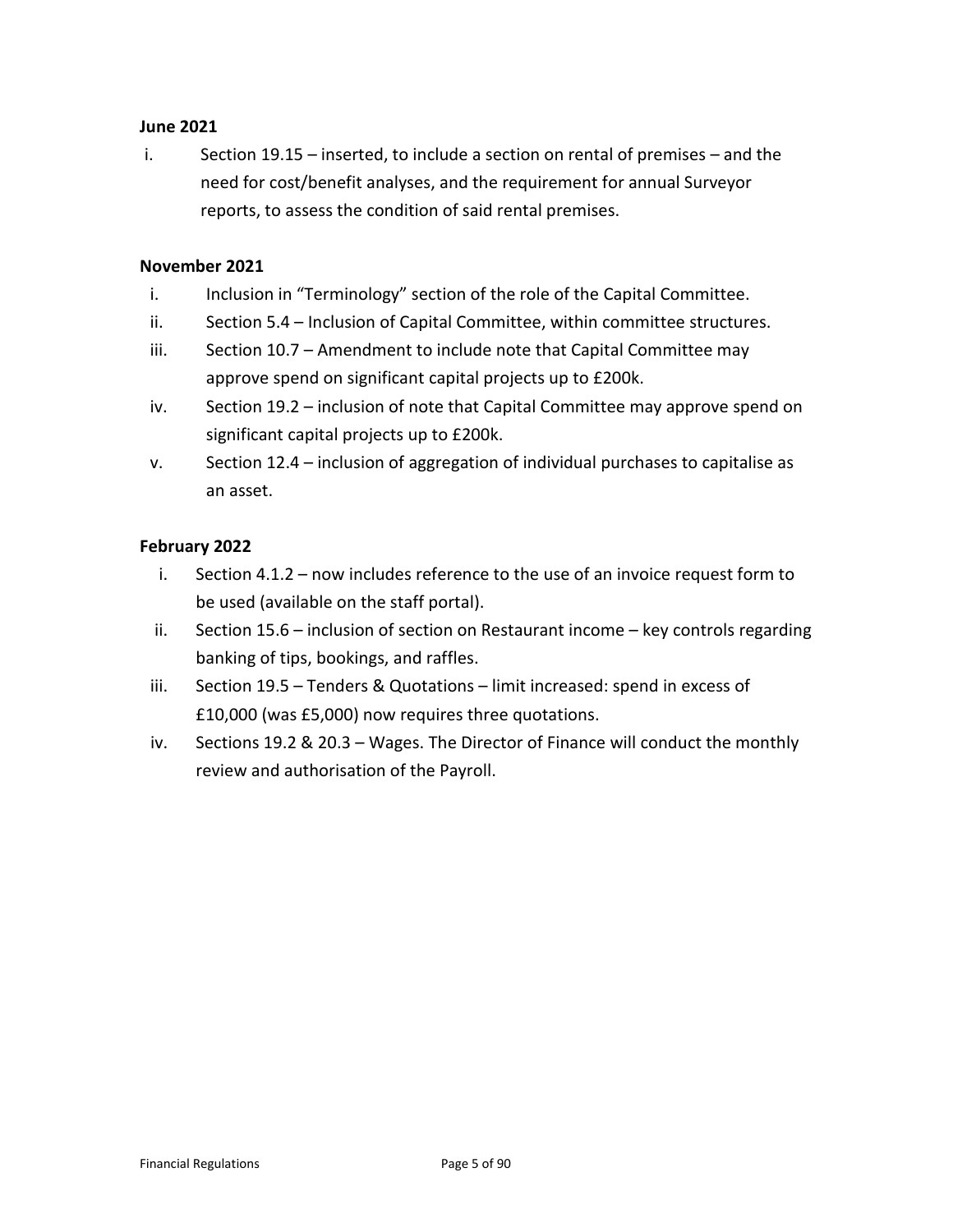**June 2021**

i. Section 19.15 – inserted, to include a section on rental of premises – and the need for cost/benefit analyses, and the requirement for annual Surveyor reports, to assess the condition of said rental premises.

**November 2021**

i. Inclusion in "Terminology" section of the role of the Capital Committee.
ii. Section 5.4 – Inclusion of Capital Committee, within committee structures.
iii. Section 10.7 – Amendment to include note that Capital Committee may approve spend on significant capital projects up to £200k.
iv. Section 19.2 – inclusion of note that Capital Committee may approve spend on significant capital projects up to £200k.
v. Section 12.4 – inclusion of aggregation of individual purchases to capitalise as an asset.

**February 2022**

i. Section 4.1.2 – now includes reference to the use of an invoice request form to be used (available on the staff portal).
ii. Section 15.6 – inclusion of section on Restaurant income – key controls regarding banking of tips, bookings, and raffles.
iii. Section 19.5 – Tenders & Quotations – limit increased: spend in excess of £10,000 (was £5,000) now requires three quotations.
iv. Sections 19.2 & 20.3 – Wages. The Director of Finance will conduct the monthly review and authorisation of the Payroll.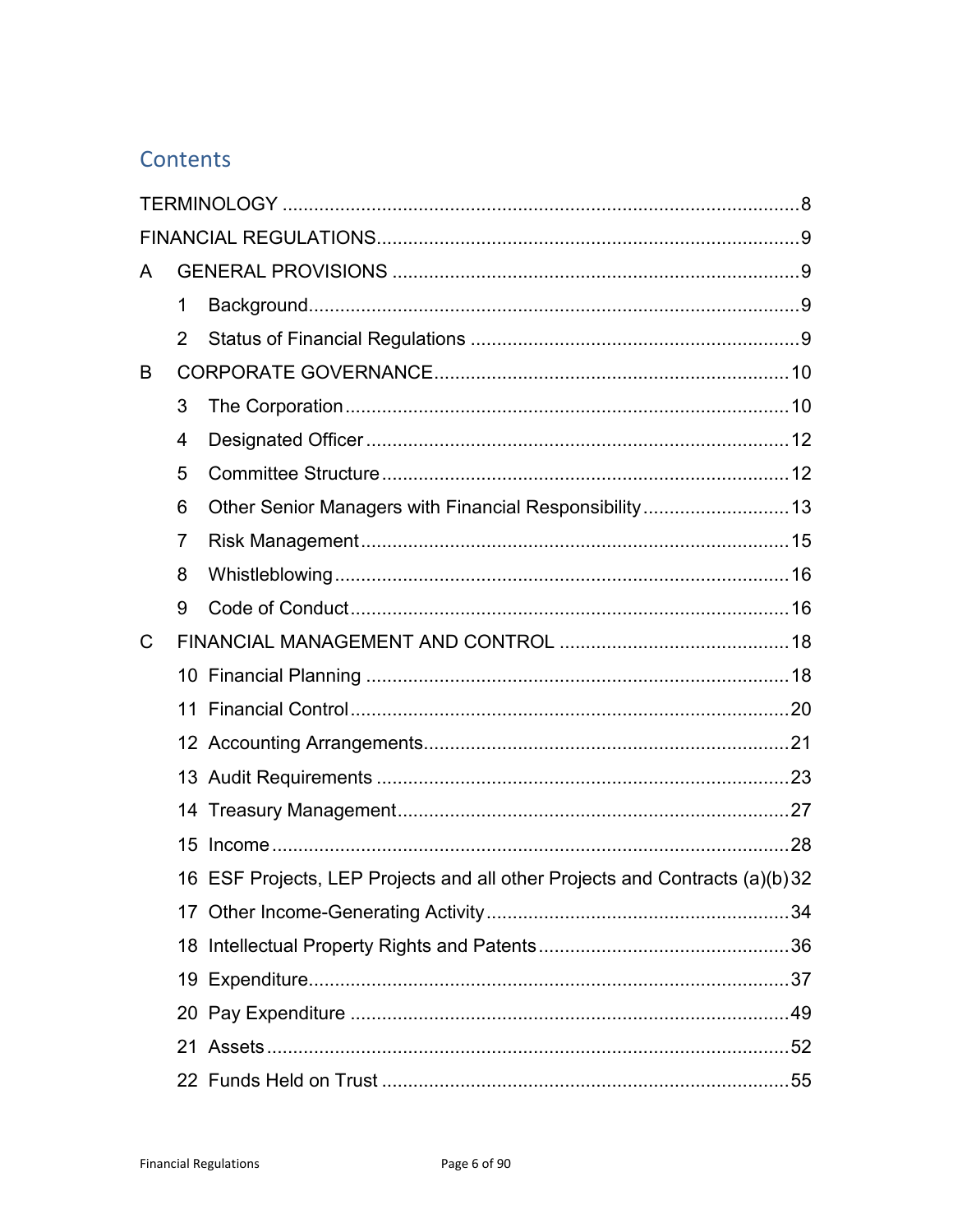## Contents

TERMINOLOGY ....................................................................................................8

FINANCIAL REGULATIONS....................................................................................9

A GENERAL PROVISIONS ....................................................................................9

- 1 Background.....................................................................................................9
- 2 Status of Financial Regulations .......................................................................9

B CORPORATE GOVERNANCE..........................................................................10

- 3 The Corporation............................................................................................10
- 4 Designated Officer ........................................................................................12
- 5 Committee Structure .....................................................................................12
- 6 Other Senior Managers with Financial Responsibility ....................................13
- 7 Risk Management.........................................................................................15
- 8 Whistleblowing..............................................................................................16
- 9 Code of Conduct...........................................................................................16

C FINANCIAL MANAGEMENT AND CONTROL ...................................................18

- 10 Financial Planning .......................................................................................18
- 11 Financial Control..........................................................................................20
- 12 Accounting Arrangements............................................................................21
- 13 Audit Requirements .....................................................................................23
- 14 Treasury Management.................................................................................27
- 15 Income ........................................................................................................28
- 16 ESF Projects, LEP Projects and all other Projects and Contracts (a)(b) 32
- 17 Other Income-Generating Activity................................................................34
- 18 Intellectual Property Rights and Patents.......................................................36
- 19 Expenditure..................................................................................................37
- 20 Pay Expenditure ..........................................................................................49
- 21 Assets..........................................................................................................52
- 22 Funds Held on Trust ....................................................................................55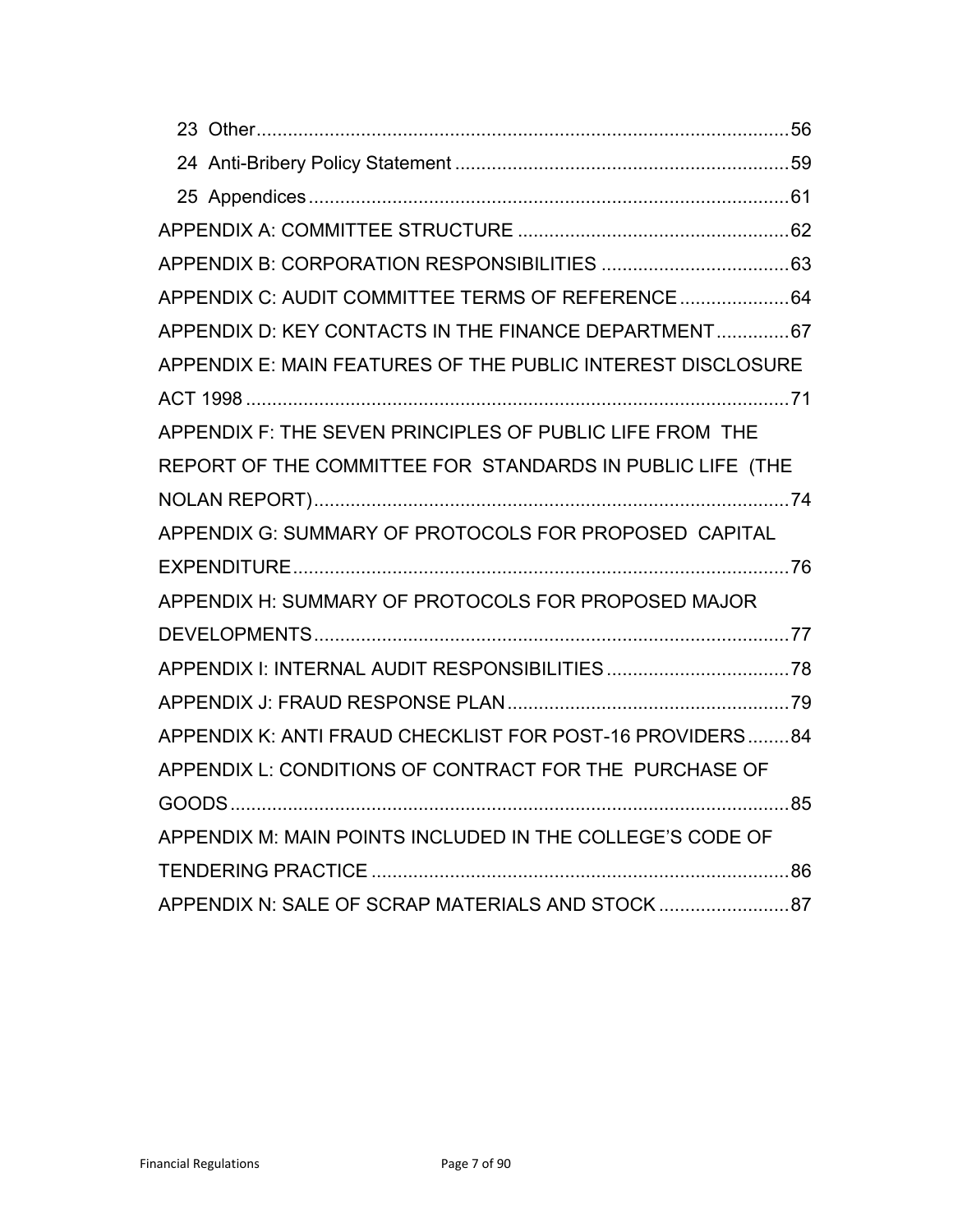23 Other ........................................................ 56

24 Anti-Bribery Policy Statement ........................................................ 59

25 Appendices ........................................................ 61

APPENDIX A: COMMITTEE STRUCTURE ........................................................ 62

APPENDIX B: CORPORATION RESPONSIBILITIES ........................................................ 63

APPENDIX C: AUDIT COMMITTEE TERMS OF REFERENCE ........................................................ 64

APPENDIX D: KEY CONTACTS IN THE FINANCE DEPARTMENT ........................................................ 67

APPENDIX E: MAIN FEATURES OF THE PUBLIC INTEREST DISCLOSURE ACT 1998 ........................................................ 71

APPENDIX F: THE SEVEN PRINCIPLES OF PUBLIC LIFE FROM THE REPORT OF THE COMMITTEE FOR STANDARDS IN PUBLIC LIFE (THE NOLAN REPORT) ........................................................ 74

APPENDIX G: SUMMARY OF PROTOCOLS FOR PROPOSED CAPITAL EXPENDITURE ........................................................ 76

APPENDIX H: SUMMARY OF PROTOCOLS FOR PROPOSED MAJOR DEVELOPMENTS ........................................................ 77

APPENDIX I: INTERNAL AUDIT RESPONSIBILITIES ........................................................ 78

APPENDIX J: FRAUD RESPONSE PLAN ........................................................ 79

APPENDIX K: ANTI FRAUD CHECKLIST FOR POST-16 PROVIDERS ........................................................ 84

APPENDIX L: CONDITIONS OF CONTRACT FOR THE PURCHASE OF GOODS ........................................................ 85

APPENDIX M: MAIN POINTS INCLUDED IN THE COLLEGE'S CODE OF TENDERING PRACTICE ........................................................ 86

APPENDIX N: SALE OF SCRAP MATERIALS AND STOCK ........................................................ 87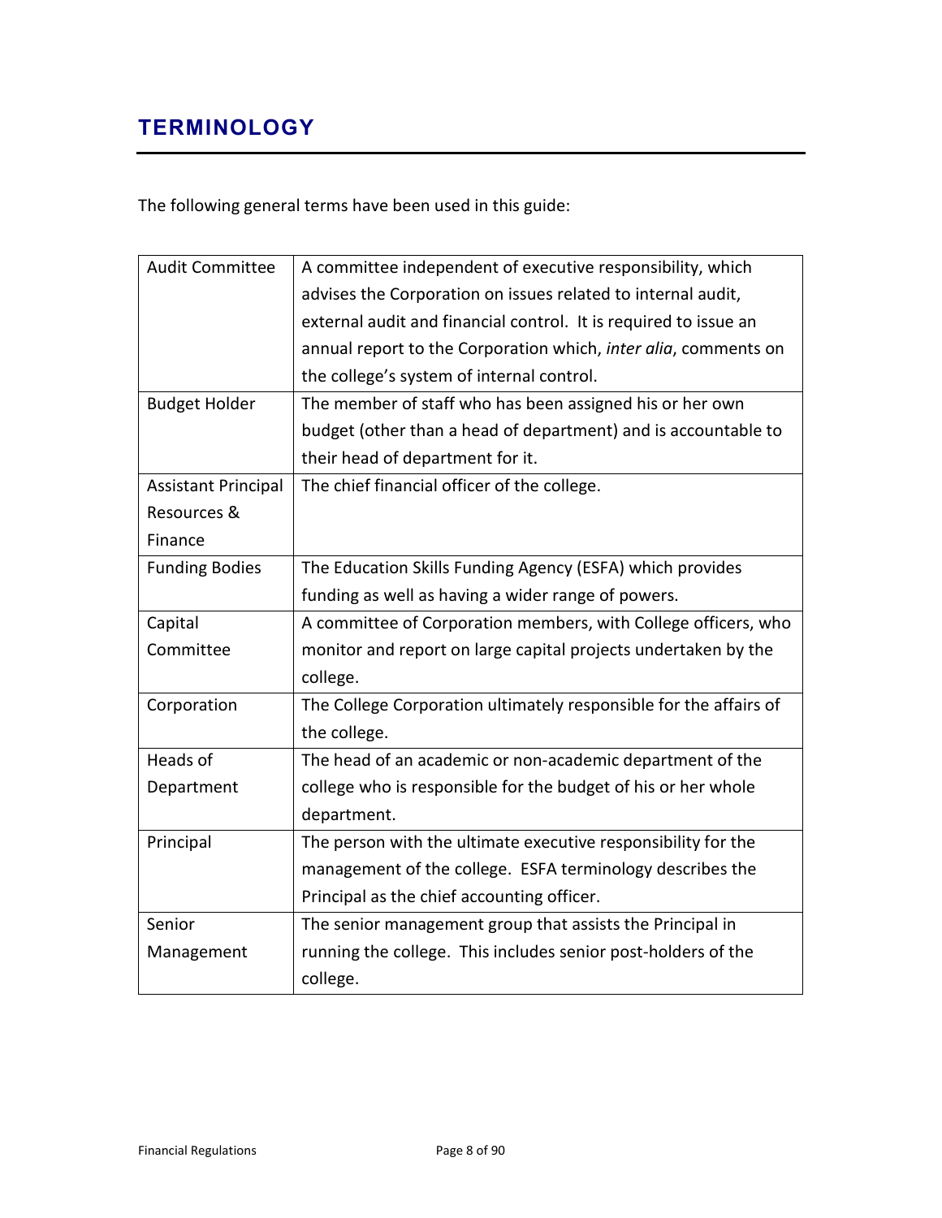## TERMINOLOGY

The following general terms have been used in this guide:

| Term | Definition |
|---|---|
| Audit Committee | A committee independent of executive responsibility, which advises the Corporation on issues related to internal audit, external audit and financial control. It is required to issue an annual report to the Corporation which, *inter alia*, comments on the college's system of internal control. |
| Budget Holder | The member of staff who has been assigned his or her own budget (other than a head of department) and is accountable to their head of department for it. |
| Assistant Principal Resources & Finance | The chief financial officer of the college. |
| Funding Bodies | The Education Skills Funding Agency (ESFA) which provides funding as well as having a wider range of powers. |
| Capital Committee | A committee of Corporation members, with College officers, who monitor and report on large capital projects undertaken by the college. |
| Corporation | The College Corporation ultimately responsible for the affairs of the college. |
| Heads of Department | The head of an academic or non-academic department of the college who is responsible for the budget of his or her whole department. |
| Principal | The person with the ultimate executive responsibility for the management of the college. ESFA terminology describes the Principal as the chief accounting officer. |
| Senior Management | The senior management group that assists the Principal in running the college. This includes senior post-holders of the college. |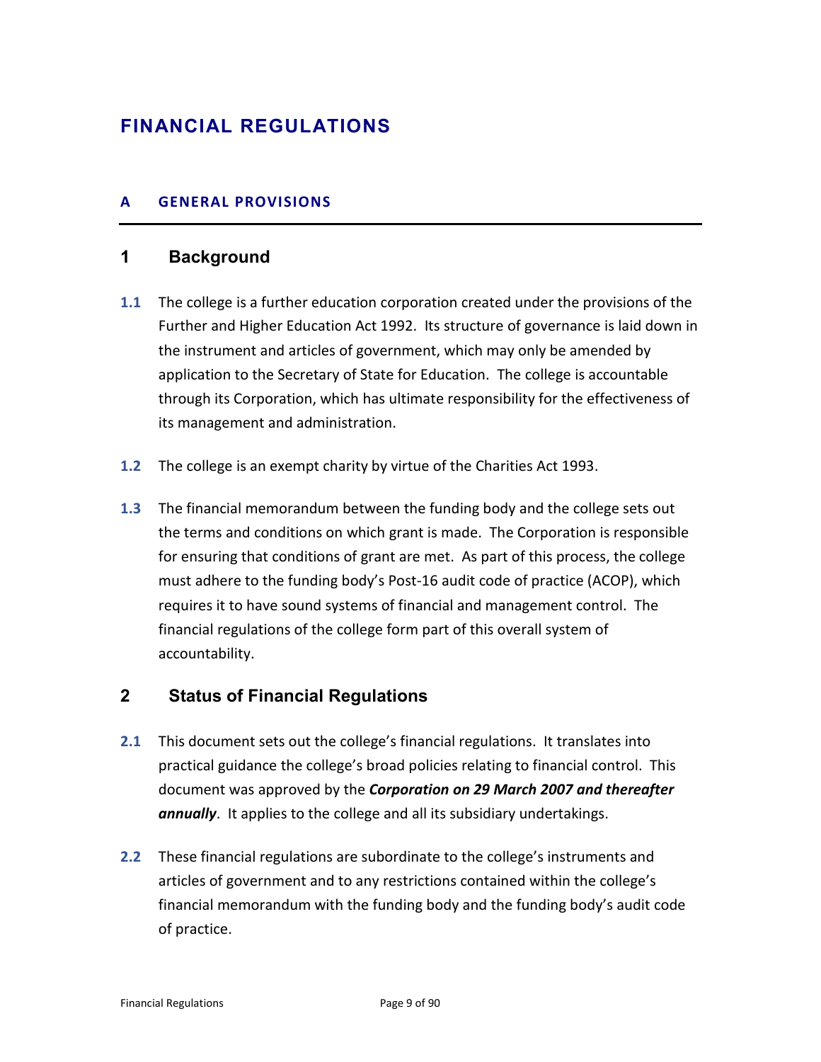# FINANCIAL REGULATIONS

## A GENERAL PROVISIONS

### 1 Background

**1.1** The college is a further education corporation created under the provisions of the Further and Higher Education Act 1992. Its structure of governance is laid down in the instrument and articles of government, which may only be amended by application to the Secretary of State for Education. The college is accountable through its Corporation, which has ultimate responsibility for the effectiveness of its management and administration.

**1.2** The college is an exempt charity by virtue of the Charities Act 1993.

**1.3** The financial memorandum between the funding body and the college sets out the terms and conditions on which grant is made. The Corporation is responsible for ensuring that conditions of grant are met. As part of this process, the college must adhere to the funding body's Post-16 audit code of practice (ACOP), which requires it to have sound systems of financial and management control. The financial regulations of the college form part of this overall system of accountability.

### 2 Status of Financial Regulations

**2.1** This document sets out the college's financial regulations. It translates into practical guidance the college's broad policies relating to financial control. This document was approved by the ***Corporation on 29 March 2007 and thereafter annually***. It applies to the college and all its subsidiary undertakings.

**2.2** These financial regulations are subordinate to the college's instruments and articles of government and to any restrictions contained within the college's financial memorandum with the funding body and the funding body's audit code of practice.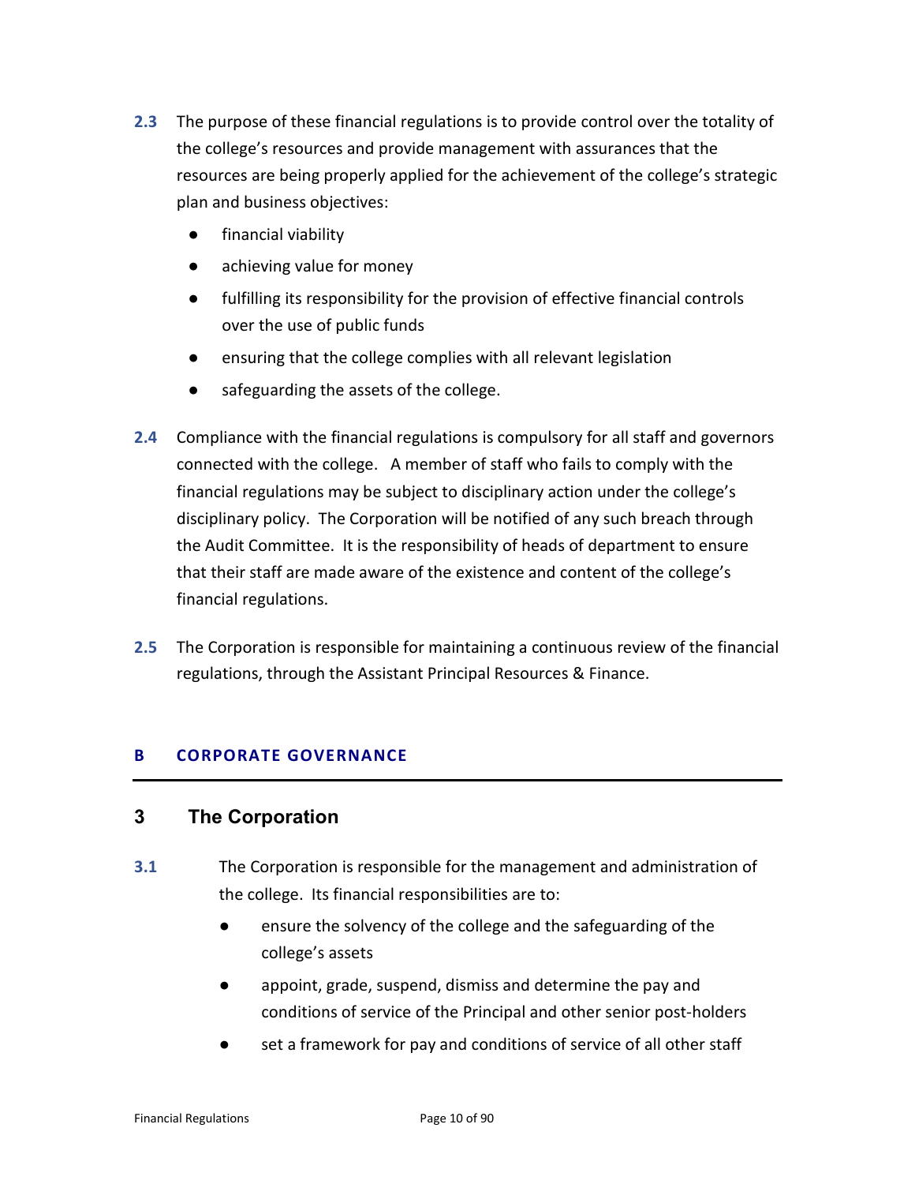**2.3** The purpose of these financial regulations is to provide control over the totality of the college's resources and provide management with assurances that the resources are being properly applied for the achievement of the college's strategic plan and business objectives:

- financial viability
- achieving value for money
- fulfilling its responsibility for the provision of effective financial controls over the use of public funds
- ensuring that the college complies with all relevant legislation
- safeguarding the assets of the college.

**2.4** Compliance with the financial regulations is compulsory for all staff and governors connected with the college. A member of staff who fails to comply with the financial regulations may be subject to disciplinary action under the college's disciplinary policy. The Corporation will be notified of any such breach through the Audit Committee. It is the responsibility of heads of department to ensure that their staff are made aware of the existence and content of the college's financial regulations.

**2.5** The Corporation is responsible for maintaining a continuous review of the financial regulations, through the Assistant Principal Resources & Finance.

## B CORPORATE GOVERNANCE

### 3 The Corporation

**3.1** The Corporation is responsible for the management and administration of the college. Its financial responsibilities are to:

- ensure the solvency of the college and the safeguarding of the college's assets
- appoint, grade, suspend, dismiss and determine the pay and conditions of service of the Principal and other senior post-holders
- set a framework for pay and conditions of service of all other staff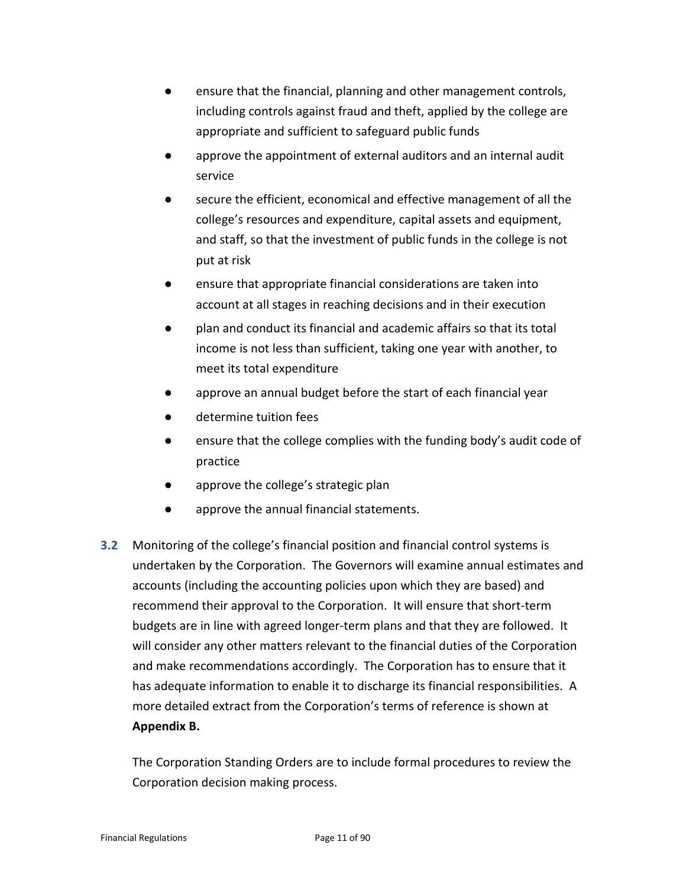- ensure that the financial, planning and other management controls, including controls against fraud and theft, applied by the college are appropriate and sufficient to safeguard public funds
- approve the appointment of external auditors and an internal audit service
- secure the efficient, economical and effective management of all the college's resources and expenditure, capital assets and equipment, and staff, so that the investment of public funds in the college is not put at risk
- ensure that appropriate financial considerations are taken into account at all stages in reaching decisions and in their execution
- plan and conduct its financial and academic affairs so that its total income is not less than sufficient, taking one year with another, to meet its total expenditure
- approve an annual budget before the start of each financial year
- determine tuition fees
- ensure that the college complies with the funding body's audit code of practice
- approve the college's strategic plan
- approve the annual financial statements.

**3.2** Monitoring of the college's financial position and financial control systems is undertaken by the Corporation. The Governors will examine annual estimates and accounts (including the accounting policies upon which they are based) and recommend their approval to the Corporation. It will ensure that short-term budgets are in line with agreed longer-term plans and that they are followed. It will consider any other matters relevant to the financial duties of the Corporation and make recommendations accordingly. The Corporation has to ensure that it has adequate information to enable it to discharge its financial responsibilities. A more detailed extract from the Corporation's terms of reference is shown at **Appendix B.**

The Corporation Standing Orders are to include formal procedures to review the Corporation decision making process.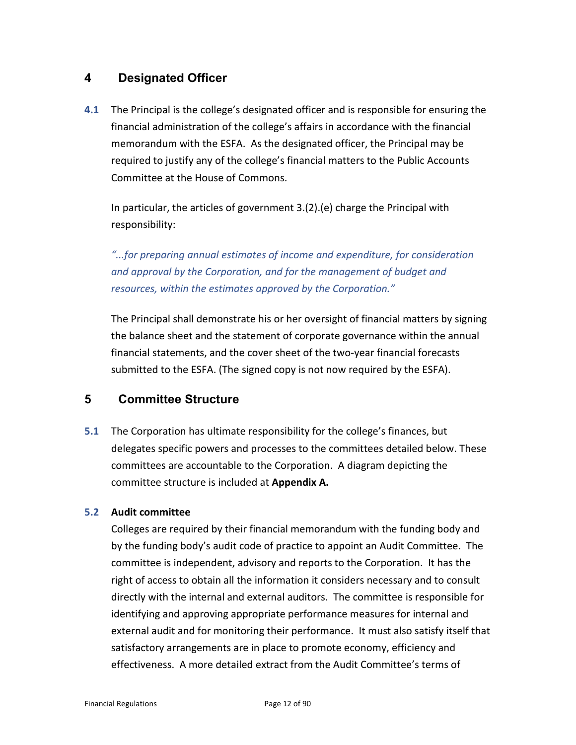## 4 Designated Officer

**4.1** The Principal is the college's designated officer and is responsible for ensuring the financial administration of the college's affairs in accordance with the financial memorandum with the ESFA. As the designated officer, the Principal may be required to justify any of the college's financial matters to the Public Accounts Committee at the House of Commons.

In particular, the articles of government 3.(2).(e) charge the Principal with responsibility:

*"...for preparing annual estimates of income and expenditure, for consideration and approval by the Corporation, and for the management of budget and resources, within the estimates approved by the Corporation."*

The Principal shall demonstrate his or her oversight of financial matters by signing the balance sheet and the statement of corporate governance within the annual financial statements, and the cover sheet of the two-year financial forecasts submitted to the ESFA. (The signed copy is not now required by the ESFA).

## 5 Committee Structure

**5.1** The Corporation has ultimate responsibility for the college's finances, but delegates specific powers and processes to the committees detailed below. These committees are accountable to the Corporation. A diagram depicting the committee structure is included at **Appendix A.**

**5.2 Audit committee**

Colleges are required by their financial memorandum with the funding body and by the funding body's audit code of practice to appoint an Audit Committee. The committee is independent, advisory and reports to the Corporation. It has the right of access to obtain all the information it considers necessary and to consult directly with the internal and external auditors. The committee is responsible for identifying and approving appropriate performance measures for internal and external audit and for monitoring their performance. It must also satisfy itself that satisfactory arrangements are in place to promote economy, efficiency and effectiveness. A more detailed extract from the Audit Committee's terms of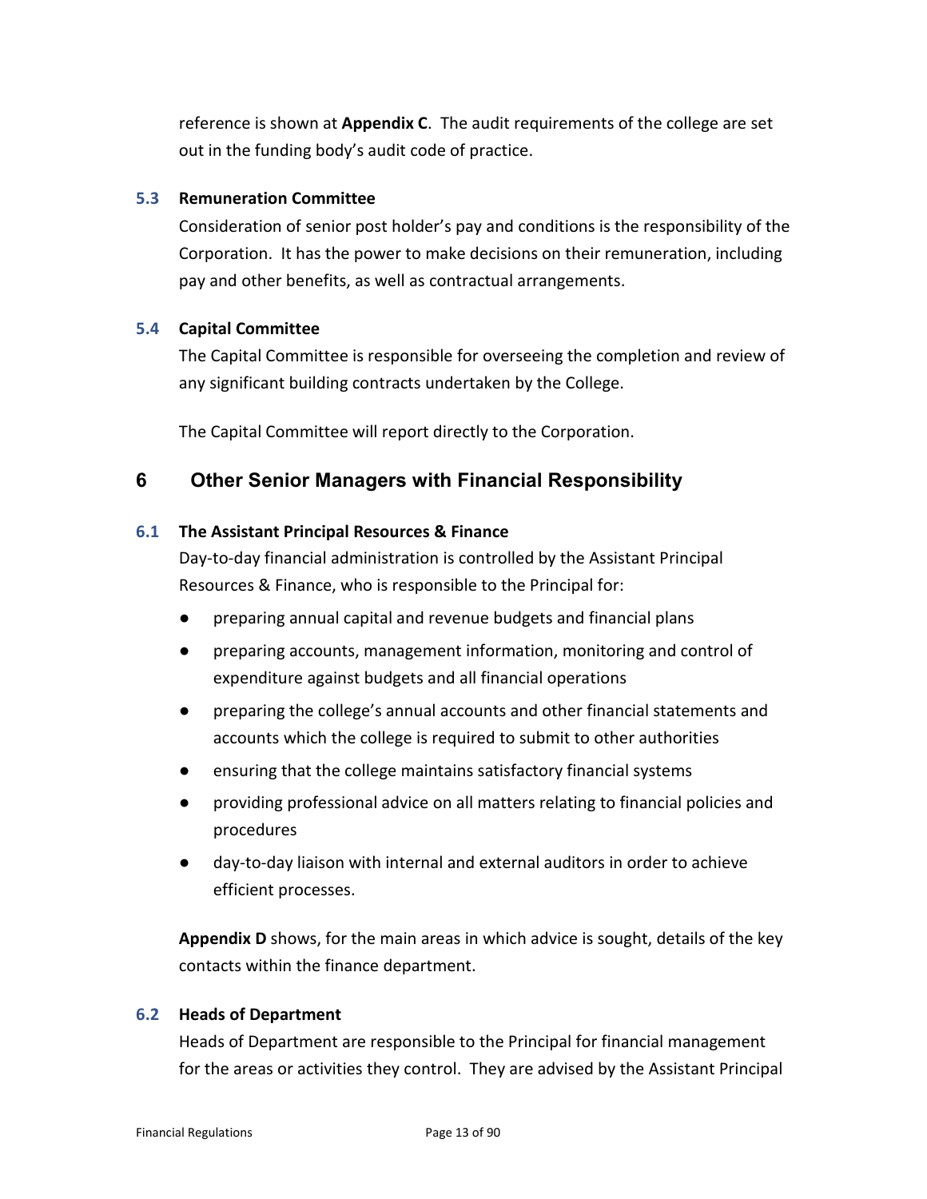reference is shown at **Appendix C**. The audit requirements of the college are set out in the funding body's audit code of practice.

### 5.3 Remuneration Committee

Consideration of senior post holder's pay and conditions is the responsibility of the Corporation. It has the power to make decisions on their remuneration, including pay and other benefits, as well as contractual arrangements.

### 5.4 Capital Committee

The Capital Committee is responsible for overseeing the completion and review of any significant building contracts undertaken by the College.

The Capital Committee will report directly to the Corporation.

## 6 Other Senior Managers with Financial Responsibility

### 6.1 The Assistant Principal Resources & Finance

Day-to-day financial administration is controlled by the Assistant Principal Resources & Finance, who is responsible to the Principal for:

- preparing annual capital and revenue budgets and financial plans
- preparing accounts, management information, monitoring and control of expenditure against budgets and all financial operations
- preparing the college's annual accounts and other financial statements and accounts which the college is required to submit to other authorities
- ensuring that the college maintains satisfactory financial systems
- providing professional advice on all matters relating to financial policies and procedures
- day-to-day liaison with internal and external auditors in order to achieve efficient processes.

**Appendix D** shows, for the main areas in which advice is sought, details of the key contacts within the finance department.

### 6.2 Heads of Department

Heads of Department are responsible to the Principal for financial management for the areas or activities they control. They are advised by the Assistant Principal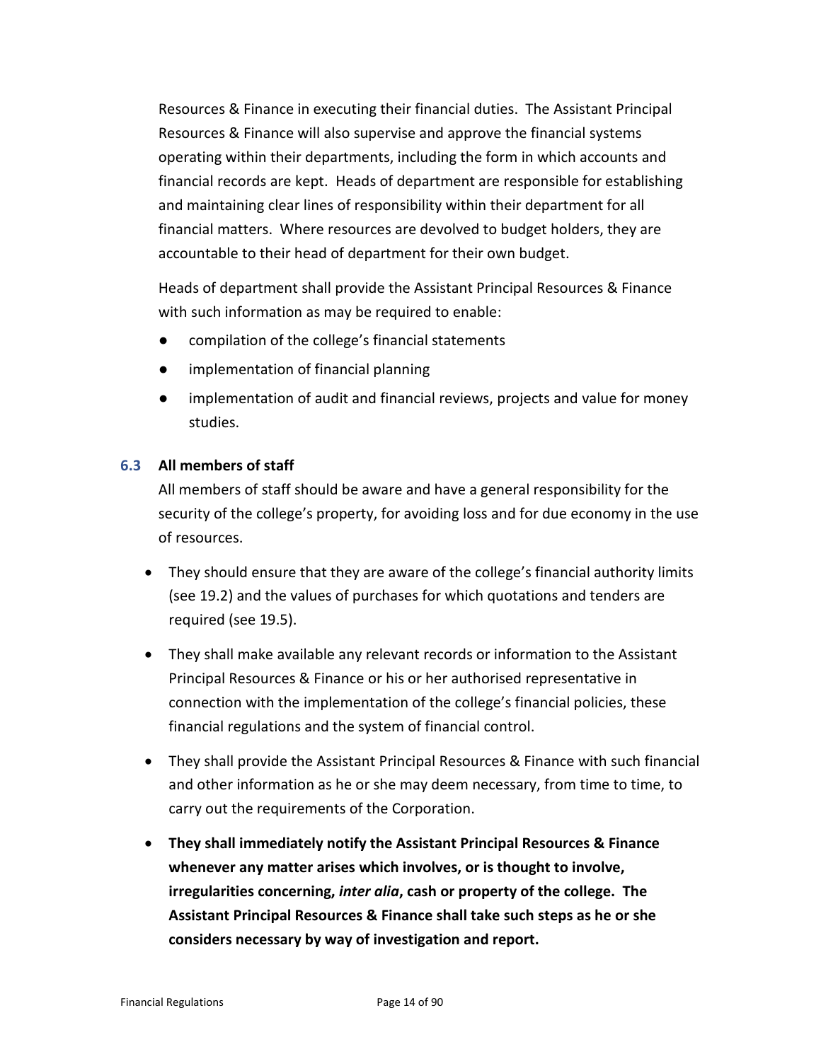Resources & Finance in executing their financial duties. The Assistant Principal Resources & Finance will also supervise and approve the financial systems operating within their departments, including the form in which accounts and financial records are kept. Heads of department are responsible for establishing and maintaining clear lines of responsibility within their department for all financial matters. Where resources are devolved to budget holders, they are accountable to their head of department for their own budget.

Heads of department shall provide the Assistant Principal Resources & Finance with such information as may be required to enable:

- compilation of the college's financial statements
- implementation of financial planning
- implementation of audit and financial reviews, projects and value for money studies.

### 6.3 All members of staff

All members of staff should be aware and have a general responsibility for the security of the college's property, for avoiding loss and for due economy in the use of resources.

- They should ensure that they are aware of the college's financial authority limits (see 19.2) and the values of purchases for which quotations and tenders are required (see 19.5).
- They shall make available any relevant records or information to the Assistant Principal Resources & Finance or his or her authorised representative in connection with the implementation of the college's financial policies, these financial regulations and the system of financial control.
- They shall provide the Assistant Principal Resources & Finance with such financial and other information as he or she may deem necessary, from time to time, to carry out the requirements of the Corporation.
- **They shall immediately notify the Assistant Principal Resources & Finance whenever any matter arises which involves, or is thought to involve, irregularities concerning, *inter alia*, cash or property of the college. The Assistant Principal Resources & Finance shall take such steps as he or she considers necessary by way of investigation and report.**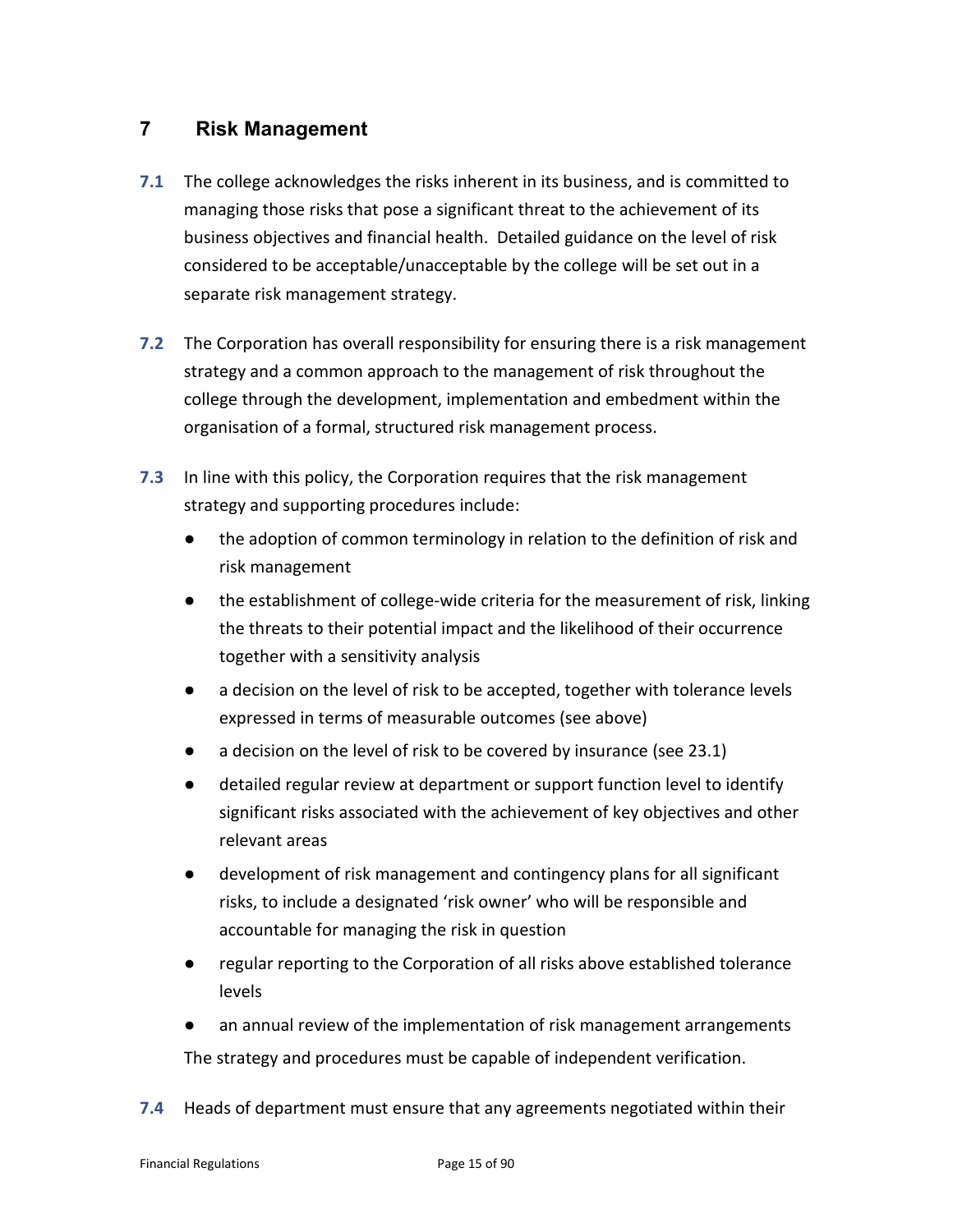## 7 Risk Management

**7.1** The college acknowledges the risks inherent in its business, and is committed to managing those risks that pose a significant threat to the achievement of its business objectives and financial health. Detailed guidance on the level of risk considered to be acceptable/unacceptable by the college will be set out in a separate risk management strategy.

**7.2** The Corporation has overall responsibility for ensuring there is a risk management strategy and a common approach to the management of risk throughout the college through the development, implementation and embedment within the organisation of a formal, structured risk management process.

**7.3** In line with this policy, the Corporation requires that the risk management strategy and supporting procedures include:

- the adoption of common terminology in relation to the definition of risk and risk management
- the establishment of college-wide criteria for the measurement of risk, linking the threats to their potential impact and the likelihood of their occurrence together with a sensitivity analysis
- a decision on the level of risk to be accepted, together with tolerance levels expressed in terms of measurable outcomes (see above)
- a decision on the level of risk to be covered by insurance (see 23.1)
- detailed regular review at department or support function level to identify significant risks associated with the achievement of key objectives and other relevant areas
- development of risk management and contingency plans for all significant risks, to include a designated 'risk owner' who will be responsible and accountable for managing the risk in question
- regular reporting to the Corporation of all risks above established tolerance levels
- an annual review of the implementation of risk management arrangements

The strategy and procedures must be capable of independent verification.

**7.4** Heads of department must ensure that any agreements negotiated within their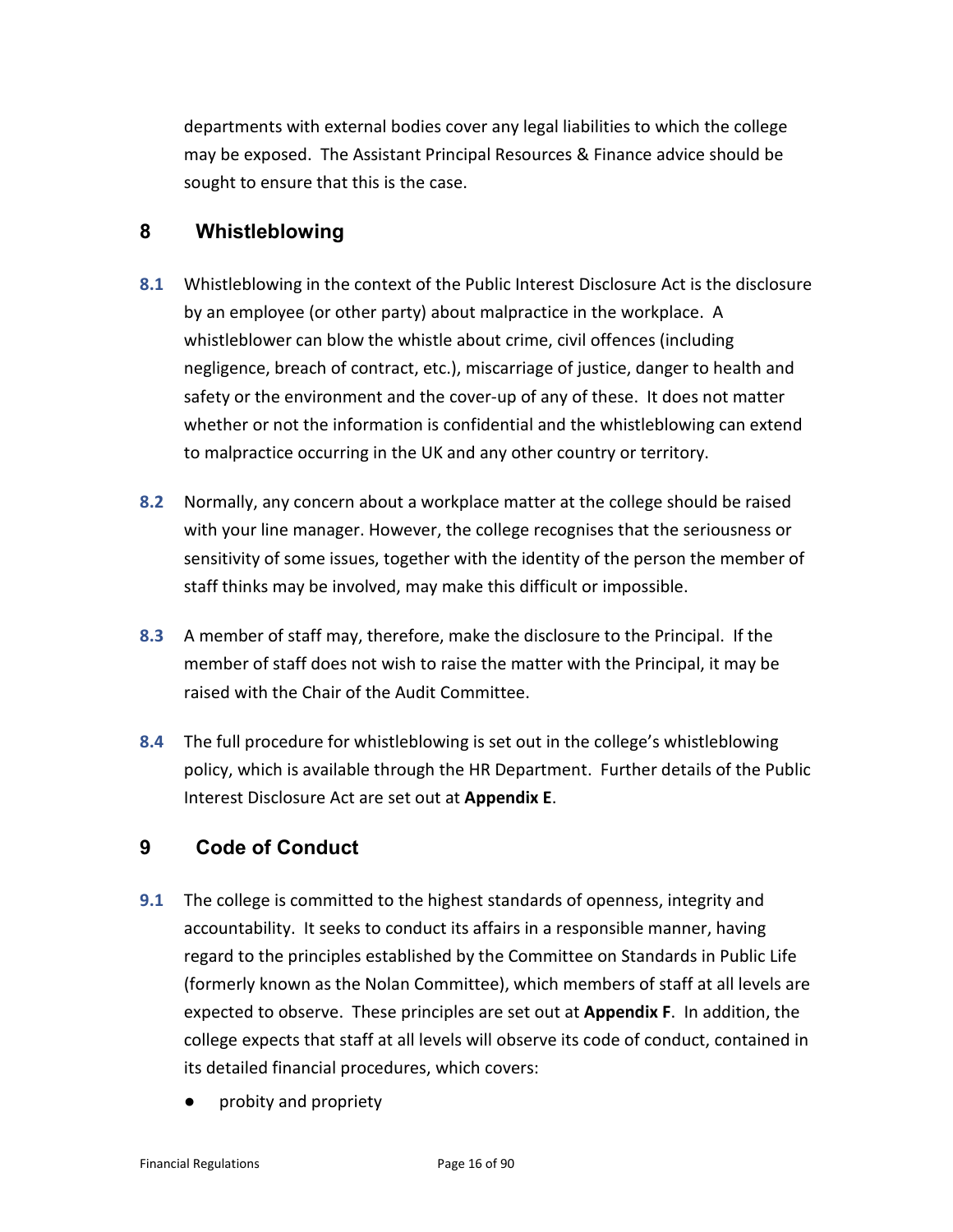departments with external bodies cover any legal liabilities to which the college may be exposed. The Assistant Principal Resources & Finance advice should be sought to ensure that this is the case.

## 8 Whistleblowing

**8.1** Whistleblowing in the context of the Public Interest Disclosure Act is the disclosure by an employee (or other party) about malpractice in the workplace. A whistleblower can blow the whistle about crime, civil offences (including negligence, breach of contract, etc.), miscarriage of justice, danger to health and safety or the environment and the cover-up of any of these. It does not matter whether or not the information is confidential and the whistleblowing can extend to malpractice occurring in the UK and any other country or territory.

**8.2** Normally, any concern about a workplace matter at the college should be raised with your line manager. However, the college recognises that the seriousness or sensitivity of some issues, together with the identity of the person the member of staff thinks may be involved, may make this difficult or impossible.

**8.3** A member of staff may, therefore, make the disclosure to the Principal. If the member of staff does not wish to raise the matter with the Principal, it may be raised with the Chair of the Audit Committee.

**8.4** The full procedure for whistleblowing is set out in the college's whistleblowing policy, which is available through the HR Department. Further details of the Public Interest Disclosure Act are set out at **Appendix E**.

## 9 Code of Conduct

**9.1** The college is committed to the highest standards of openness, integrity and accountability. It seeks to conduct its affairs in a responsible manner, having regard to the principles established by the Committee on Standards in Public Life (formerly known as the Nolan Committee), which members of staff at all levels are expected to observe. These principles are set out at **Appendix F**. In addition, the college expects that staff at all levels will observe its code of conduct, contained in its detailed financial procedures, which covers:

- probity and propriety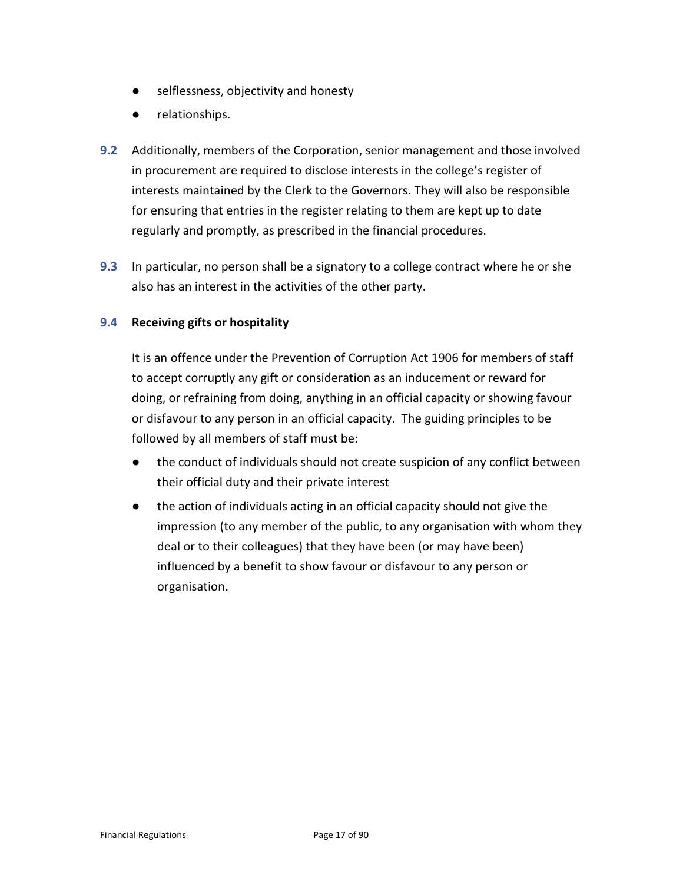- selflessness, objectivity and honesty
- relationships.

**9.2** Additionally, members of the Corporation, senior management and those involved in procurement are required to disclose interests in the college's register of interests maintained by the Clerk to the Governors. They will also be responsible for ensuring that entries in the register relating to them are kept up to date regularly and promptly, as prescribed in the financial procedures.

**9.3** In particular, no person shall be a signatory to a college contract where he or she also has an interest in the activities of the other party.

**9.4 Receiving gifts or hospitality**

It is an offence under the Prevention of Corruption Act 1906 for members of staff to accept corruptly any gift or consideration as an inducement or reward for doing, or refraining from doing, anything in an official capacity or showing favour or disfavour to any person in an official capacity. The guiding principles to be followed by all members of staff must be:

- the conduct of individuals should not create suspicion of any conflict between their official duty and their private interest
- the action of individuals acting in an official capacity should not give the impression (to any member of the public, to any organisation with whom they deal or to their colleagues) that they have been (or may have been) influenced by a benefit to show favour or disfavour to any person or organisation.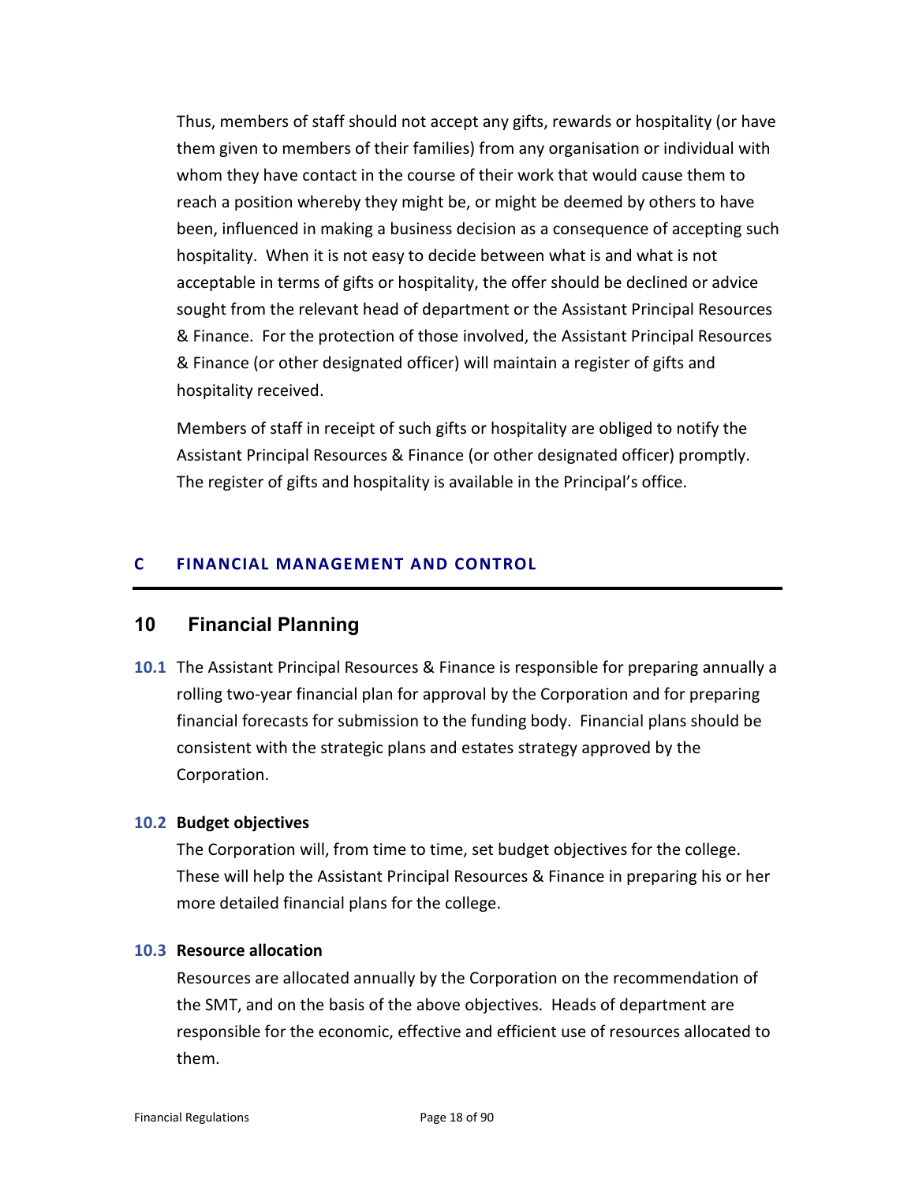Thus, members of staff should not accept any gifts, rewards or hospitality (or have them given to members of their families) from any organisation or individual with whom they have contact in the course of their work that would cause them to reach a position whereby they might be, or might be deemed by others to have been, influenced in making a business decision as a consequence of accepting such hospitality. When it is not easy to decide between what is and what is not acceptable in terms of gifts or hospitality, the offer should be declined or advice sought from the relevant head of department or the Assistant Principal Resources & Finance. For the protection of those involved, the Assistant Principal Resources & Finance (or other designated officer) will maintain a register of gifts and hospitality received.

Members of staff in receipt of such gifts or hospitality are obliged to notify the Assistant Principal Resources & Finance (or other designated officer) promptly. The register of gifts and hospitality is available in the Principal's office.

# C FINANCIAL MANAGEMENT AND CONTROL

## 10 Financial Planning

**10.1** The Assistant Principal Resources & Finance is responsible for preparing annually a rolling two-year financial plan for approval by the Corporation and for preparing financial forecasts for submission to the funding body. Financial plans should be consistent with the strategic plans and estates strategy approved by the Corporation.

### 10.2 Budget objectives

The Corporation will, from time to time, set budget objectives for the college. These will help the Assistant Principal Resources & Finance in preparing his or her more detailed financial plans for the college.

### 10.3 Resource allocation

Resources are allocated annually by the Corporation on the recommendation of the SMT, and on the basis of the above objectives. Heads of department are responsible for the economic, effective and efficient use of resources allocated to them.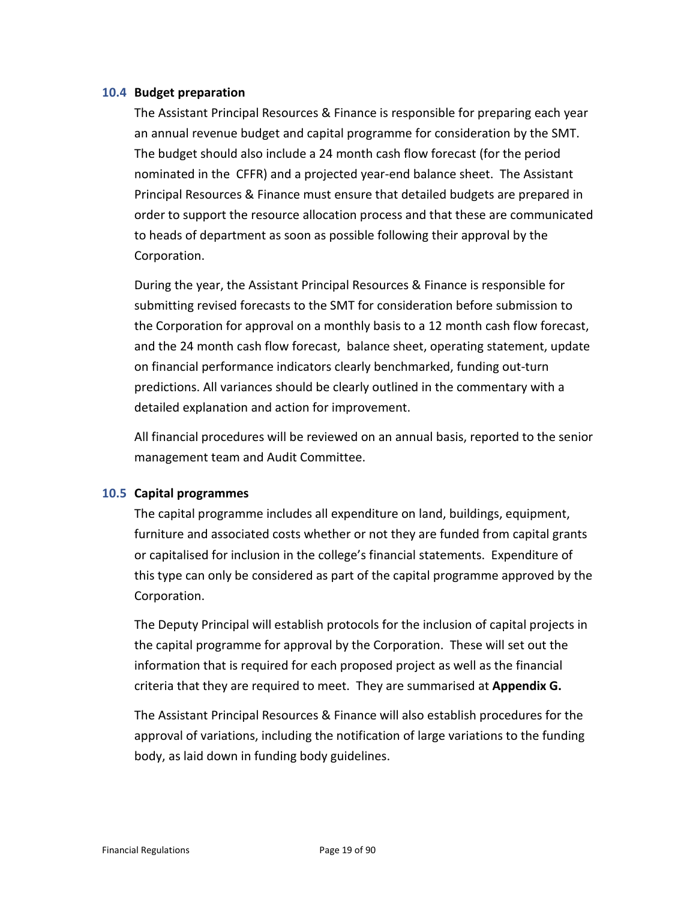### 10.4 Budget preparation

The Assistant Principal Resources & Finance is responsible for preparing each year an annual revenue budget and capital programme for consideration by the SMT. The budget should also include a 24 month cash flow forecast (for the period nominated in the CFFR) and a projected year-end balance sheet. The Assistant Principal Resources & Finance must ensure that detailed budgets are prepared in order to support the resource allocation process and that these are communicated to heads of department as soon as possible following their approval by the Corporation.

During the year, the Assistant Principal Resources & Finance is responsible for submitting revised forecasts to the SMT for consideration before submission to the Corporation for approval on a monthly basis to a 12 month cash flow forecast, and the 24 month cash flow forecast, balance sheet, operating statement, update on financial performance indicators clearly benchmarked, funding out-turn predictions. All variances should be clearly outlined in the commentary with a detailed explanation and action for improvement.

All financial procedures will be reviewed on an annual basis, reported to the senior management team and Audit Committee.

### 10.5 Capital programmes

The capital programme includes all expenditure on land, buildings, equipment, furniture and associated costs whether or not they are funded from capital grants or capitalised for inclusion in the college's financial statements. Expenditure of this type can only be considered as part of the capital programme approved by the Corporation.

The Deputy Principal will establish protocols for the inclusion of capital projects in the capital programme for approval by the Corporation. These will set out the information that is required for each proposed project as well as the financial criteria that they are required to meet. They are summarised at **Appendix G.**

The Assistant Principal Resources & Finance will also establish procedures for the approval of variations, including the notification of large variations to the funding body, as laid down in funding body guidelines.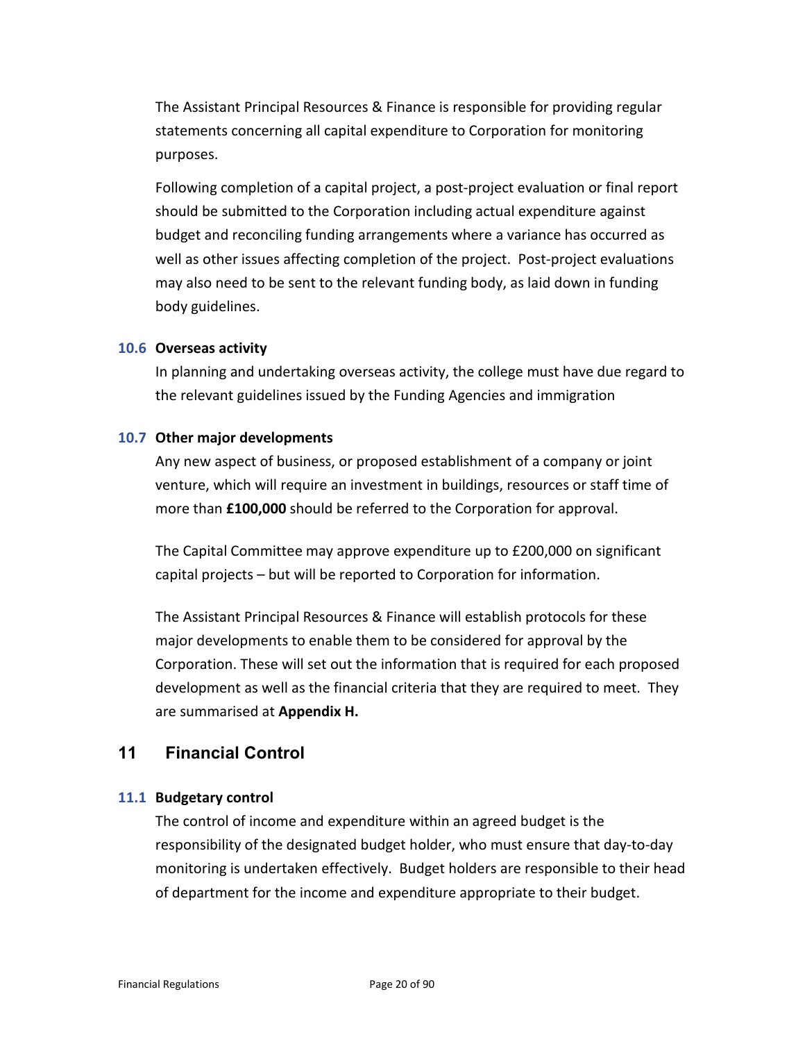The Assistant Principal Resources & Finance is responsible for providing regular statements concerning all capital expenditure to Corporation for monitoring purposes.

Following completion of a capital project, a post-project evaluation or final report should be submitted to the Corporation including actual expenditure against budget and reconciling funding arrangements where a variance has occurred as well as other issues affecting completion of the project. Post-project evaluations may also need to be sent to the relevant funding body, as laid down in funding body guidelines.

### 10.6 Overseas activity

In planning and undertaking overseas activity, the college must have due regard to the relevant guidelines issued by the Funding Agencies and immigration

### 10.7 Other major developments

Any new aspect of business, or proposed establishment of a company or joint venture, which will require an investment in buildings, resources or staff time of more than **£100,000** should be referred to the Corporation for approval.

The Capital Committee may approve expenditure up to £200,000 on significant capital projects – but will be reported to Corporation for information.

The Assistant Principal Resources & Finance will establish protocols for these major developments to enable them to be considered for approval by the Corporation. These will set out the information that is required for each proposed development as well as the financial criteria that they are required to meet. They are summarised at **Appendix H.**

## 11 Financial Control

### 11.1 Budgetary control

The control of income and expenditure within an agreed budget is the responsibility of the designated budget holder, who must ensure that day-to-day monitoring is undertaken effectively. Budget holders are responsible to their head of department for the income and expenditure appropriate to their budget.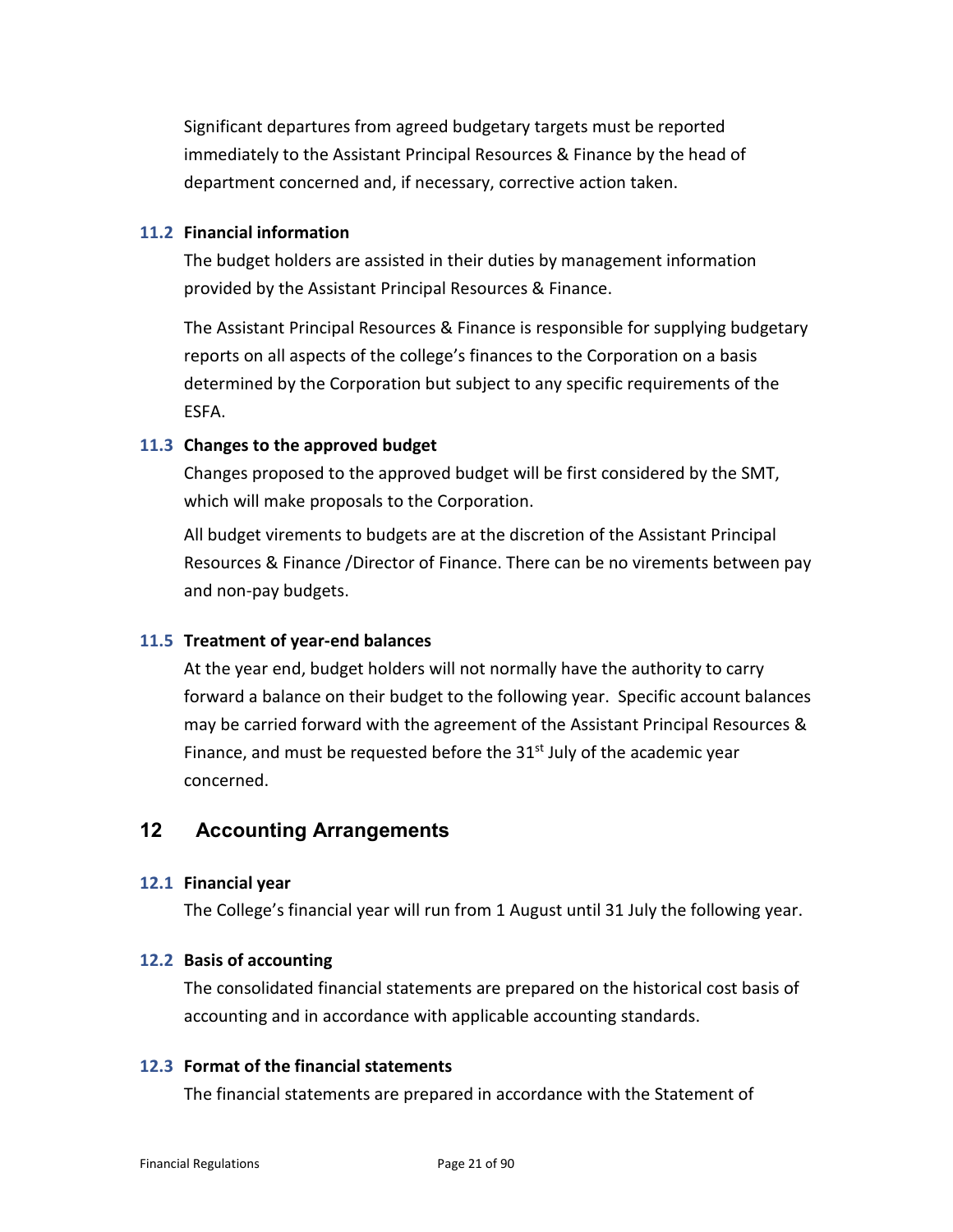Significant departures from agreed budgetary targets must be reported immediately to the Assistant Principal Resources & Finance by the head of department concerned and, if necessary, corrective action taken.

### 11.2 Financial information

The budget holders are assisted in their duties by management information provided by the Assistant Principal Resources & Finance.

The Assistant Principal Resources & Finance is responsible for supplying budgetary reports on all aspects of the college's finances to the Corporation on a basis determined by the Corporation but subject to any specific requirements of the ESFA.

### 11.3 Changes to the approved budget

Changes proposed to the approved budget will be first considered by the SMT, which will make proposals to the Corporation.

All budget virements to budgets are at the discretion of the Assistant Principal Resources & Finance /Director of Finance. There can be no virements between pay and non-pay budgets.

### 11.5 Treatment of year-end balances

At the year end, budget holders will not normally have the authority to carry forward a balance on their budget to the following year. Specific account balances may be carried forward with the agreement of the Assistant Principal Resources & Finance, and must be requested before the 31st July of the academic year concerned.

## 12 Accounting Arrangements

### 12.1 Financial year

The College's financial year will run from 1 August until 31 July the following year.

### 12.2 Basis of accounting

The consolidated financial statements are prepared on the historical cost basis of accounting and in accordance with applicable accounting standards.

### 12.3 Format of the financial statements

The financial statements are prepared in accordance with the Statement of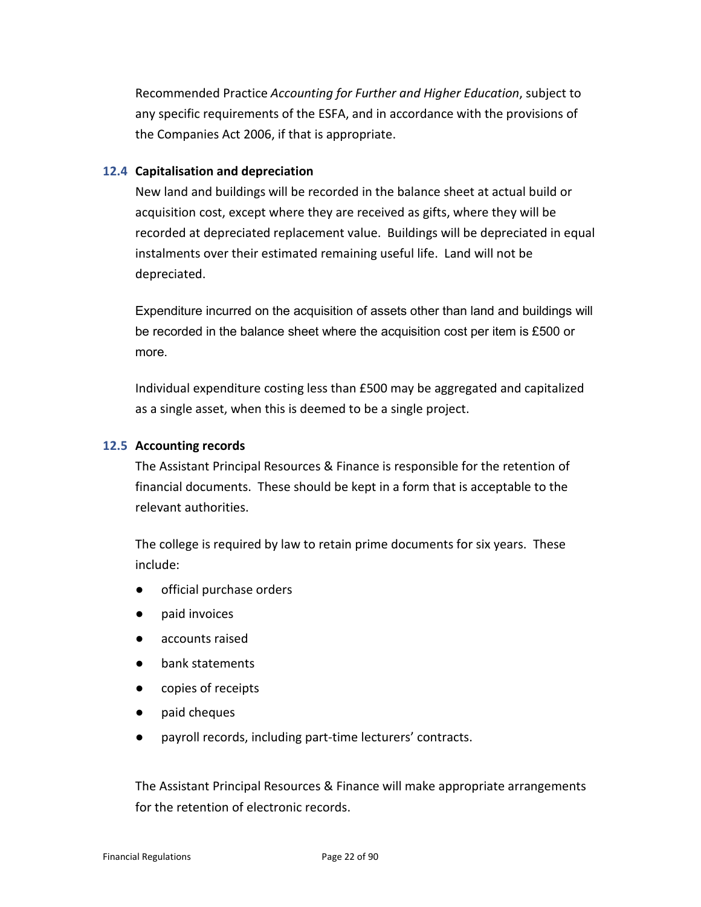Recommended Practice *Accounting for Further and Higher Education*, subject to any specific requirements of the ESFA, and in accordance with the provisions of the Companies Act 2006, if that is appropriate.

### 12.4 Capitalisation and depreciation

New land and buildings will be recorded in the balance sheet at actual build or acquisition cost, except where they are received as gifts, where they will be recorded at depreciated replacement value. Buildings will be depreciated in equal instalments over their estimated remaining useful life. Land will not be depreciated.

Expenditure incurred on the acquisition of assets other than land and buildings will be recorded in the balance sheet where the acquisition cost per item is £500 or more.

Individual expenditure costing less than £500 may be aggregated and capitalized as a single asset, when this is deemed to be a single project.

### 12.5 Accounting records

The Assistant Principal Resources & Finance is responsible for the retention of financial documents. These should be kept in a form that is acceptable to the relevant authorities.

The college is required by law to retain prime documents for six years. These include:

- official purchase orders
- paid invoices
- accounts raised
- bank statements
- copies of receipts
- paid cheques
- payroll records, including part-time lecturers' contracts.

The Assistant Principal Resources & Finance will make appropriate arrangements for the retention of electronic records.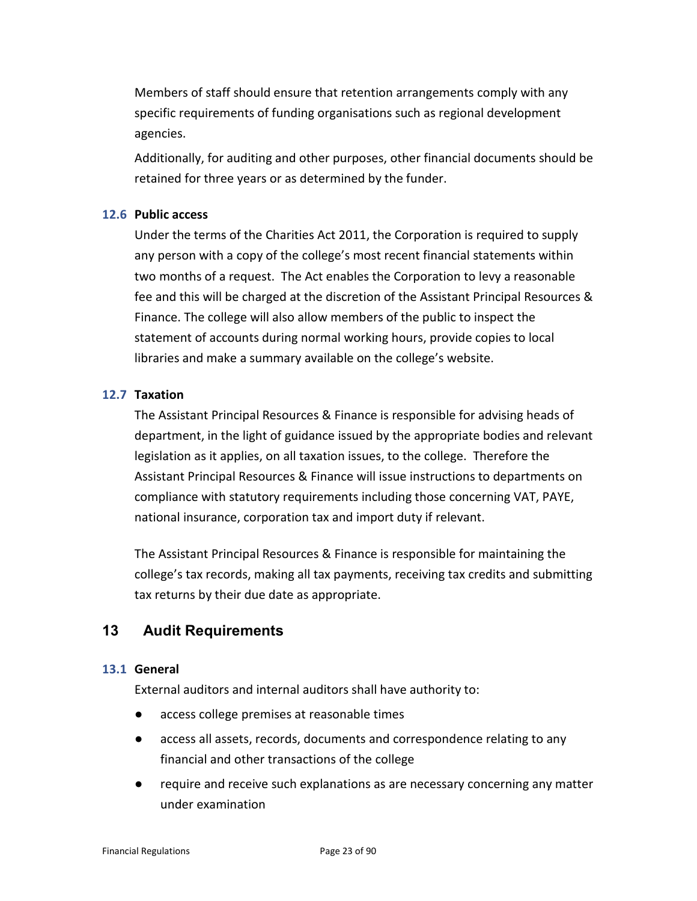Members of staff should ensure that retention arrangements comply with any specific requirements of funding organisations such as regional development agencies.

Additionally, for auditing and other purposes, other financial documents should be retained for three years or as determined by the funder.

### 12.6 Public access

Under the terms of the Charities Act 2011, the Corporation is required to supply any person with a copy of the college's most recent financial statements within two months of a request. The Act enables the Corporation to levy a reasonable fee and this will be charged at the discretion of the Assistant Principal Resources & Finance. The college will also allow members of the public to inspect the statement of accounts during normal working hours, provide copies to local libraries and make a summary available on the college's website.

### 12.7 Taxation

The Assistant Principal Resources & Finance is responsible for advising heads of department, in the light of guidance issued by the appropriate bodies and relevant legislation as it applies, on all taxation issues, to the college. Therefore the Assistant Principal Resources & Finance will issue instructions to departments on compliance with statutory requirements including those concerning VAT, PAYE, national insurance, corporation tax and import duty if relevant.

The Assistant Principal Resources & Finance is responsible for maintaining the college's tax records, making all tax payments, receiving tax credits and submitting tax returns by their due date as appropriate.

## 13 Audit Requirements

### 13.1 General

External auditors and internal auditors shall have authority to:

- access college premises at reasonable times
- access all assets, records, documents and correspondence relating to any financial and other transactions of the college
- require and receive such explanations as are necessary concerning any matter under examination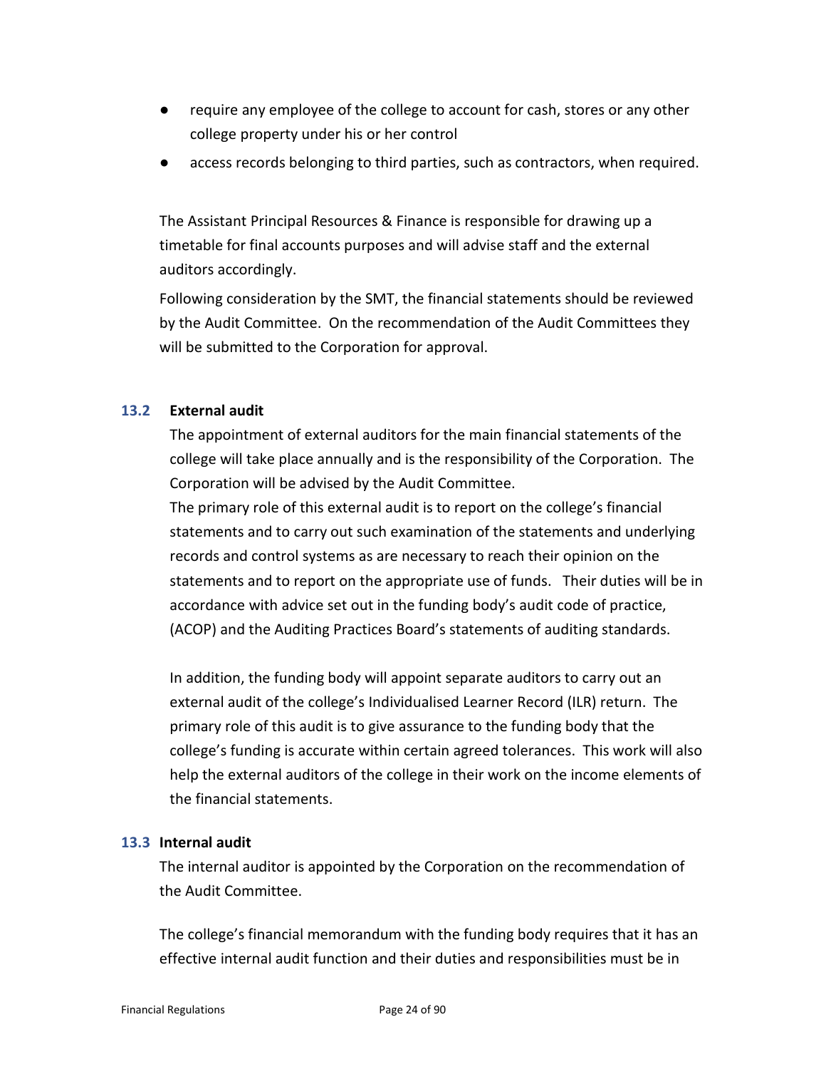- require any employee of the college to account for cash, stores or any other college property under his or her control
- access records belonging to third parties, such as contractors, when required.

The Assistant Principal Resources & Finance is responsible for drawing up a timetable for final accounts purposes and will advise staff and the external auditors accordingly.

Following consideration by the SMT, the financial statements should be reviewed by the Audit Committee. On the recommendation of the Audit Committees they will be submitted to the Corporation for approval.

### 13.2 External audit

The appointment of external auditors for the main financial statements of the college will take place annually and is the responsibility of the Corporation. The Corporation will be advised by the Audit Committee.

The primary role of this external audit is to report on the college's financial statements and to carry out such examination of the statements and underlying records and control systems as are necessary to reach their opinion on the statements and to report on the appropriate use of funds. Their duties will be in accordance with advice set out in the funding body's audit code of practice, (ACOP) and the Auditing Practices Board's statements of auditing standards.

In addition, the funding body will appoint separate auditors to carry out an external audit of the college's Individualised Learner Record (ILR) return. The primary role of this audit is to give assurance to the funding body that the college's funding is accurate within certain agreed tolerances. This work will also help the external auditors of the college in their work on the income elements of the financial statements.

### 13.3 Internal audit

The internal auditor is appointed by the Corporation on the recommendation of the Audit Committee.

The college's financial memorandum with the funding body requires that it has an effective internal audit function and their duties and responsibilities must be in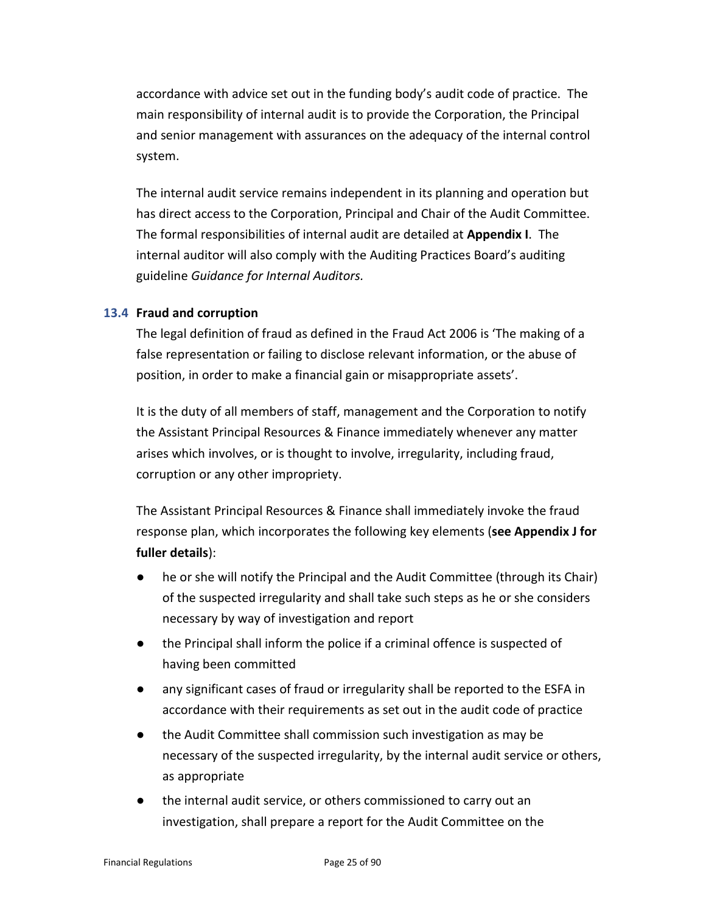accordance with advice set out in the funding body's audit code of practice. The main responsibility of internal audit is to provide the Corporation, the Principal and senior management with assurances on the adequacy of the internal control system.

The internal audit service remains independent in its planning and operation but has direct access to the Corporation, Principal and Chair of the Audit Committee. The formal responsibilities of internal audit are detailed at **Appendix I**. The internal auditor will also comply with the Auditing Practices Board's auditing guideline *Guidance for Internal Auditors.*

### 13.4 Fraud and corruption

The legal definition of fraud as defined in the Fraud Act 2006 is 'The making of a false representation or failing to disclose relevant information, or the abuse of position, in order to make a financial gain or misappropriate assets'.

It is the duty of all members of staff, management and the Corporation to notify the Assistant Principal Resources & Finance immediately whenever any matter arises which involves, or is thought to involve, irregularity, including fraud, corruption or any other impropriety.

The Assistant Principal Resources & Finance shall immediately invoke the fraud response plan, which incorporates the following key elements (**see Appendix J for fuller details**):

- he or she will notify the Principal and the Audit Committee (through its Chair) of the suspected irregularity and shall take such steps as he or she considers necessary by way of investigation and report
- the Principal shall inform the police if a criminal offence is suspected of having been committed
- any significant cases of fraud or irregularity shall be reported to the ESFA in accordance with their requirements as set out in the audit code of practice
- the Audit Committee shall commission such investigation as may be necessary of the suspected irregularity, by the internal audit service or others, as appropriate
- the internal audit service, or others commissioned to carry out an investigation, shall prepare a report for the Audit Committee on the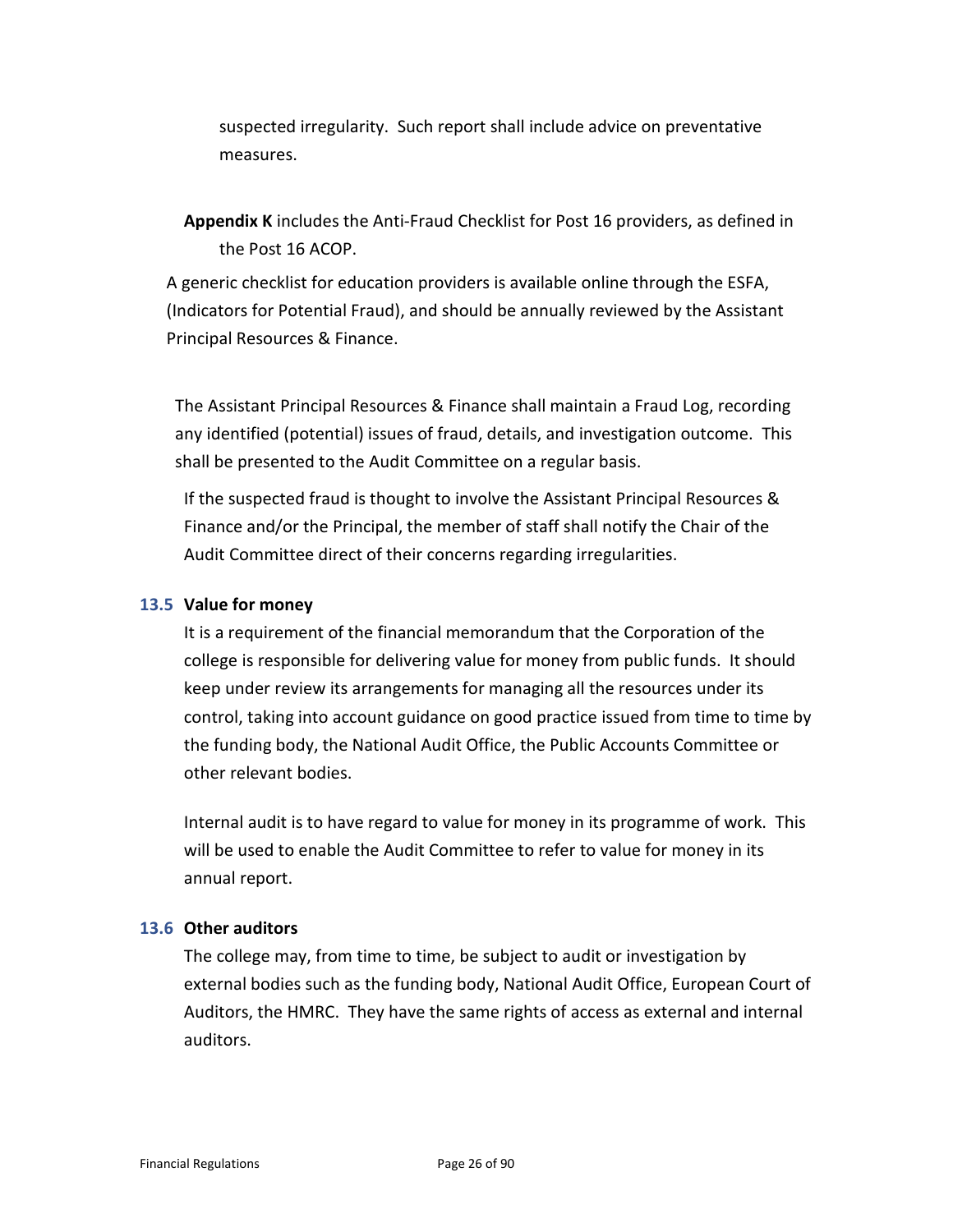suspected irregularity. Such report shall include advice on preventative measures.

**Appendix K** includes the Anti-Fraud Checklist for Post 16 providers, as defined in the Post 16 ACOP.

A generic checklist for education providers is available online through the ESFA, (Indicators for Potential Fraud), and should be annually reviewed by the Assistant Principal Resources & Finance.

The Assistant Principal Resources & Finance shall maintain a Fraud Log, recording any identified (potential) issues of fraud, details, and investigation outcome. This shall be presented to the Audit Committee on a regular basis.

If the suspected fraud is thought to involve the Assistant Principal Resources & Finance and/or the Principal, the member of staff shall notify the Chair of the Audit Committee direct of their concerns regarding irregularities.

### 13.5 Value for money

It is a requirement of the financial memorandum that the Corporation of the college is responsible for delivering value for money from public funds. It should keep under review its arrangements for managing all the resources under its control, taking into account guidance on good practice issued from time to time by the funding body, the National Audit Office, the Public Accounts Committee or other relevant bodies.

Internal audit is to have regard to value for money in its programme of work. This will be used to enable the Audit Committee to refer to value for money in its annual report.

### 13.6 Other auditors

The college may, from time to time, be subject to audit or investigation by external bodies such as the funding body, National Audit Office, European Court of Auditors, the HMRC. They have the same rights of access as external and internal auditors.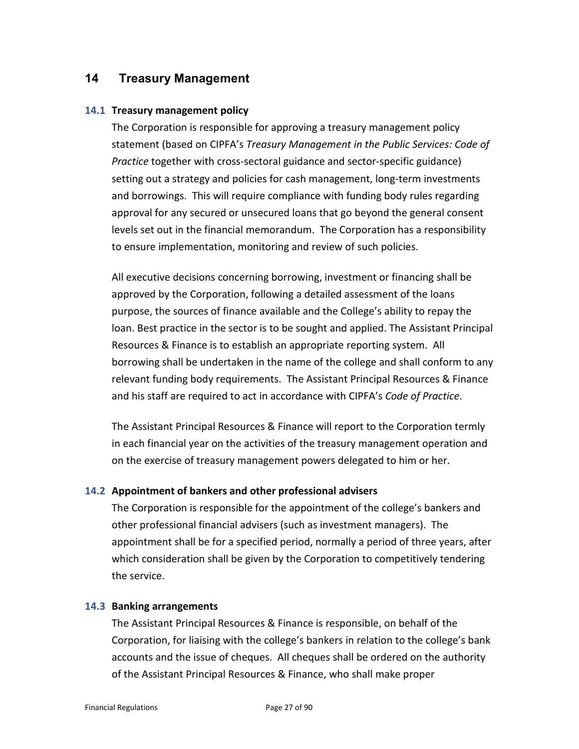## 14 Treasury Management

### 14.1 Treasury management policy

The Corporation is responsible for approving a treasury management policy statement (based on CIPFA's *Treasury Management in the Public Services: Code of Practice* together with cross-sectoral guidance and sector-specific guidance) setting out a strategy and policies for cash management, long-term investments and borrowings. This will require compliance with funding body rules regarding approval for any secured or unsecured loans that go beyond the general consent levels set out in the financial memorandum. The Corporation has a responsibility to ensure implementation, monitoring and review of such policies.

All executive decisions concerning borrowing, investment or financing shall be approved by the Corporation, following a detailed assessment of the loans purpose, the sources of finance available and the College's ability to repay the loan. Best practice in the sector is to be sought and applied. The Assistant Principal Resources & Finance is to establish an appropriate reporting system. All borrowing shall be undertaken in the name of the college and shall conform to any relevant funding body requirements. The Assistant Principal Resources & Finance and his staff are required to act in accordance with CIPFA's *Code of Practice*.

The Assistant Principal Resources & Finance will report to the Corporation termly in each financial year on the activities of the treasury management operation and on the exercise of treasury management powers delegated to him or her.

### 14.2 Appointment of bankers and other professional advisers

The Corporation is responsible for the appointment of the college's bankers and other professional financial advisers (such as investment managers). The appointment shall be for a specified period, normally a period of three years, after which consideration shall be given by the Corporation to competitively tendering the service.

### 14.3 Banking arrangements

The Assistant Principal Resources & Finance is responsible, on behalf of the Corporation, for liaising with the college's bankers in relation to the college's bank accounts and the issue of cheques. All cheques shall be ordered on the authority of the Assistant Principal Resources & Finance, who shall make proper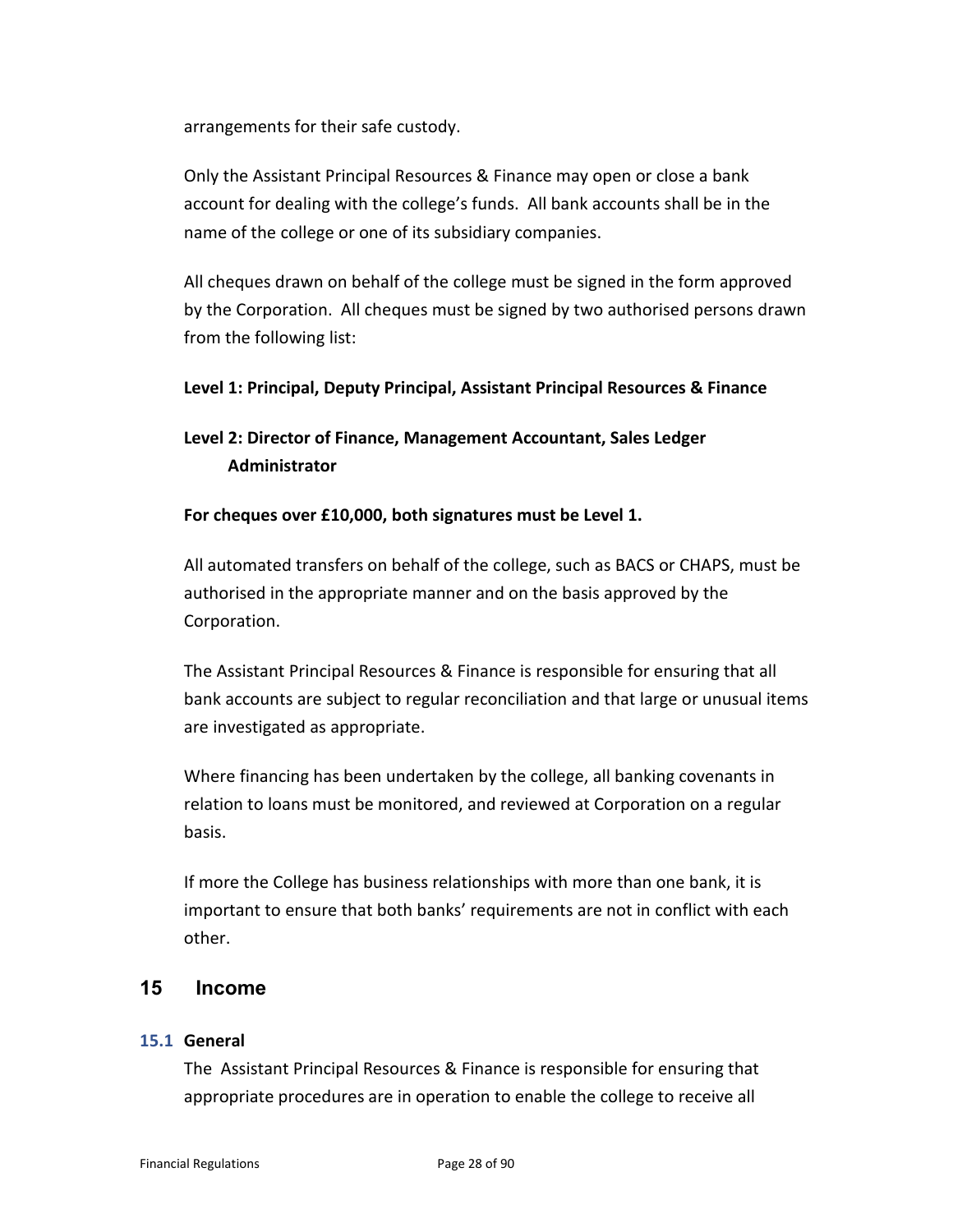arrangements for their safe custody.

Only the Assistant Principal Resources & Finance may open or close a bank account for dealing with the college's funds. All bank accounts shall be in the name of the college or one of its subsidiary companies.

All cheques drawn on behalf of the college must be signed in the form approved by the Corporation. All cheques must be signed by two authorised persons drawn from the following list:

**Level 1: Principal, Deputy Principal, Assistant Principal Resources & Finance**

**Level 2: Director of Finance, Management Accountant, Sales Ledger Administrator**

**For cheques over £10,000, both signatures must be Level 1.**

All automated transfers on behalf of the college, such as BACS or CHAPS, must be authorised in the appropriate manner and on the basis approved by the Corporation.

The Assistant Principal Resources & Finance is responsible for ensuring that all bank accounts are subject to regular reconciliation and that large or unusual items are investigated as appropriate.

Where financing has been undertaken by the college, all banking covenants in relation to loans must be monitored, and reviewed at Corporation on a regular basis.

If more the College has business relationships with more than one bank, it is important to ensure that both banks' requirements are not in conflict with each other.

# 15 Income

## 15.1 General

The Assistant Principal Resources & Finance is responsible for ensuring that appropriate procedures are in operation to enable the college to receive all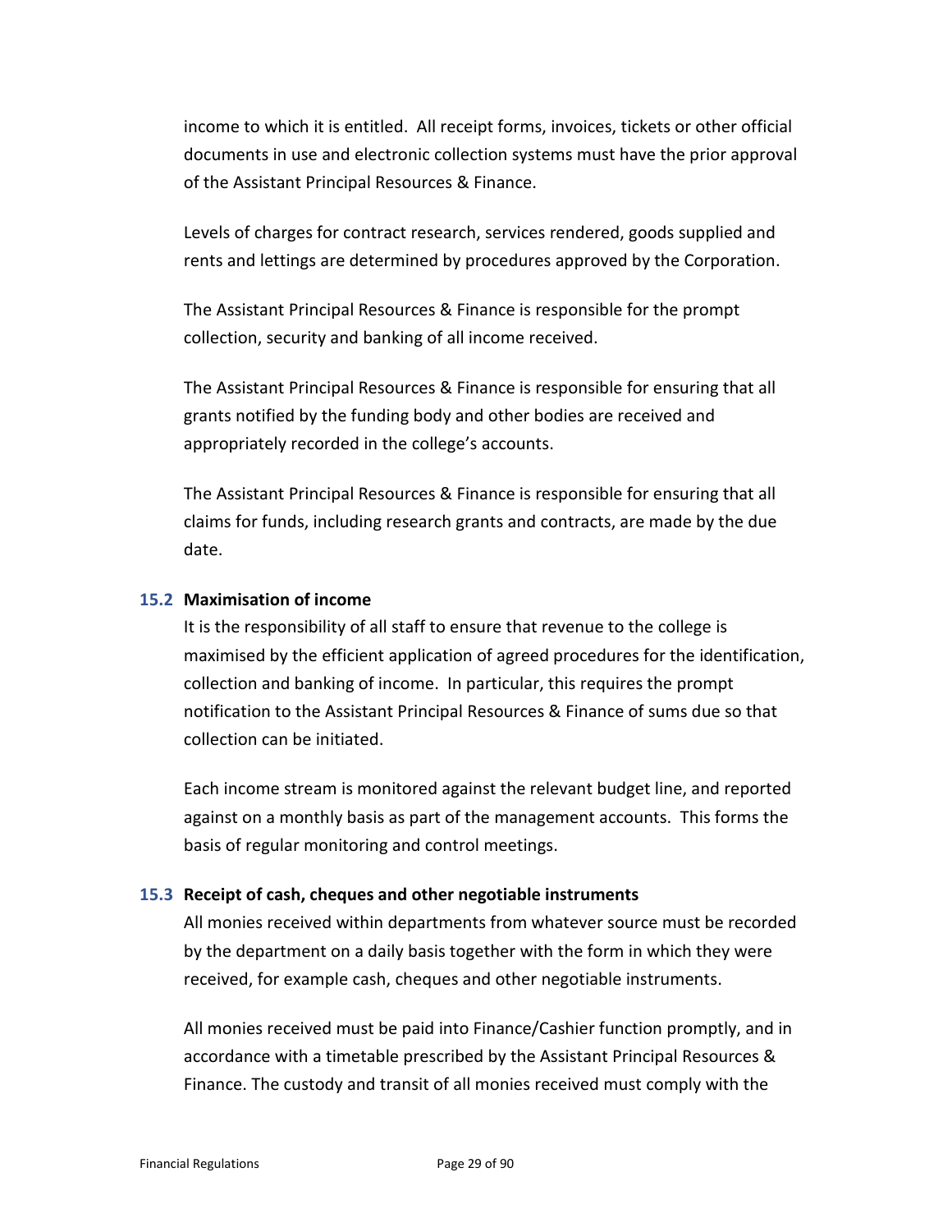income to which it is entitled. All receipt forms, invoices, tickets or other official documents in use and electronic collection systems must have the prior approval of the Assistant Principal Resources & Finance.

Levels of charges for contract research, services rendered, goods supplied and rents and lettings are determined by procedures approved by the Corporation.

The Assistant Principal Resources & Finance is responsible for the prompt collection, security and banking of all income received.

The Assistant Principal Resources & Finance is responsible for ensuring that all grants notified by the funding body and other bodies are received and appropriately recorded in the college's accounts.

The Assistant Principal Resources & Finance is responsible for ensuring that all claims for funds, including research grants and contracts, are made by the due date.

### 15.2 Maximisation of income

It is the responsibility of all staff to ensure that revenue to the college is maximised by the efficient application of agreed procedures for the identification, collection and banking of income. In particular, this requires the prompt notification to the Assistant Principal Resources & Finance of sums due so that collection can be initiated.

Each income stream is monitored against the relevant budget line, and reported against on a monthly basis as part of the management accounts. This forms the basis of regular monitoring and control meetings.

### 15.3 Receipt of cash, cheques and other negotiable instruments

All monies received within departments from whatever source must be recorded by the department on a daily basis together with the form in which they were received, for example cash, cheques and other negotiable instruments.

All monies received must be paid into Finance/Cashier function promptly, and in accordance with a timetable prescribed by the Assistant Principal Resources & Finance. The custody and transit of all monies received must comply with the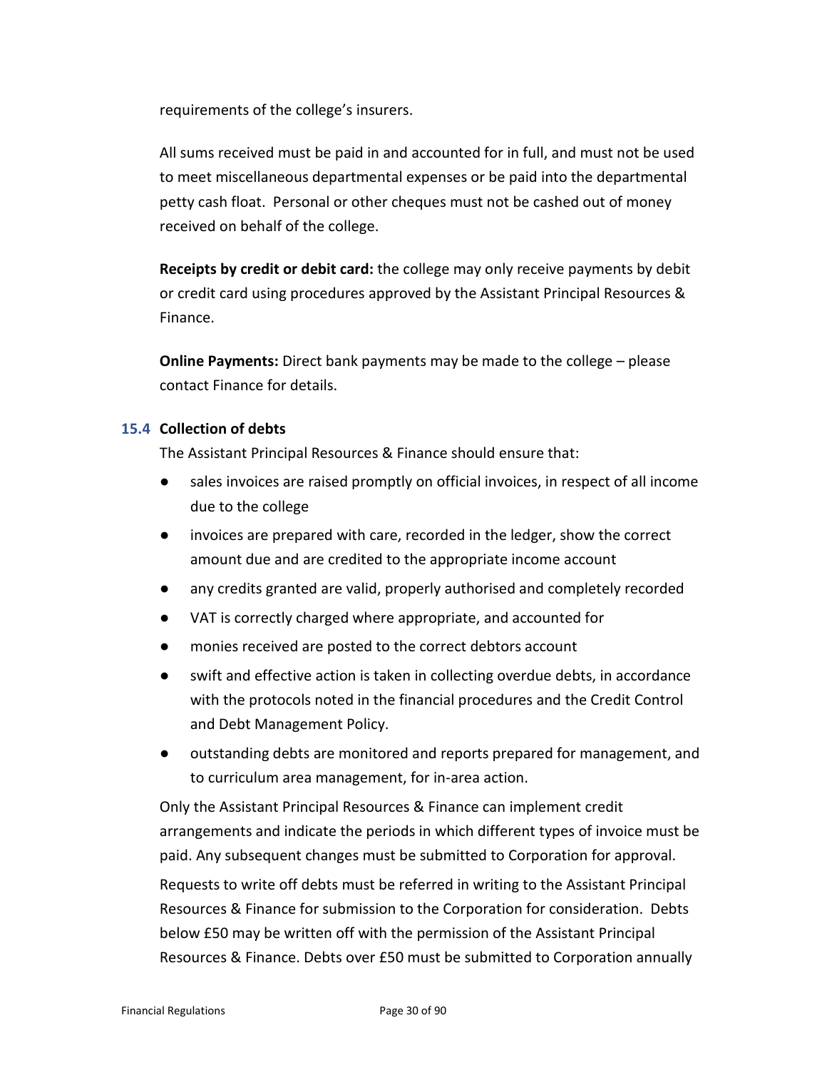requirements of the college's insurers.

All sums received must be paid in and accounted for in full, and must not be used to meet miscellaneous departmental expenses or be paid into the departmental petty cash float. Personal or other cheques must not be cashed out of money received on behalf of the college.

**Receipts by credit or debit card:** the college may only receive payments by debit or credit card using procedures approved by the Assistant Principal Resources & Finance.

**Online Payments:** Direct bank payments may be made to the college – please contact Finance for details.

### 15.4 Collection of debts

The Assistant Principal Resources & Finance should ensure that:

- sales invoices are raised promptly on official invoices, in respect of all income due to the college
- invoices are prepared with care, recorded in the ledger, show the correct amount due and are credited to the appropriate income account
- any credits granted are valid, properly authorised and completely recorded
- VAT is correctly charged where appropriate, and accounted for
- monies received are posted to the correct debtors account
- swift and effective action is taken in collecting overdue debts, in accordance with the protocols noted in the financial procedures and the Credit Control and Debt Management Policy.
- outstanding debts are monitored and reports prepared for management, and to curriculum area management, for in-area action.

Only the Assistant Principal Resources & Finance can implement credit arrangements and indicate the periods in which different types of invoice must be paid. Any subsequent changes must be submitted to Corporation for approval.

Requests to write off debts must be referred in writing to the Assistant Principal Resources & Finance for submission to the Corporation for consideration. Debts below £50 may be written off with the permission of the Assistant Principal Resources & Finance. Debts over £50 must be submitted to Corporation annually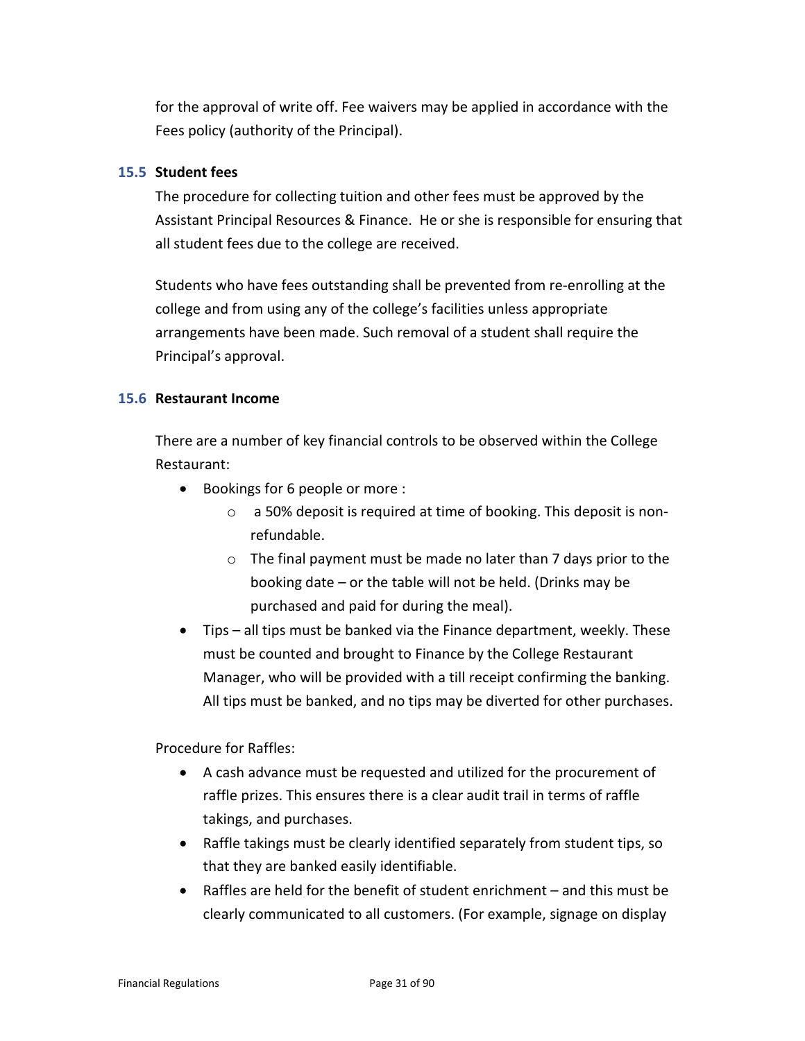for the approval of write off. Fee waivers may be applied in accordance with the Fees policy (authority of the Principal).

### 15.5 Student fees

The procedure for collecting tuition and other fees must be approved by the Assistant Principal Resources & Finance. He or she is responsible for ensuring that all student fees due to the college are received.

Students who have fees outstanding shall be prevented from re-enrolling at the college and from using any of the college's facilities unless appropriate arrangements have been made. Such removal of a student shall require the Principal's approval.

### 15.6 Restaurant Income

There are a number of key financial controls to be observed within the College Restaurant:

- Bookings for 6 people or more :
    - a 50% deposit is required at time of booking. This deposit is non-refundable.
    - The final payment must be made no later than 7 days prior to the booking date – or the table will not be held. (Drinks may be purchased and paid for during the meal).
- Tips – all tips must be banked via the Finance department, weekly. These must be counted and brought to Finance by the College Restaurant Manager, who will be provided with a till receipt confirming the banking. All tips must be banked, and no tips may be diverted for other purchases.

Procedure for Raffles:

- A cash advance must be requested and utilized for the procurement of raffle prizes. This ensures there is a clear audit trail in terms of raffle takings, and purchases.
- Raffle takings must be clearly identified separately from student tips, so that they are banked easily identifiable.
- Raffles are held for the benefit of student enrichment – and this must be clearly communicated to all customers. (For example, signage on display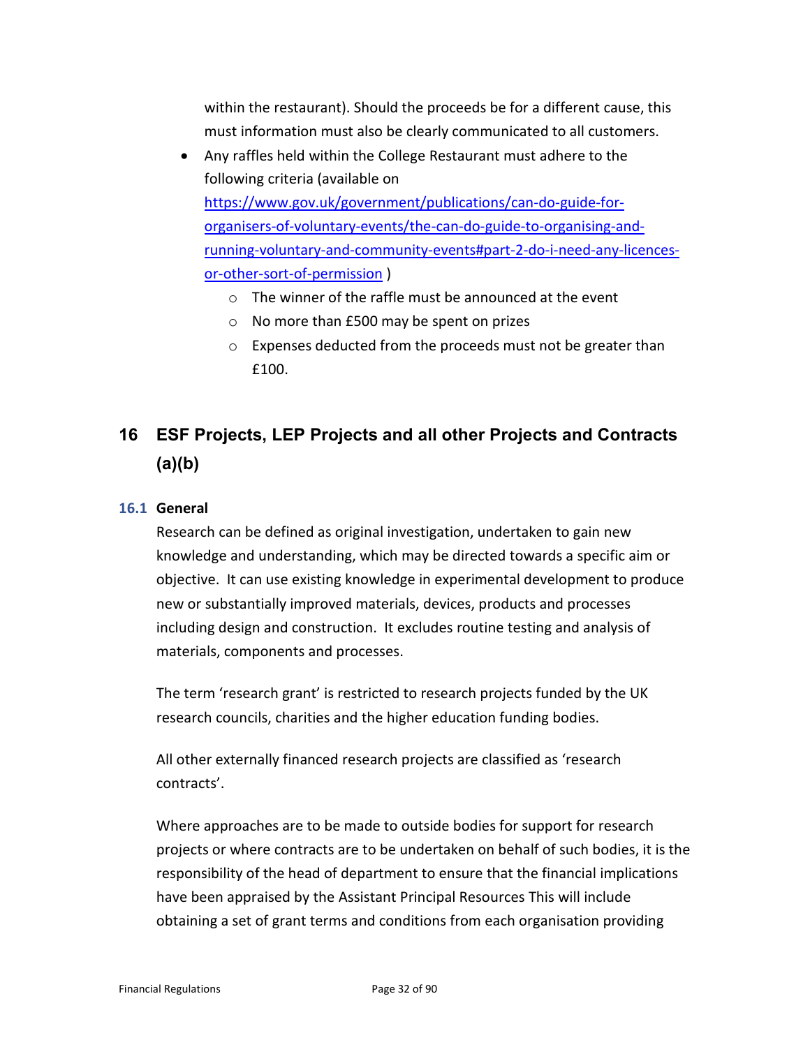within the restaurant). Should the proceeds be for a different cause, this must information must also be clearly communicated to all customers.

- Any raffles held within the College Restaurant must adhere to the following criteria (available on [https://www.gov.uk/government/publications/can-do-guide-for-organisers-of-voluntary-events/the-can-do-guide-to-organising-and-running-voluntary-and-community-events#part-2-do-i-need-any-licences-or-other-sort-of-permission](https://www.gov.uk/government/publications/can-do-guide-for-organisers-of-voluntary-events/the-can-do-guide-to-organising-and-running-voluntary-and-community-events#part-2-do-i-need-any-licences-or-other-sort-of-permission) )
  - The winner of the raffle must be announced at the event
  - No more than £500 may be spent on prizes
  - Expenses deducted from the proceeds must not be greater than £100.

# 16 ESF Projects, LEP Projects and all other Projects and Contracts (a)(b)

## 16.1 General

Research can be defined as original investigation, undertaken to gain new knowledge and understanding, which may be directed towards a specific aim or objective. It can use existing knowledge in experimental development to produce new or substantially improved materials, devices, products and processes including design and construction. It excludes routine testing and analysis of materials, components and processes.

The term 'research grant' is restricted to research projects funded by the UK research councils, charities and the higher education funding bodies.

All other externally financed research projects are classified as 'research contracts'.

Where approaches are to be made to outside bodies for support for research projects or where contracts are to be undertaken on behalf of such bodies, it is the responsibility of the head of department to ensure that the financial implications have been appraised by the Assistant Principal Resources This will include obtaining a set of grant terms and conditions from each organisation providing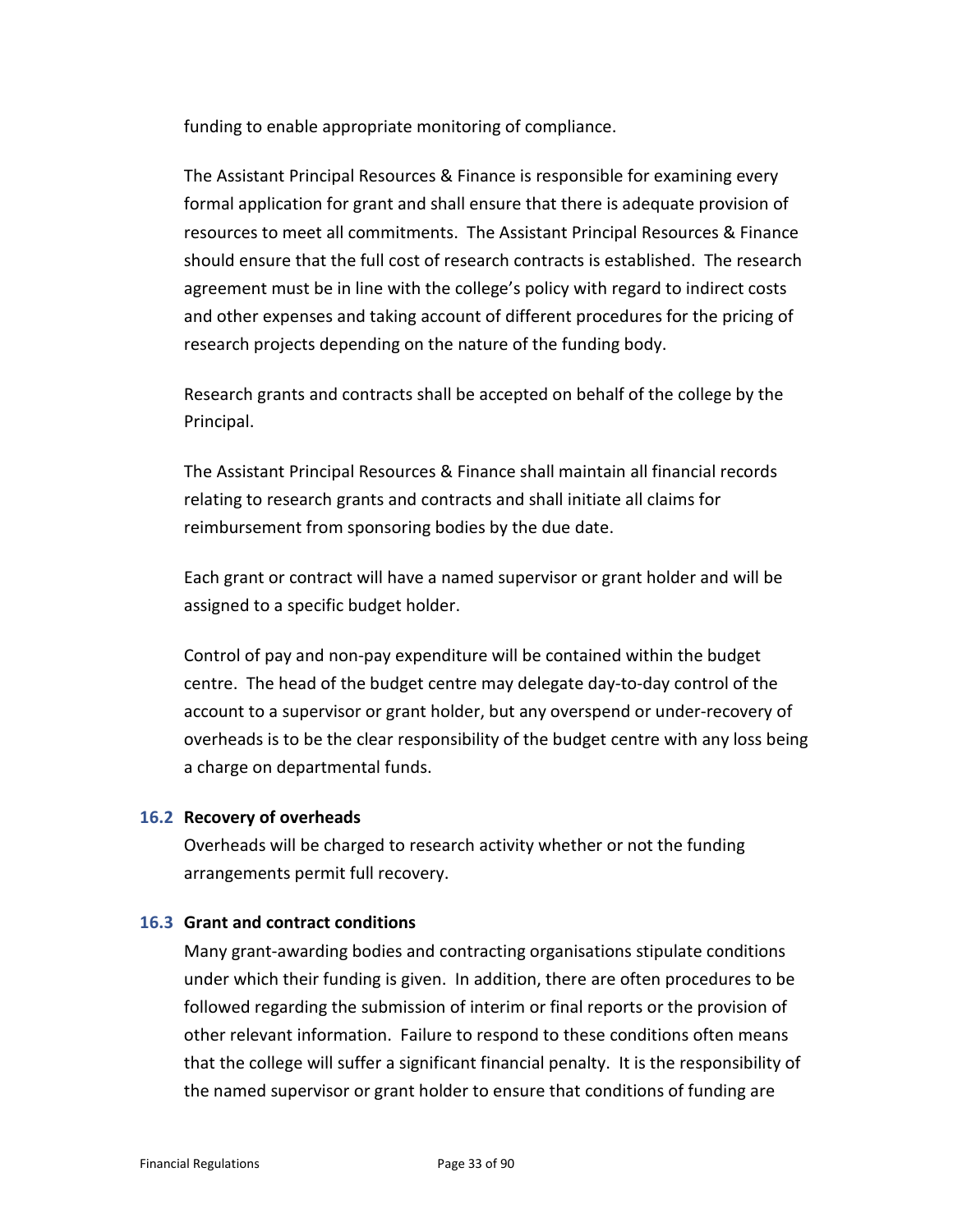funding to enable appropriate monitoring of compliance.

The Assistant Principal Resources & Finance is responsible for examining every formal application for grant and shall ensure that there is adequate provision of resources to meet all commitments. The Assistant Principal Resources & Finance should ensure that the full cost of research contracts is established. The research agreement must be in line with the college's policy with regard to indirect costs and other expenses and taking account of different procedures for the pricing of research projects depending on the nature of the funding body.

Research grants and contracts shall be accepted on behalf of the college by the Principal.

The Assistant Principal Resources & Finance shall maintain all financial records relating to research grants and contracts and shall initiate all claims for reimbursement from sponsoring bodies by the due date.

Each grant or contract will have a named supervisor or grant holder and will be assigned to a specific budget holder.

Control of pay and non-pay expenditure will be contained within the budget centre. The head of the budget centre may delegate day-to-day control of the account to a supervisor or grant holder, but any overspend or under-recovery of overheads is to be the clear responsibility of the budget centre with any loss being a charge on departmental funds.

### 16.2 Recovery of overheads

Overheads will be charged to research activity whether or not the funding arrangements permit full recovery.

### 16.3 Grant and contract conditions

Many grant-awarding bodies and contracting organisations stipulate conditions under which their funding is given. In addition, there are often procedures to be followed regarding the submission of interim or final reports or the provision of other relevant information. Failure to respond to these conditions often means that the college will suffer a significant financial penalty. It is the responsibility of the named supervisor or grant holder to ensure that conditions of funding are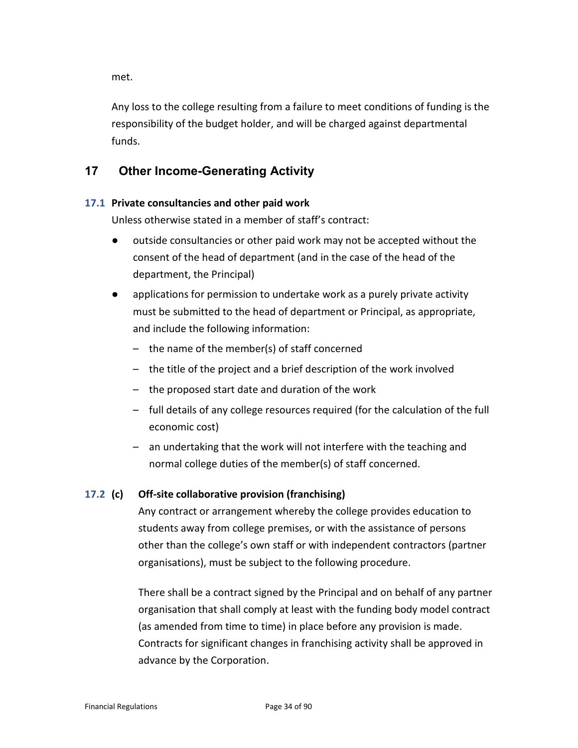met.

Any loss to the college resulting from a failure to meet conditions of funding is the responsibility of the budget holder, and will be charged against departmental funds.

## 17 Other Income-Generating Activity

### 17.1 Private consultancies and other paid work

Unless otherwise stated in a member of staff's contract:

- outside consultancies or other paid work may not be accepted without the consent of the head of department (and in the case of the head of the department, the Principal)
- applications for permission to undertake work as a purely private activity must be submitted to the head of department or Principal, as appropriate, and include the following information:
  - the name of the member(s) of staff concerned
  - the title of the project and a brief description of the work involved
  - the proposed start date and duration of the work
  - full details of any college resources required (for the calculation of the full economic cost)
  - an undertaking that the work will not interfere with the teaching and normal college duties of the member(s) of staff concerned.

### 17.2 (c) Off-site collaborative provision (franchising)

Any contract or arrangement whereby the college provides education to students away from college premises, or with the assistance of persons other than the college's own staff or with independent contractors (partner organisations), must be subject to the following procedure.

There shall be a contract signed by the Principal and on behalf of any partner organisation that shall comply at least with the funding body model contract (as amended from time to time) in place before any provision is made. Contracts for significant changes in franchising activity shall be approved in advance by the Corporation.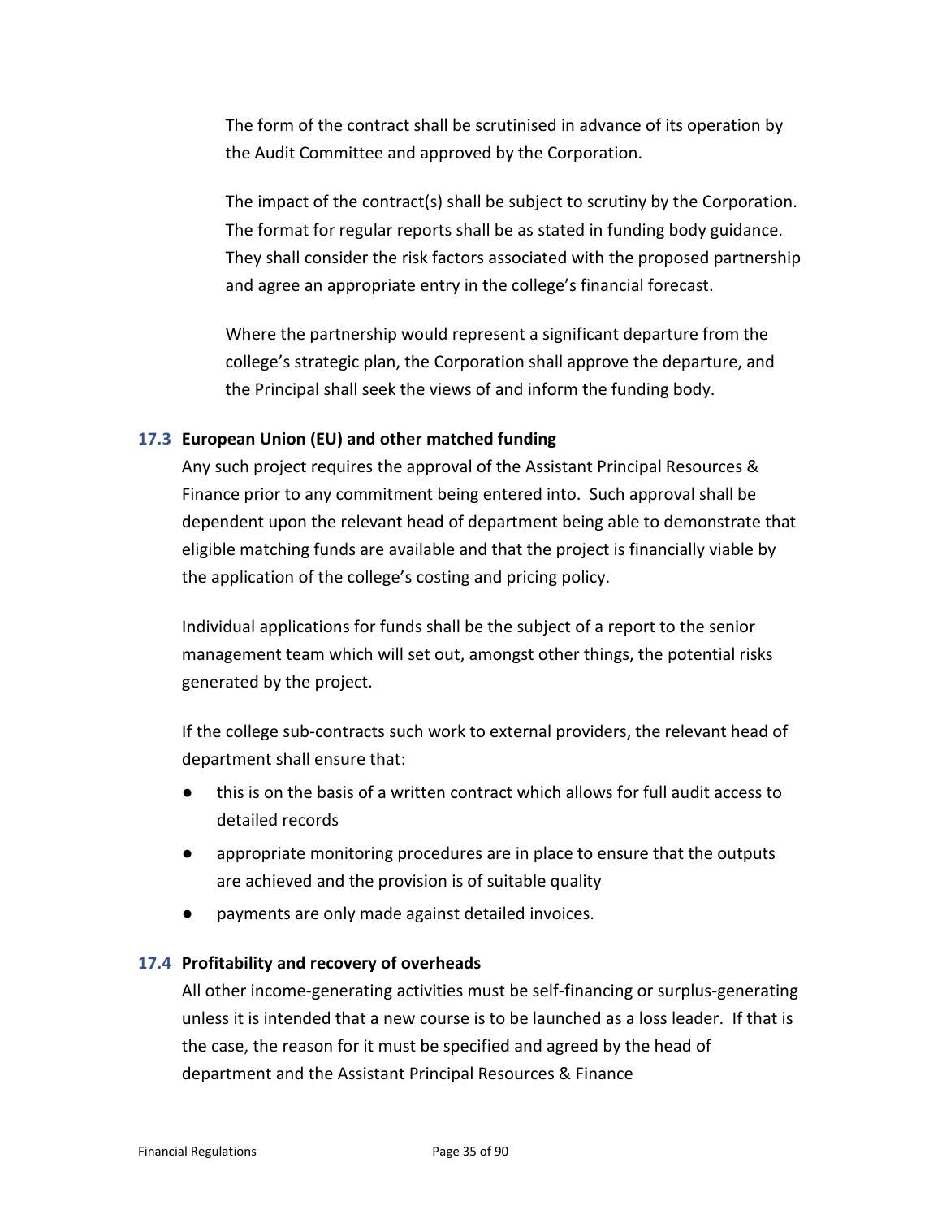The form of the contract shall be scrutinised in advance of its operation by the Audit Committee and approved by the Corporation.

The impact of the contract(s) shall be subject to scrutiny by the Corporation. The format for regular reports shall be as stated in funding body guidance. They shall consider the risk factors associated with the proposed partnership and agree an appropriate entry in the college's financial forecast.

Where the partnership would represent a significant departure from the college's strategic plan, the Corporation shall approve the departure, and the Principal shall seek the views of and inform the funding body.

### 17.3 European Union (EU) and other matched funding

Any such project requires the approval of the Assistant Principal Resources & Finance prior to any commitment being entered into. Such approval shall be dependent upon the relevant head of department being able to demonstrate that eligible matching funds are available and that the project is financially viable by the application of the college's costing and pricing policy.

Individual applications for funds shall be the subject of a report to the senior management team which will set out, amongst other things, the potential risks generated by the project.

If the college sub-contracts such work to external providers, the relevant head of department shall ensure that:

- this is on the basis of a written contract which allows for full audit access to detailed records
- appropriate monitoring procedures are in place to ensure that the outputs are achieved and the provision is of suitable quality
- payments are only made against detailed invoices.

### 17.4 Profitability and recovery of overheads

All other income-generating activities must be self-financing or surplus-generating unless it is intended that a new course is to be launched as a loss leader. If that is the case, the reason for it must be specified and agreed by the head of department and the Assistant Principal Resources & Finance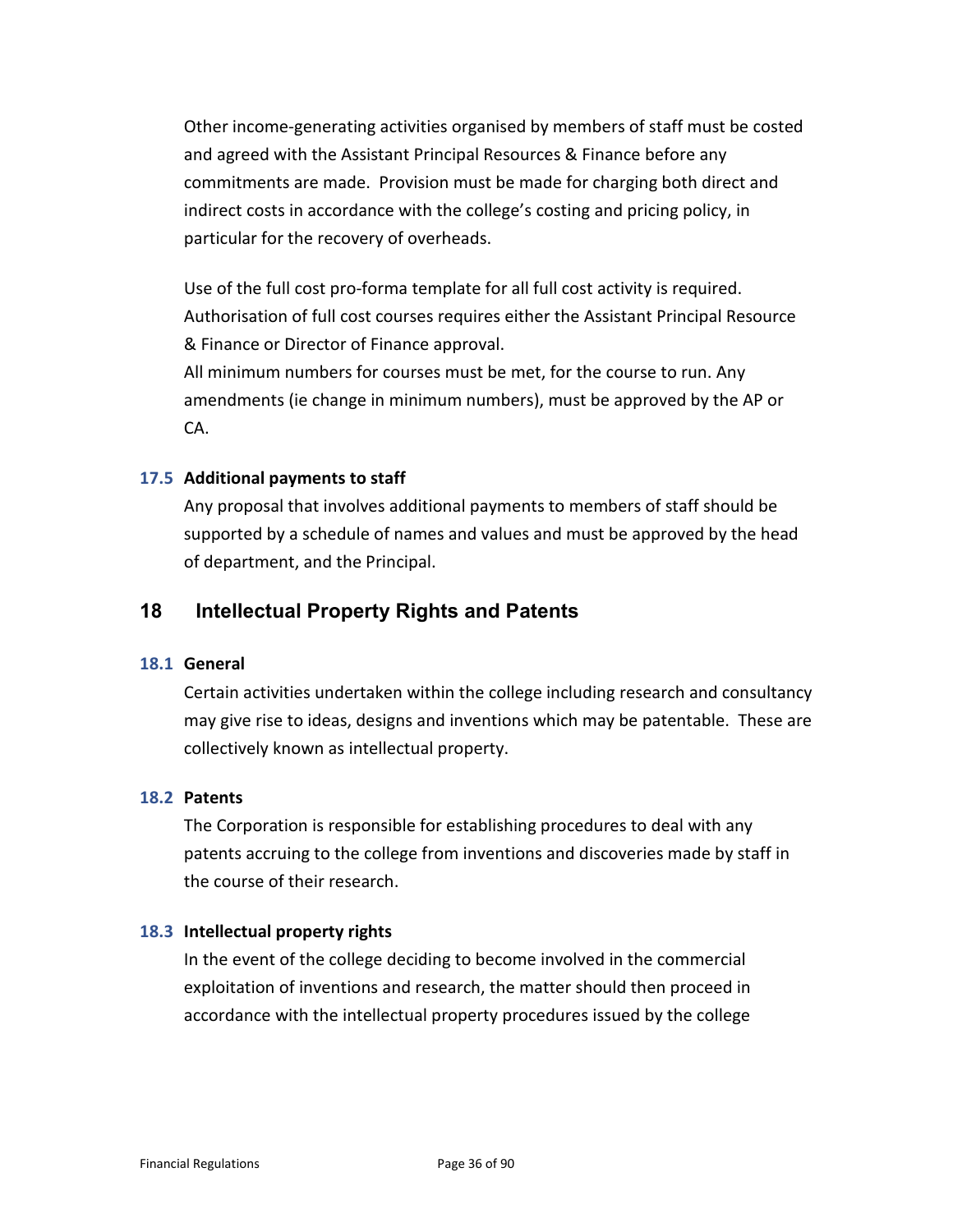Other income-generating activities organised by members of staff must be costed and agreed with the Assistant Principal Resources & Finance before any commitments are made. Provision must be made for charging both direct and indirect costs in accordance with the college's costing and pricing policy, in particular for the recovery of overheads.

Use of the full cost pro-forma template for all full cost activity is required. Authorisation of full cost courses requires either the Assistant Principal Resource & Finance or Director of Finance approval.
All minimum numbers for courses must be met, for the course to run. Any amendments (ie change in minimum numbers), must be approved by the AP or CA.

### 17.5 Additional payments to staff

Any proposal that involves additional payments to members of staff should be supported by a schedule of names and values and must be approved by the head of department, and the Principal.

## 18 Intellectual Property Rights and Patents

### 18.1 General

Certain activities undertaken within the college including research and consultancy may give rise to ideas, designs and inventions which may be patentable. These are collectively known as intellectual property.

### 18.2 Patents

The Corporation is responsible for establishing procedures to deal with any patents accruing to the college from inventions and discoveries made by staff in the course of their research.

### 18.3 Intellectual property rights

In the event of the college deciding to become involved in the commercial exploitation of inventions and research, the matter should then proceed in accordance with the intellectual property procedures issued by the college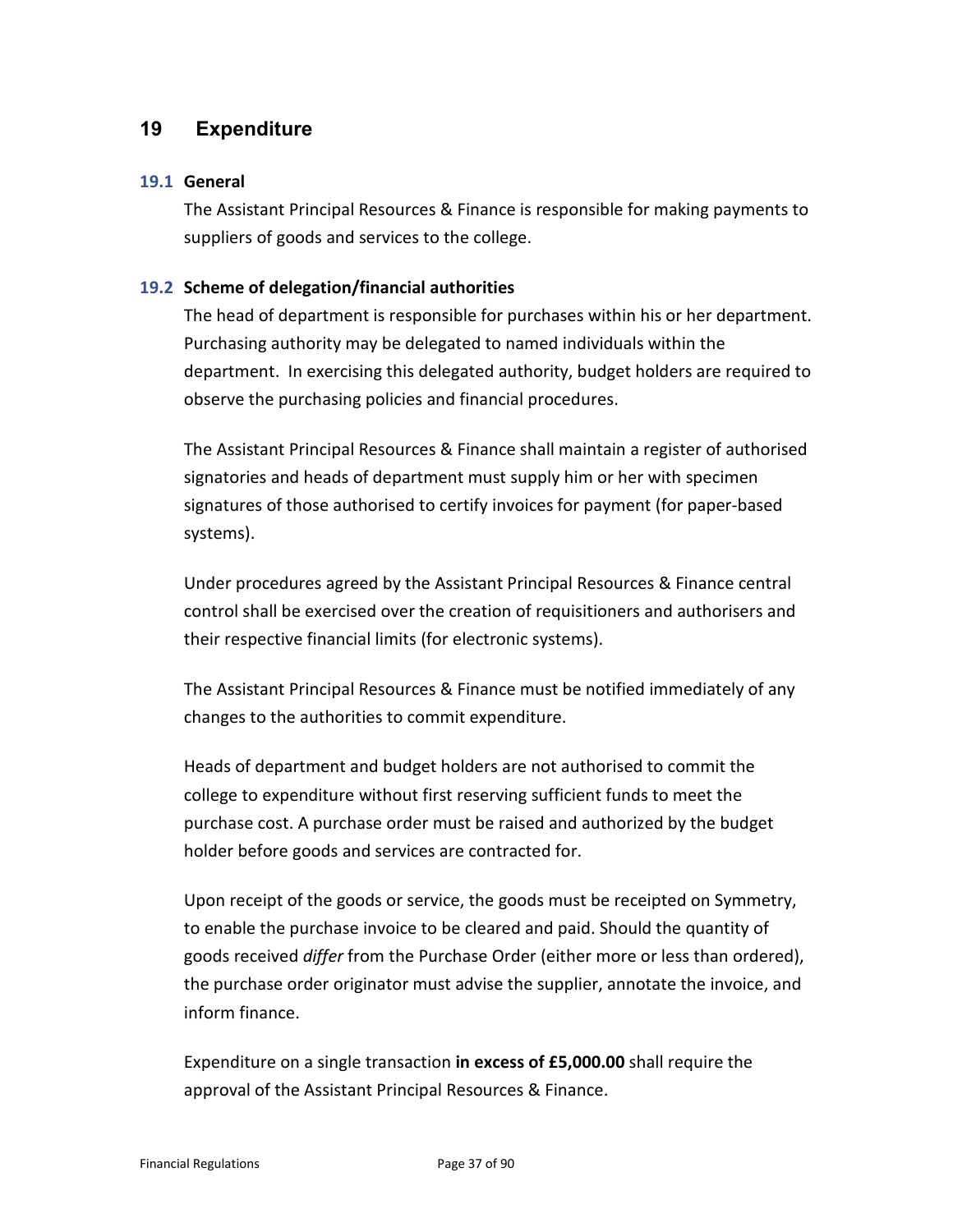## 19 Expenditure

### 19.1 General

The Assistant Principal Resources & Finance is responsible for making payments to suppliers of goods and services to the college.

### 19.2 Scheme of delegation/financial authorities

The head of department is responsible for purchases within his or her department. Purchasing authority may be delegated to named individuals within the department. In exercising this delegated authority, budget holders are required to observe the purchasing policies and financial procedures.

The Assistant Principal Resources & Finance shall maintain a register of authorised signatories and heads of department must supply him or her with specimen signatures of those authorised to certify invoices for payment (for paper-based systems).

Under procedures agreed by the Assistant Principal Resources & Finance central control shall be exercised over the creation of requisitioners and authorisers and their respective financial limits (for electronic systems).

The Assistant Principal Resources & Finance must be notified immediately of any changes to the authorities to commit expenditure.

Heads of department and budget holders are not authorised to commit the college to expenditure without first reserving sufficient funds to meet the purchase cost. A purchase order must be raised and authorized by the budget holder before goods and services are contracted for.

Upon receipt of the goods or service, the goods must be receipted on Symmetry, to enable the purchase invoice to be cleared and paid. Should the quantity of goods received *differ* from the Purchase Order (either more or less than ordered), the purchase order originator must advise the supplier, annotate the invoice, and inform finance.

Expenditure on a single transaction **in excess of £5,000.00** shall require the approval of the Assistant Principal Resources & Finance.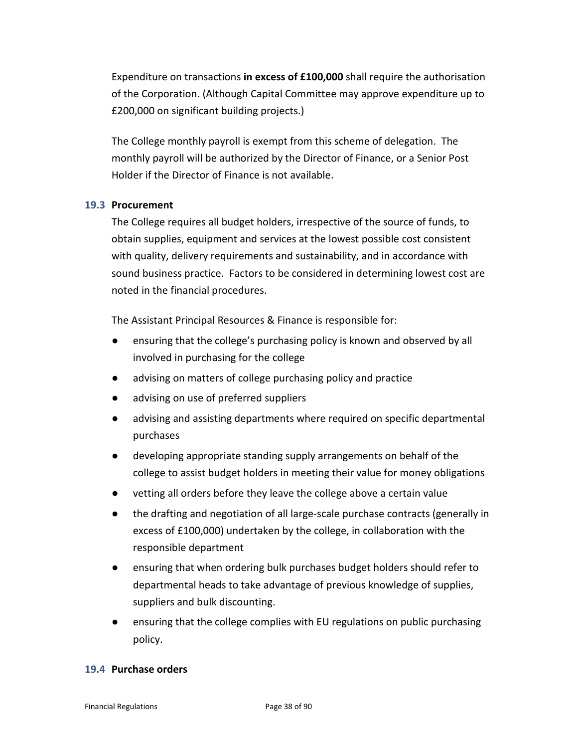Expenditure on transactions **in excess of £100,000** shall require the authorisation of the Corporation. (Although Capital Committee may approve expenditure up to £200,000 on significant building projects.)

The College monthly payroll is exempt from this scheme of delegation. The monthly payroll will be authorized by the Director of Finance, or a Senior Post Holder if the Director of Finance is not available.

### 19.3 Procurement

The College requires all budget holders, irrespective of the source of funds, to obtain supplies, equipment and services at the lowest possible cost consistent with quality, delivery requirements and sustainability, and in accordance with sound business practice. Factors to be considered in determining lowest cost are noted in the financial procedures.

The Assistant Principal Resources & Finance is responsible for:

- ensuring that the college's purchasing policy is known and observed by all involved in purchasing for the college
- advising on matters of college purchasing policy and practice
- advising on use of preferred suppliers
- advising and assisting departments where required on specific departmental purchases
- developing appropriate standing supply arrangements on behalf of the college to assist budget holders in meeting their value for money obligations
- vetting all orders before they leave the college above a certain value
- the drafting and negotiation of all large-scale purchase contracts (generally in excess of £100,000) undertaken by the college, in collaboration with the responsible department
- ensuring that when ordering bulk purchases budget holders should refer to departmental heads to take advantage of previous knowledge of supplies, suppliers and bulk discounting.
- ensuring that the college complies with EU regulations on public purchasing policy.

### 19.4 Purchase orders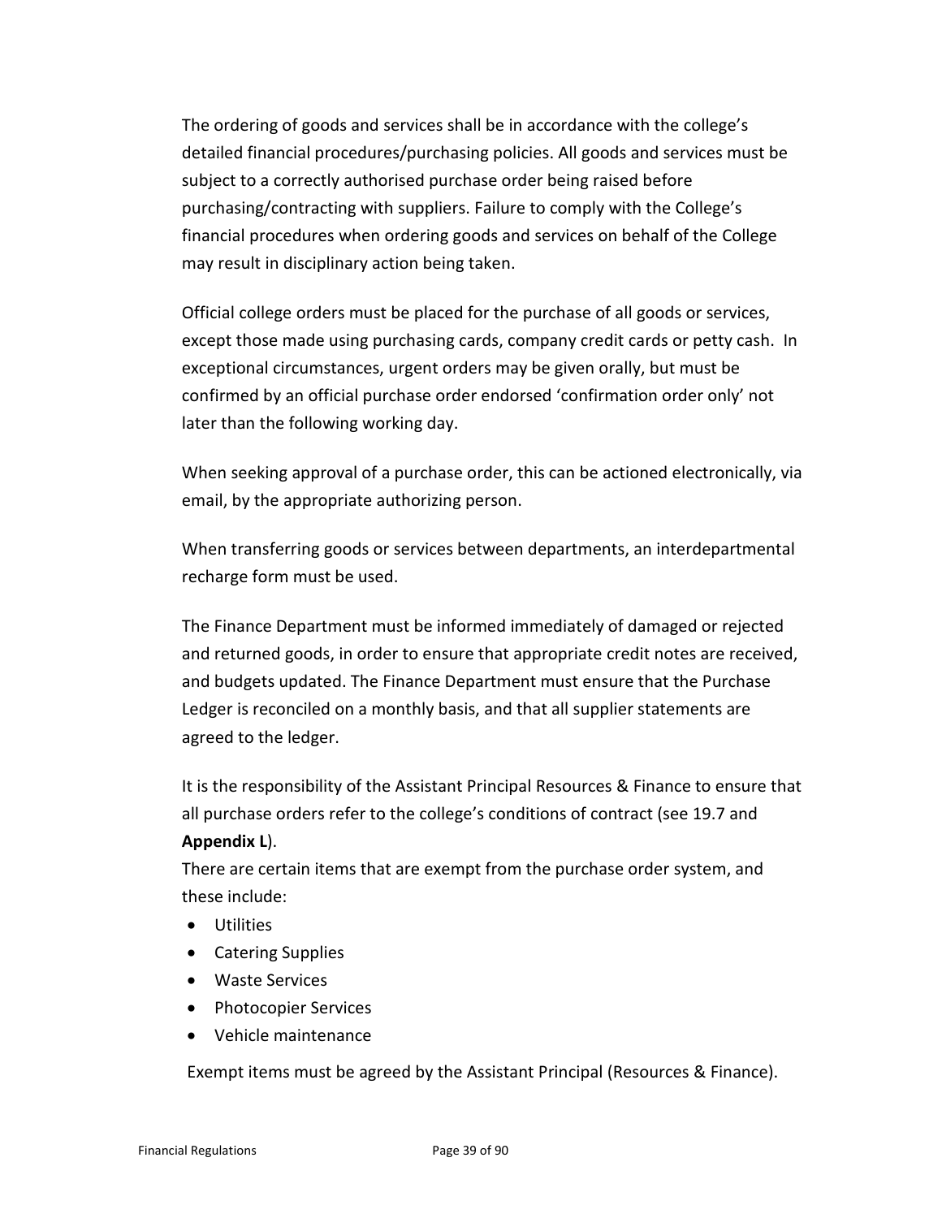The ordering of goods and services shall be in accordance with the college's detailed financial procedures/purchasing policies. All goods and services must be subject to a correctly authorised purchase order being raised before purchasing/contracting with suppliers. Failure to comply with the College's financial procedures when ordering goods and services on behalf of the College may result in disciplinary action being taken.

Official college orders must be placed for the purchase of all goods or services, except those made using purchasing cards, company credit cards or petty cash. In exceptional circumstances, urgent orders may be given orally, but must be confirmed by an official purchase order endorsed 'confirmation order only' not later than the following working day.

When seeking approval of a purchase order, this can be actioned electronically, via email, by the appropriate authorizing person.

When transferring goods or services between departments, an interdepartmental recharge form must be used.

The Finance Department must be informed immediately of damaged or rejected and returned goods, in order to ensure that appropriate credit notes are received, and budgets updated. The Finance Department must ensure that the Purchase Ledger is reconciled on a monthly basis, and that all supplier statements are agreed to the ledger.

It is the responsibility of the Assistant Principal Resources & Finance to ensure that all purchase orders refer to the college's conditions of contract (see 19.7 and **Appendix L**).

There are certain items that are exempt from the purchase order system, and these include:

- Utilities
- Catering Supplies
- Waste Services
- Photocopier Services
- Vehicle maintenance

Exempt items must be agreed by the Assistant Principal (Resources & Finance).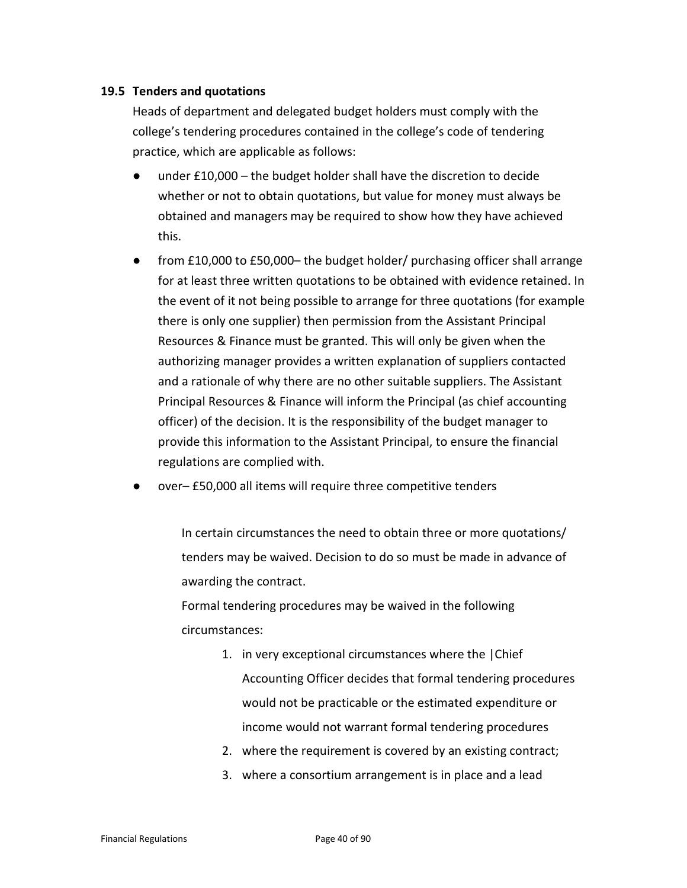### 19.5 Tenders and quotations

Heads of department and delegated budget holders must comply with the college's tendering procedures contained in the college's code of tendering practice, which are applicable as follows:

- under £10,000 – the budget holder shall have the discretion to decide whether or not to obtain quotations, but value for money must always be obtained and managers may be required to show how they have achieved this.
- from £10,000 to £50,000– the budget holder/ purchasing officer shall arrange for at least three written quotations to be obtained with evidence retained. In the event of it not being possible to arrange for three quotations (for example there is only one supplier) then permission from the Assistant Principal Resources & Finance must be granted. This will only be given when the authorizing manager provides a written explanation of suppliers contacted and a rationale of why there are no other suitable suppliers. The Assistant Principal Resources & Finance will inform the Principal (as chief accounting officer) of the decision. It is the responsibility of the budget manager to provide this information to the Assistant Principal, to ensure the financial regulations are complied with.
- over– £50,000 all items will require three competitive tenders

In certain circumstances the need to obtain three or more quotations/ tenders may be waived. Decision to do so must be made in advance of awarding the contract.

Formal tendering procedures may be waived in the following circumstances:

1. in very exceptional circumstances where the |Chief Accounting Officer decides that formal tendering procedures would not be practicable or the estimated expenditure or income would not warrant formal tendering procedures
2. where the requirement is covered by an existing contract;
3. where a consortium arrangement is in place and a lead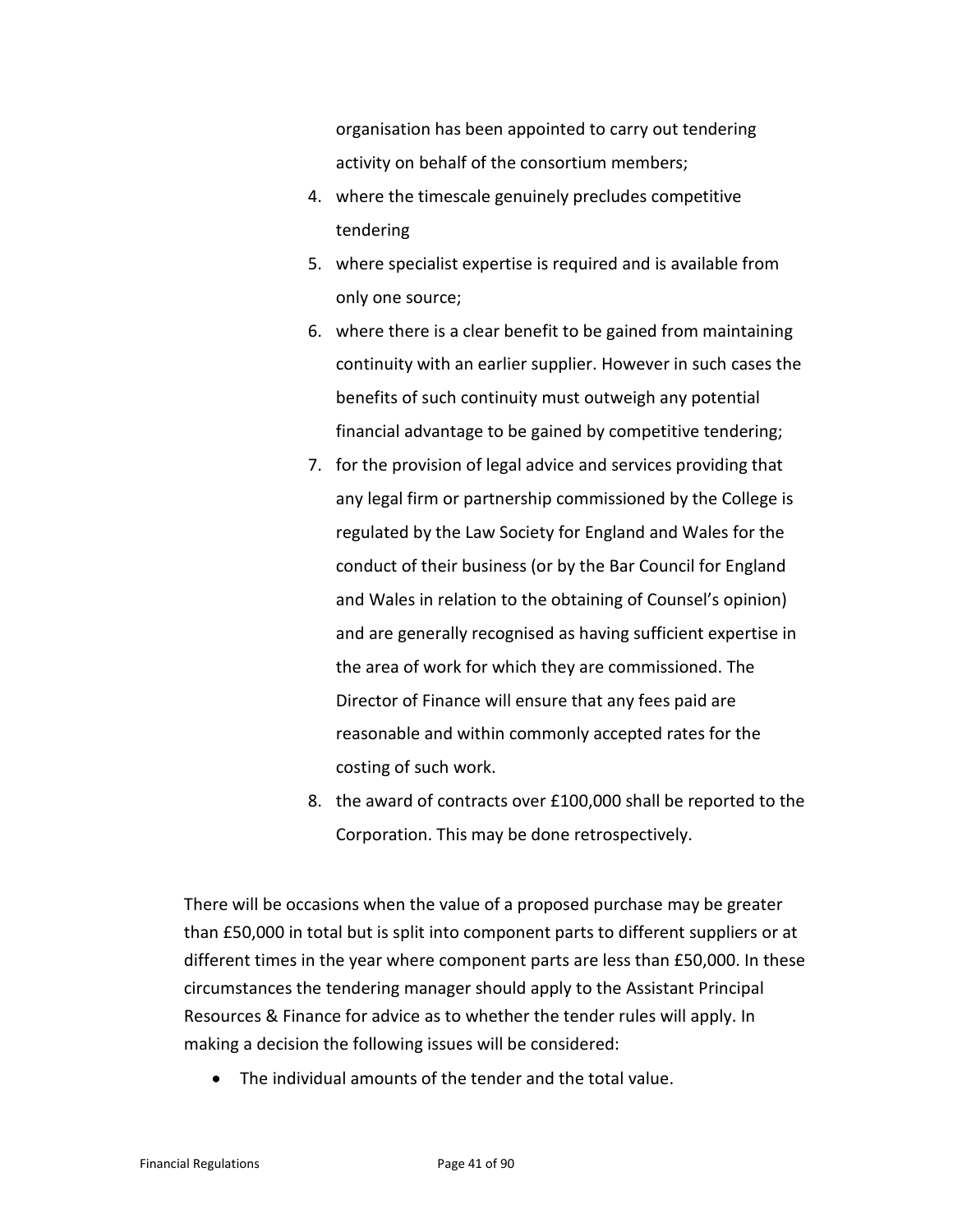organisation has been appointed to carry out tendering activity on behalf of the consortium members;

4. where the timescale genuinely precludes competitive tendering
5. where specialist expertise is required and is available from only one source;
6. where there is a clear benefit to be gained from maintaining continuity with an earlier supplier. However in such cases the benefits of such continuity must outweigh any potential financial advantage to be gained by competitive tendering;
7. for the provision of legal advice and services providing that any legal firm or partnership commissioned by the College is regulated by the Law Society for England and Wales for the conduct of their business (or by the Bar Council for England and Wales in relation to the obtaining of Counsel's opinion) and are generally recognised as having sufficient expertise in the area of work for which they are commissioned. The Director of Finance will ensure that any fees paid are reasonable and within commonly accepted rates for the costing of such work.
8. the award of contracts over £100,000 shall be reported to the Corporation. This may be done retrospectively.

There will be occasions when the value of a proposed purchase may be greater than £50,000 in total but is split into component parts to different suppliers or at different times in the year where component parts are less than £50,000. In these circumstances the tendering manager should apply to the Assistant Principal Resources & Finance for advice as to whether the tender rules will apply. In making a decision the following issues will be considered:

- The individual amounts of the tender and the total value.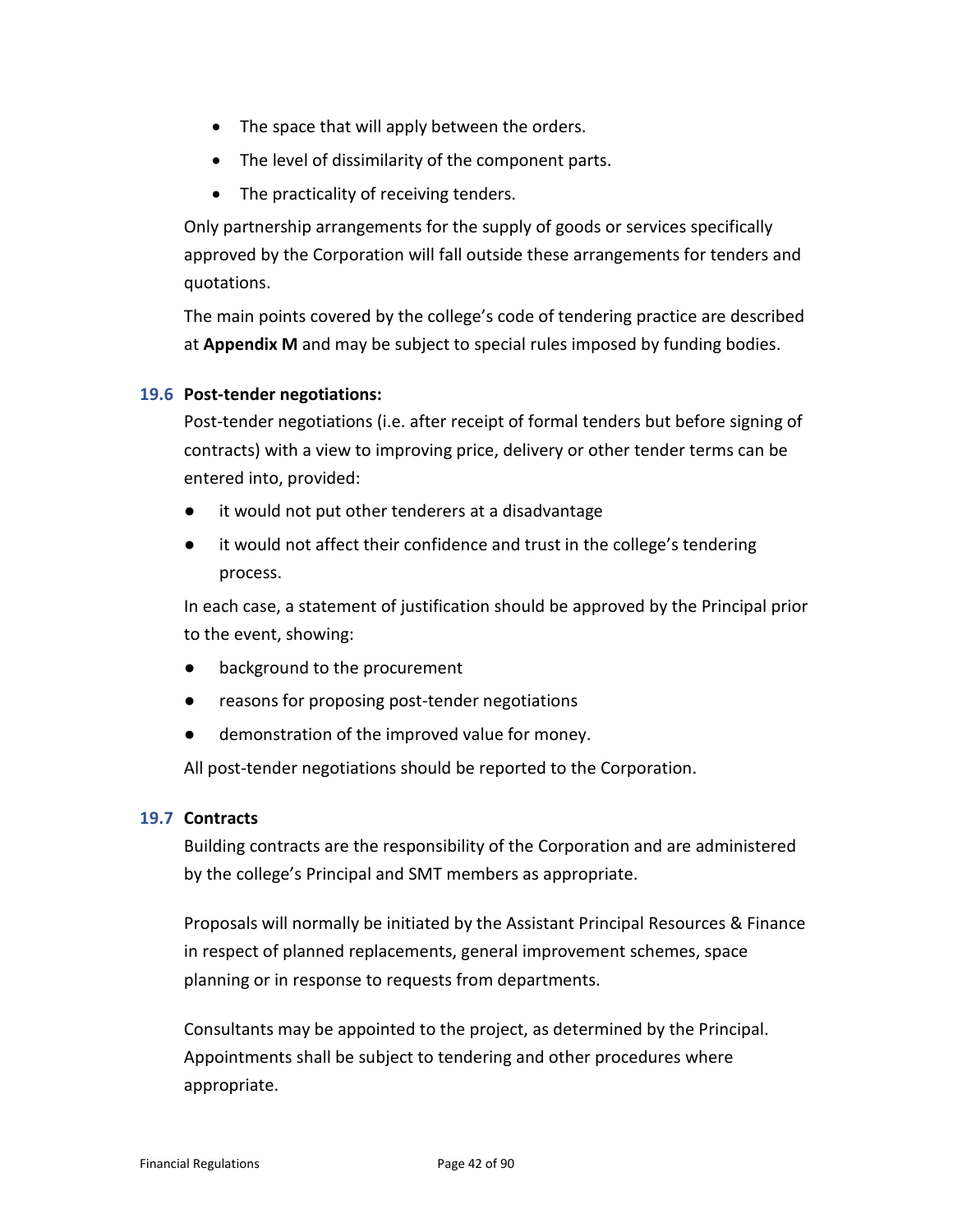- The space that will apply between the orders.
- The level of dissimilarity of the component parts.
- The practicality of receiving tenders.

Only partnership arrangements for the supply of goods or services specifically approved by the Corporation will fall outside these arrangements for tenders and quotations.

The main points covered by the college's code of tendering practice are described at **Appendix M** and may be subject to special rules imposed by funding bodies.

### 19.6 Post-tender negotiations:

Post-tender negotiations (i.e. after receipt of formal tenders but before signing of contracts) with a view to improving price, delivery or other tender terms can be entered into, provided:

- it would not put other tenderers at a disadvantage
- it would not affect their confidence and trust in the college's tendering process.

In each case, a statement of justification should be approved by the Principal prior to the event, showing:

- background to the procurement
- reasons for proposing post-tender negotiations
- demonstration of the improved value for money.

All post-tender negotiations should be reported to the Corporation.

### 19.7 Contracts

Building contracts are the responsibility of the Corporation and are administered by the college's Principal and SMT members as appropriate.

Proposals will normally be initiated by the Assistant Principal Resources & Finance in respect of planned replacements, general improvement schemes, space planning or in response to requests from departments.

Consultants may be appointed to the project, as determined by the Principal. Appointments shall be subject to tendering and other procedures where appropriate.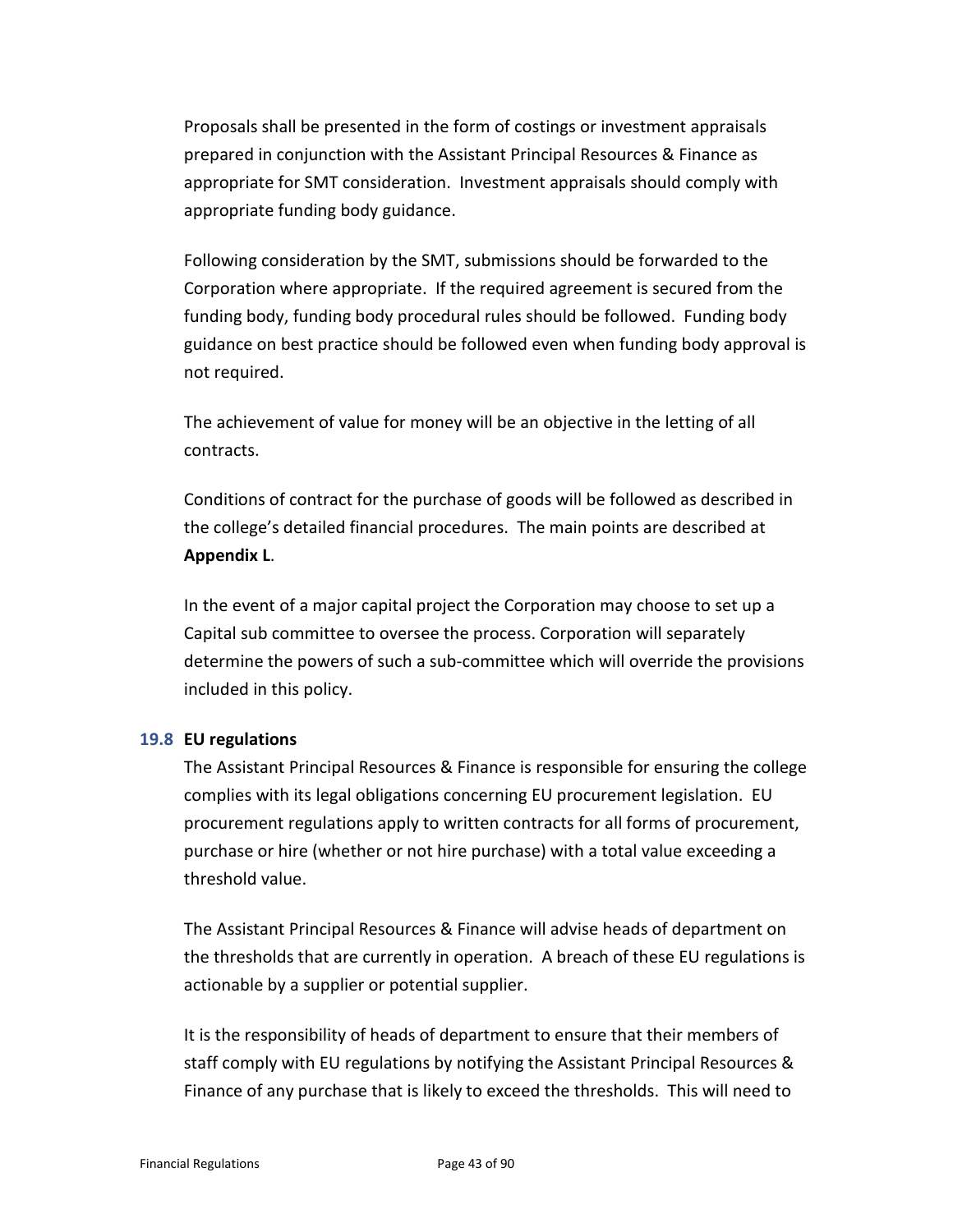Proposals shall be presented in the form of costings or investment appraisals prepared in conjunction with the Assistant Principal Resources & Finance as appropriate for SMT consideration. Investment appraisals should comply with appropriate funding body guidance.

Following consideration by the SMT, submissions should be forwarded to the Corporation where appropriate. If the required agreement is secured from the funding body, funding body procedural rules should be followed. Funding body guidance on best practice should be followed even when funding body approval is not required.

The achievement of value for money will be an objective in the letting of all contracts.

Conditions of contract for the purchase of goods will be followed as described in the college's detailed financial procedures. The main points are described at **Appendix L**.

In the event of a major capital project the Corporation may choose to set up a Capital sub committee to oversee the process. Corporation will separately determine the powers of such a sub-committee which will override the provisions included in this policy.

### 19.8 EU regulations

The Assistant Principal Resources & Finance is responsible for ensuring the college complies with its legal obligations concerning EU procurement legislation. EU procurement regulations apply to written contracts for all forms of procurement, purchase or hire (whether or not hire purchase) with a total value exceeding a threshold value.

The Assistant Principal Resources & Finance will advise heads of department on the thresholds that are currently in operation. A breach of these EU regulations is actionable by a supplier or potential supplier.

It is the responsibility of heads of department to ensure that their members of staff comply with EU regulations by notifying the Assistant Principal Resources & Finance of any purchase that is likely to exceed the thresholds. This will need to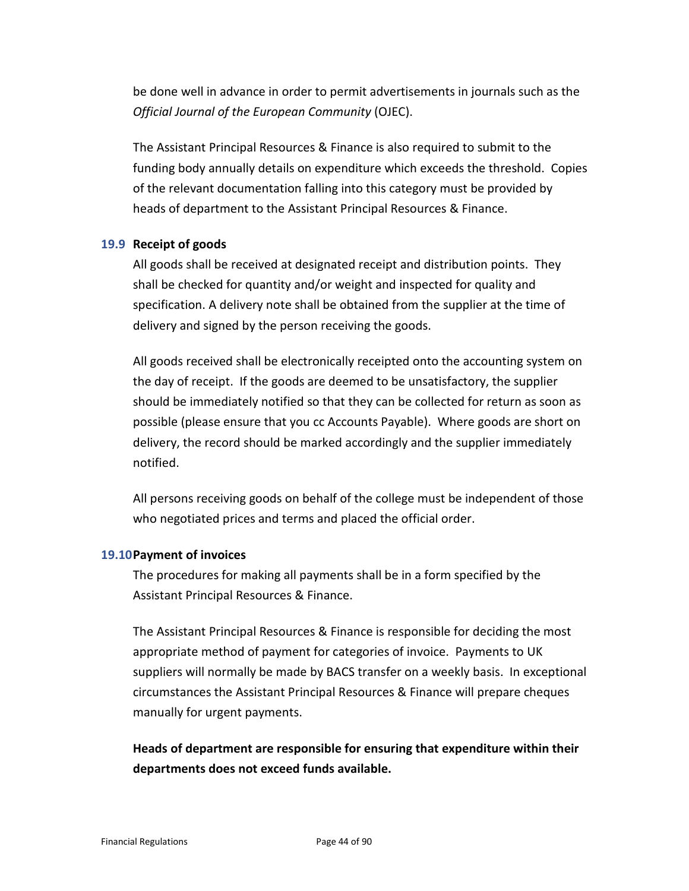be done well in advance in order to permit advertisements in journals such as the *Official Journal of the European Community* (OJEC).

The Assistant Principal Resources & Finance is also required to submit to the funding body annually details on expenditure which exceeds the threshold. Copies of the relevant documentation falling into this category must be provided by heads of department to the Assistant Principal Resources & Finance.

### 19.9 Receipt of goods

All goods shall be received at designated receipt and distribution points. They shall be checked for quantity and/or weight and inspected for quality and specification. A delivery note shall be obtained from the supplier at the time of delivery and signed by the person receiving the goods.

All goods received shall be electronically receipted onto the accounting system on the day of receipt. If the goods are deemed to be unsatisfactory, the supplier should be immediately notified so that they can be collected for return as soon as possible (please ensure that you cc Accounts Payable). Where goods are short on delivery, the record should be marked accordingly and the supplier immediately notified.

All persons receiving goods on behalf of the college must be independent of those who negotiated prices and terms and placed the official order.

### 19.10 Payment of invoices

The procedures for making all payments shall be in a form specified by the Assistant Principal Resources & Finance.

The Assistant Principal Resources & Finance is responsible for deciding the most appropriate method of payment for categories of invoice. Payments to UK suppliers will normally be made by BACS transfer on a weekly basis. In exceptional circumstances the Assistant Principal Resources & Finance will prepare cheques manually for urgent payments.

**Heads of department are responsible for ensuring that expenditure within their departments does not exceed funds available.**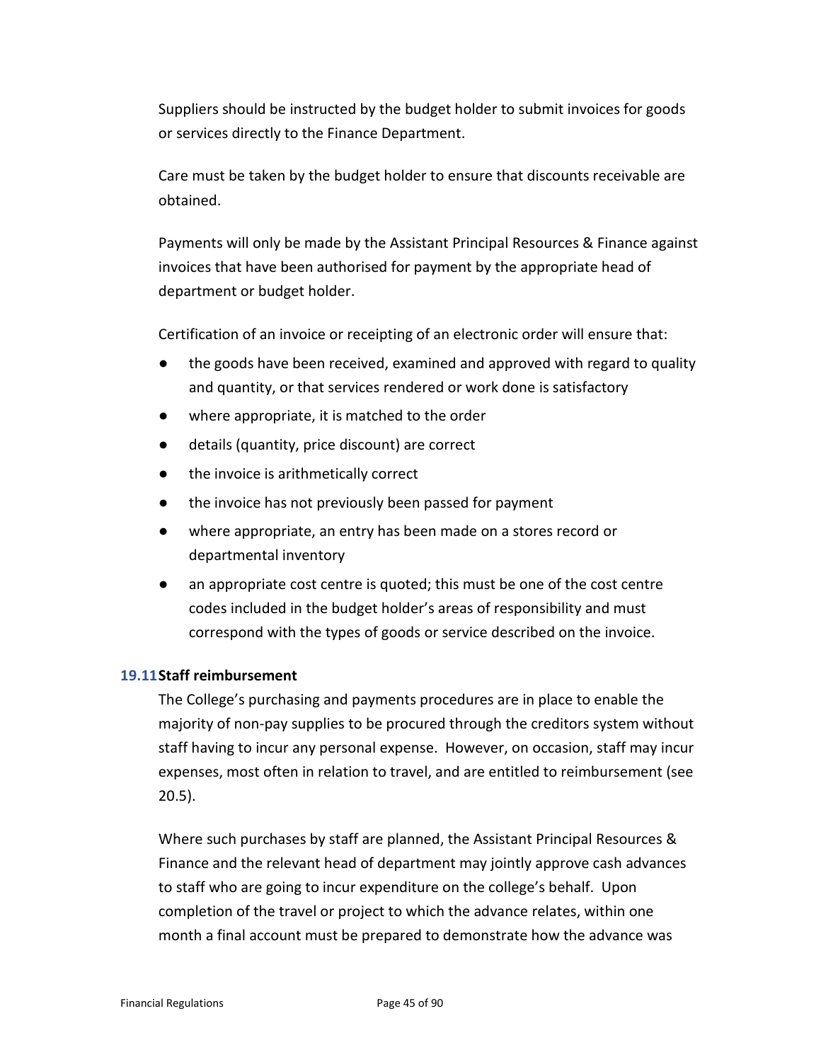Suppliers should be instructed by the budget holder to submit invoices for goods or services directly to the Finance Department.

Care must be taken by the budget holder to ensure that discounts receivable are obtained.

Payments will only be made by the Assistant Principal Resources & Finance against invoices that have been authorised for payment by the appropriate head of department or budget holder.

Certification of an invoice or receipting of an electronic order will ensure that:

- the goods have been received, examined and approved with regard to quality and quantity, or that services rendered or work done is satisfactory
- where appropriate, it is matched to the order
- details (quantity, price discount) are correct
- the invoice is arithmetically correct
- the invoice has not previously been passed for payment
- where appropriate, an entry has been made on a stores record or departmental inventory
- an appropriate cost centre is quoted; this must be one of the cost centre codes included in the budget holder's areas of responsibility and must correspond with the types of goods or service described on the invoice.

### 19.11 Staff reimbursement

The College's purchasing and payments procedures are in place to enable the majority of non-pay supplies to be procured through the creditors system without staff having to incur any personal expense. However, on occasion, staff may incur expenses, most often in relation to travel, and are entitled to reimbursement (see 20.5).

Where such purchases by staff are planned, the Assistant Principal Resources & Finance and the relevant head of department may jointly approve cash advances to staff who are going to incur expenditure on the college's behalf. Upon completion of the travel or project to which the advance relates, within one month a final account must be prepared to demonstrate how the advance was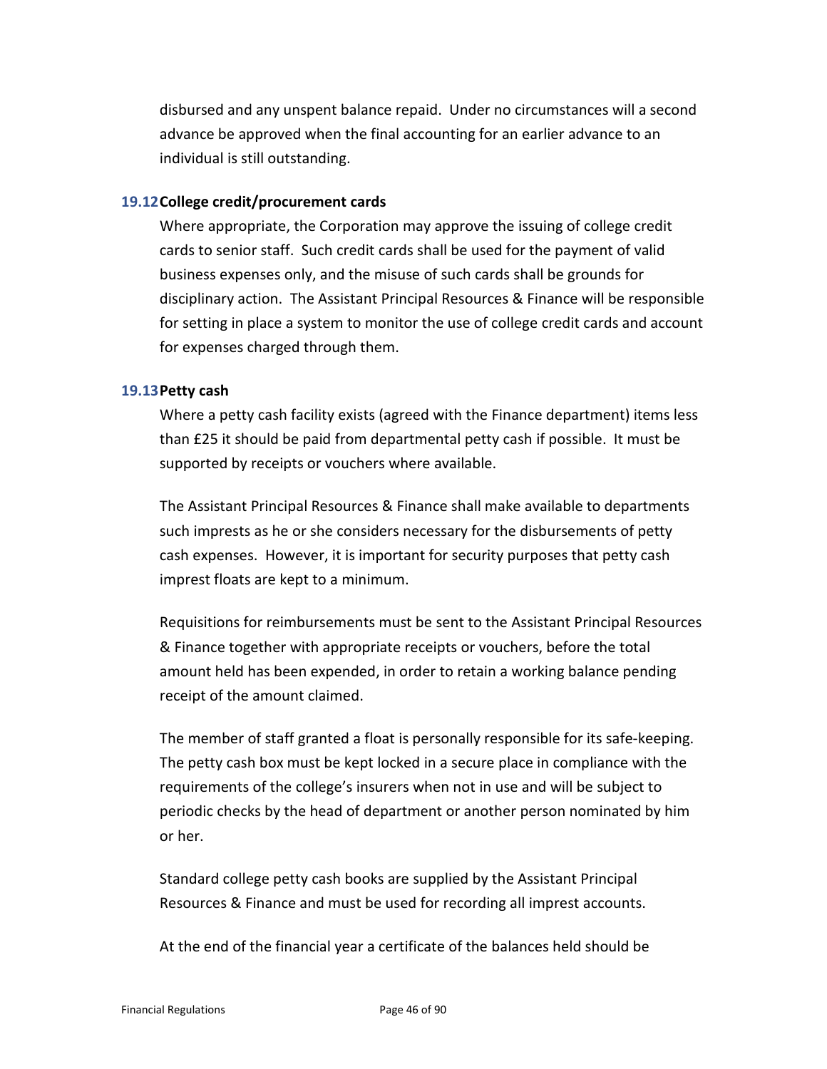disbursed and any unspent balance repaid. Under no circumstances will a second advance be approved when the final accounting for an earlier advance to an individual is still outstanding.

### 19.12 College credit/procurement cards

Where appropriate, the Corporation may approve the issuing of college credit cards to senior staff. Such credit cards shall be used for the payment of valid business expenses only, and the misuse of such cards shall be grounds for disciplinary action. The Assistant Principal Resources & Finance will be responsible for setting in place a system to monitor the use of college credit cards and account for expenses charged through them.

### 19.13 Petty cash

Where a petty cash facility exists (agreed with the Finance department) items less than £25 it should be paid from departmental petty cash if possible. It must be supported by receipts or vouchers where available.

The Assistant Principal Resources & Finance shall make available to departments such imprests as he or she considers necessary for the disbursements of petty cash expenses. However, it is important for security purposes that petty cash imprest floats are kept to a minimum.

Requisitions for reimbursements must be sent to the Assistant Principal Resources & Finance together with appropriate receipts or vouchers, before the total amount held has been expended, in order to retain a working balance pending receipt of the amount claimed.

The member of staff granted a float is personally responsible for its safe-keeping. The petty cash box must be kept locked in a secure place in compliance with the requirements of the college's insurers when not in use and will be subject to periodic checks by the head of department or another person nominated by him or her.

Standard college petty cash books are supplied by the Assistant Principal Resources & Finance and must be used for recording all imprest accounts.

At the end of the financial year a certificate of the balances held should be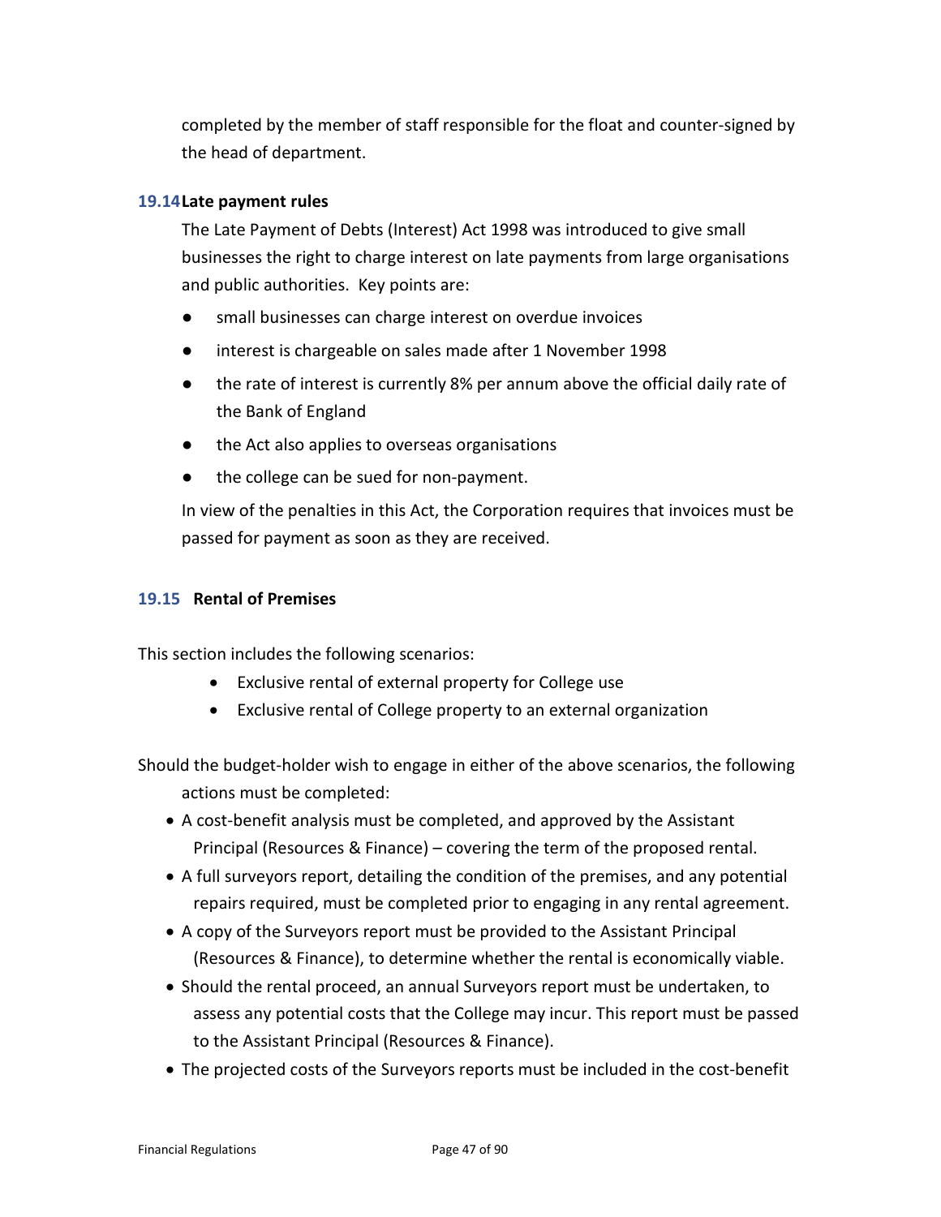completed by the member of staff responsible for the float and counter-signed by the head of department.

### 19.14 Late payment rules

The Late Payment of Debts (Interest) Act 1998 was introduced to give small businesses the right to charge interest on late payments from large organisations and public authorities. Key points are:

- small businesses can charge interest on overdue invoices
- interest is chargeable on sales made after 1 November 1998
- the rate of interest is currently 8% per annum above the official daily rate of the Bank of England
- the Act also applies to overseas organisations
- the college can be sued for non-payment.

In view of the penalties in this Act, the Corporation requires that invoices must be passed for payment as soon as they are received.

### 19.15 Rental of Premises

This section includes the following scenarios:

- Exclusive rental of external property for College use
- Exclusive rental of College property to an external organization

Should the budget-holder wish to engage in either of the above scenarios, the following actions must be completed:

- A cost-benefit analysis must be completed, and approved by the Assistant Principal (Resources & Finance) – covering the term of the proposed rental.
- A full surveyors report, detailing the condition of the premises, and any potential repairs required, must be completed prior to engaging in any rental agreement.
- A copy of the Surveyors report must be provided to the Assistant Principal (Resources & Finance), to determine whether the rental is economically viable.
- Should the rental proceed, an annual Surveyors report must be undertaken, to assess any potential costs that the College may incur. This report must be passed to the Assistant Principal (Resources & Finance).
- The projected costs of the Surveyors reports must be included in the cost-benefit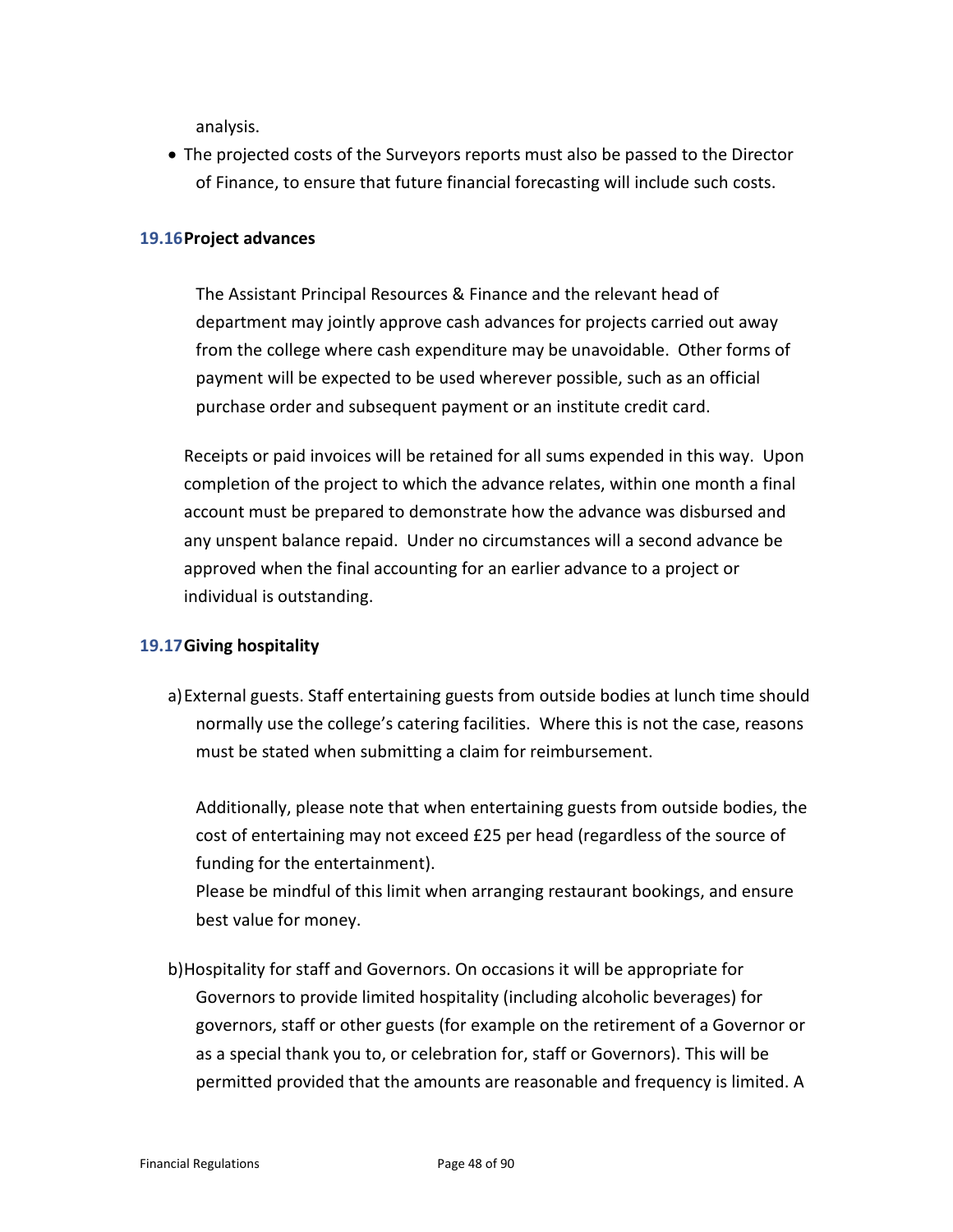analysis.

- The projected costs of the Surveyors reports must also be passed to the Director of Finance, to ensure that future financial forecasting will include such costs.

### 19.16 Project advances

The Assistant Principal Resources & Finance and the relevant head of department may jointly approve cash advances for projects carried out away from the college where cash expenditure may be unavoidable. Other forms of payment will be expected to be used wherever possible, such as an official purchase order and subsequent payment or an institute credit card.

Receipts or paid invoices will be retained for all sums expended in this way. Upon completion of the project to which the advance relates, within one month a final account must be prepared to demonstrate how the advance was disbursed and any unspent balance repaid. Under no circumstances will a second advance be approved when the final accounting for an earlier advance to a project or individual is outstanding.

### 19.17 Giving hospitality

a) External guests. Staff entertaining guests from outside bodies at lunch time should normally use the college's catering facilities. Where this is not the case, reasons must be stated when submitting a claim for reimbursement.

   Additionally, please note that when entertaining guests from outside bodies, the cost of entertaining may not exceed £25 per head (regardless of the source of funding for the entertainment).
   Please be mindful of this limit when arranging restaurant bookings, and ensure best value for money.

b) Hospitality for staff and Governors. On occasions it will be appropriate for Governors to provide limited hospitality (including alcoholic beverages) for governors, staff or other guests (for example on the retirement of a Governor or as a special thank you to, or celebration for, staff or Governors). This will be permitted provided that the amounts are reasonable and frequency is limited. A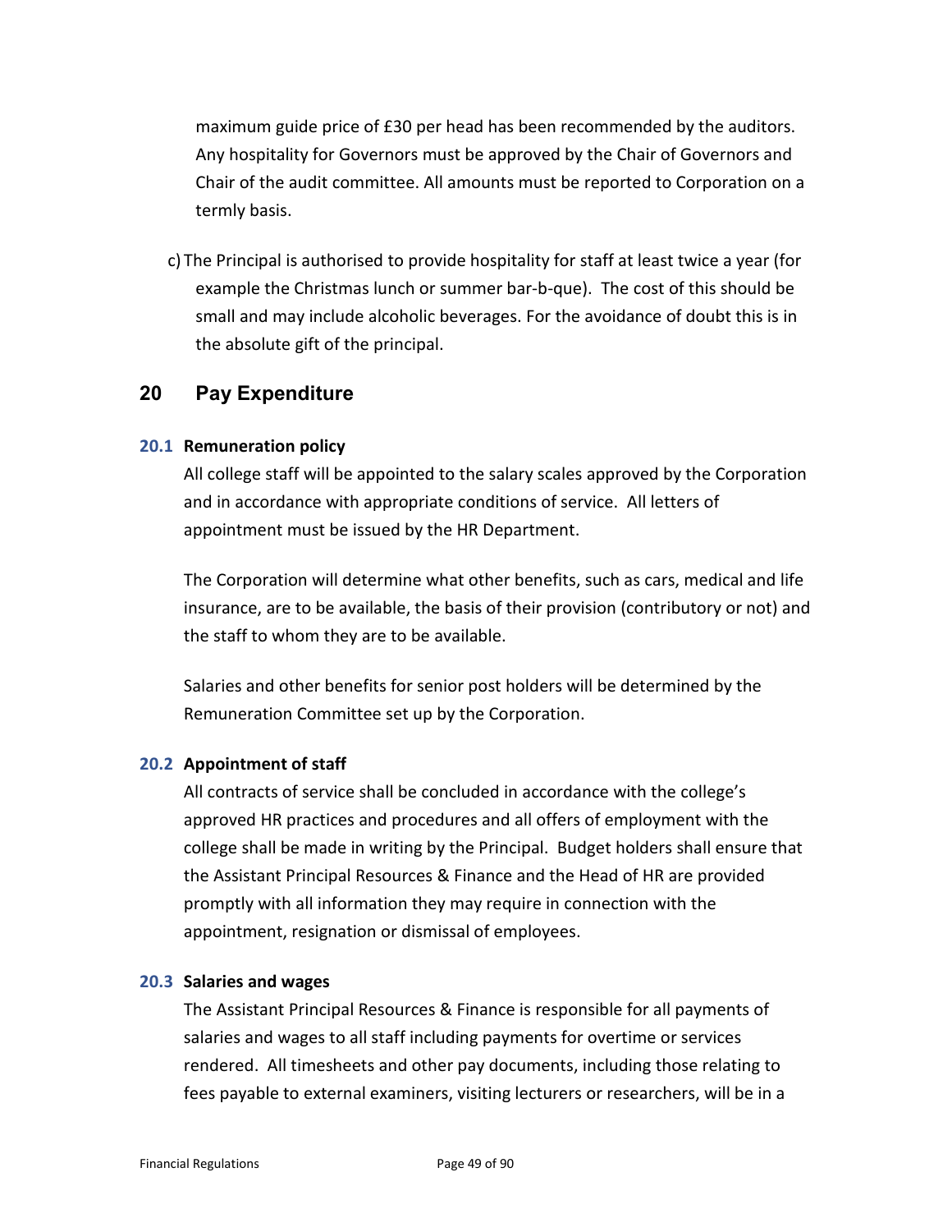maximum guide price of £30 per head has been recommended by the auditors. Any hospitality for Governors must be approved by the Chair of Governors and Chair of the audit committee. All amounts must be reported to Corporation on a termly basis.

c) The Principal is authorised to provide hospitality for staff at least twice a year (for example the Christmas lunch or summer bar-b-que). The cost of this should be small and may include alcoholic beverages. For the avoidance of doubt this is in the absolute gift of the principal.

## 20 Pay Expenditure

### 20.1 Remuneration policy

All college staff will be appointed to the salary scales approved by the Corporation and in accordance with appropriate conditions of service. All letters of appointment must be issued by the HR Department.

The Corporation will determine what other benefits, such as cars, medical and life insurance, are to be available, the basis of their provision (contributory or not) and the staff to whom they are to be available.

Salaries and other benefits for senior post holders will be determined by the Remuneration Committee set up by the Corporation.

### 20.2 Appointment of staff

All contracts of service shall be concluded in accordance with the college's approved HR practices and procedures and all offers of employment with the college shall be made in writing by the Principal. Budget holders shall ensure that the Assistant Principal Resources & Finance and the Head of HR are provided promptly with all information they may require in connection with the appointment, resignation or dismissal of employees.

### 20.3 Salaries and wages

The Assistant Principal Resources & Finance is responsible for all payments of salaries and wages to all staff including payments for overtime or services rendered. All timesheets and other pay documents, including those relating to fees payable to external examiners, visiting lecturers or researchers, will be in a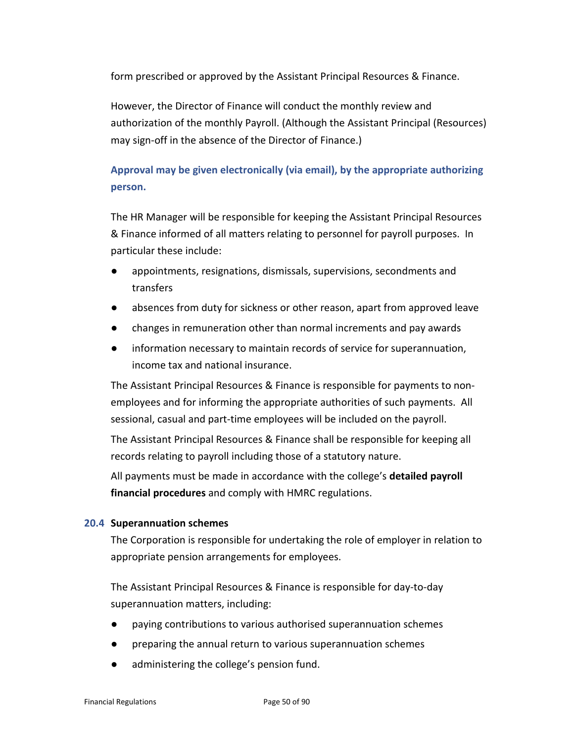form prescribed or approved by the Assistant Principal Resources & Finance.

However, the Director of Finance will conduct the monthly review and authorization of the monthly Payroll. (Although the Assistant Principal (Resources) may sign-off in the absence of the Director of Finance.)

**Approval may be given electronically (via email), by the appropriate authorizing person.**

The HR Manager will be responsible for keeping the Assistant Principal Resources & Finance informed of all matters relating to personnel for payroll purposes. In particular these include:

- appointments, resignations, dismissals, supervisions, secondments and transfers
- absences from duty for sickness or other reason, apart from approved leave
- changes in remuneration other than normal increments and pay awards
- information necessary to maintain records of service for superannuation, income tax and national insurance.

The Assistant Principal Resources & Finance is responsible for payments to non-employees and for informing the appropriate authorities of such payments. All sessional, casual and part-time employees will be included on the payroll.

The Assistant Principal Resources & Finance shall be responsible for keeping all records relating to payroll including those of a statutory nature.

All payments must be made in accordance with the college's **detailed payroll financial procedures** and comply with HMRC regulations.

### 20.4 Superannuation schemes

The Corporation is responsible for undertaking the role of employer in relation to appropriate pension arrangements for employees.

The Assistant Principal Resources & Finance is responsible for day-to-day superannuation matters, including:

- paying contributions to various authorised superannuation schemes
- preparing the annual return to various superannuation schemes
- administering the college's pension fund.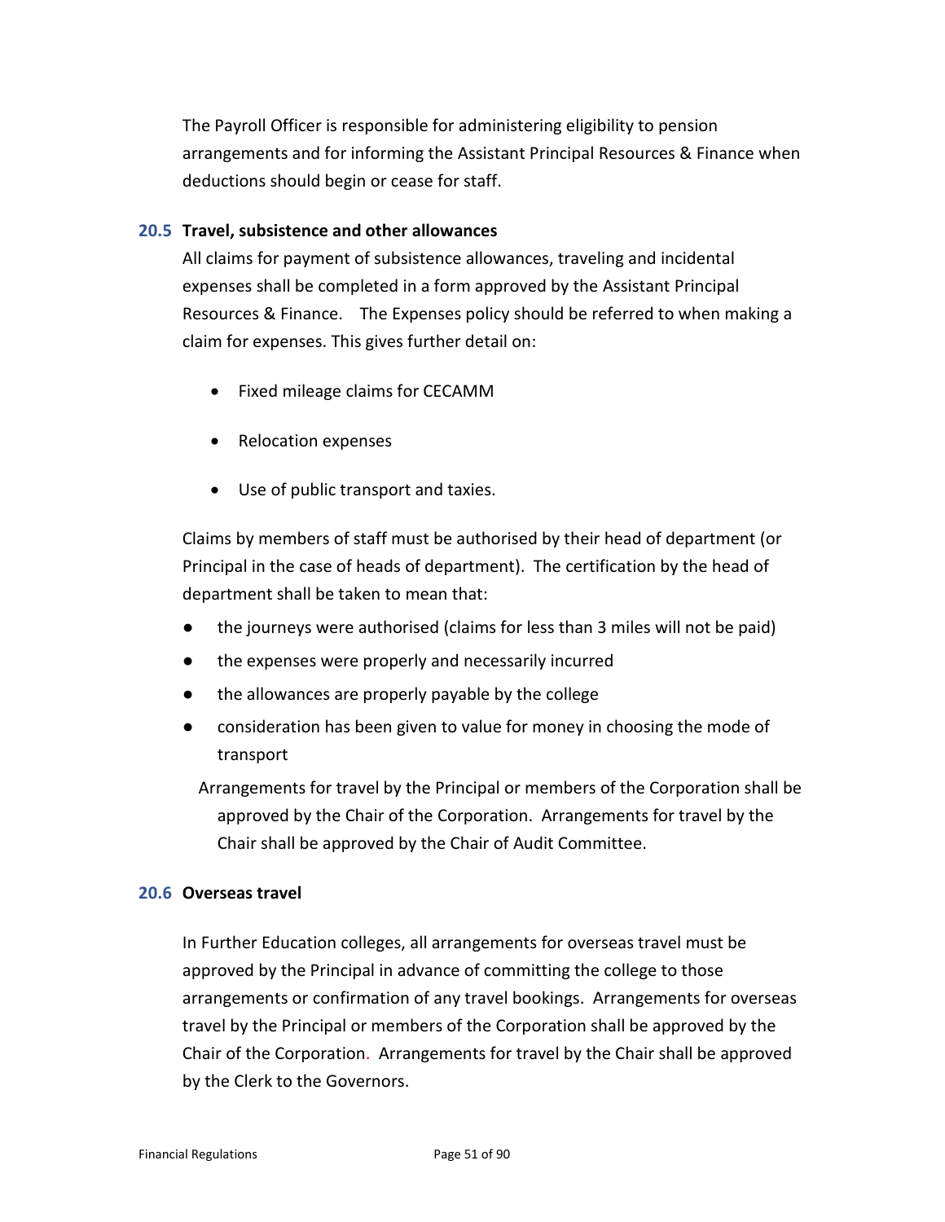The Payroll Officer is responsible for administering eligibility to pension arrangements and for informing the Assistant Principal Resources & Finance when deductions should begin or cease for staff.

### 20.5 Travel, subsistence and other allowances

All claims for payment of subsistence allowances, traveling and incidental expenses shall be completed in a form approved by the Assistant Principal Resources & Finance. The Expenses policy should be referred to when making a claim for expenses. This gives further detail on:

- Fixed mileage claims for CECAMM
- Relocation expenses
- Use of public transport and taxies.

Claims by members of staff must be authorised by their head of department (or Principal in the case of heads of department). The certification by the head of department shall be taken to mean that:

- the journeys were authorised (claims for less than 3 miles will not be paid)
- the expenses were properly and necessarily incurred
- the allowances are properly payable by the college
- consideration has been given to value for money in choosing the mode of transport

Arrangements for travel by the Principal or members of the Corporation shall be approved by the Chair of the Corporation. Arrangements for travel by the Chair shall be approved by the Chair of Audit Committee.

### 20.6 Overseas travel

In Further Education colleges, all arrangements for overseas travel must be approved by the Principal in advance of committing the college to those arrangements or confirmation of any travel bookings. Arrangements for overseas travel by the Principal or members of the Corporation shall be approved by the Chair of the Corporation. Arrangements for travel by the Chair shall be approved by the Clerk to the Governors.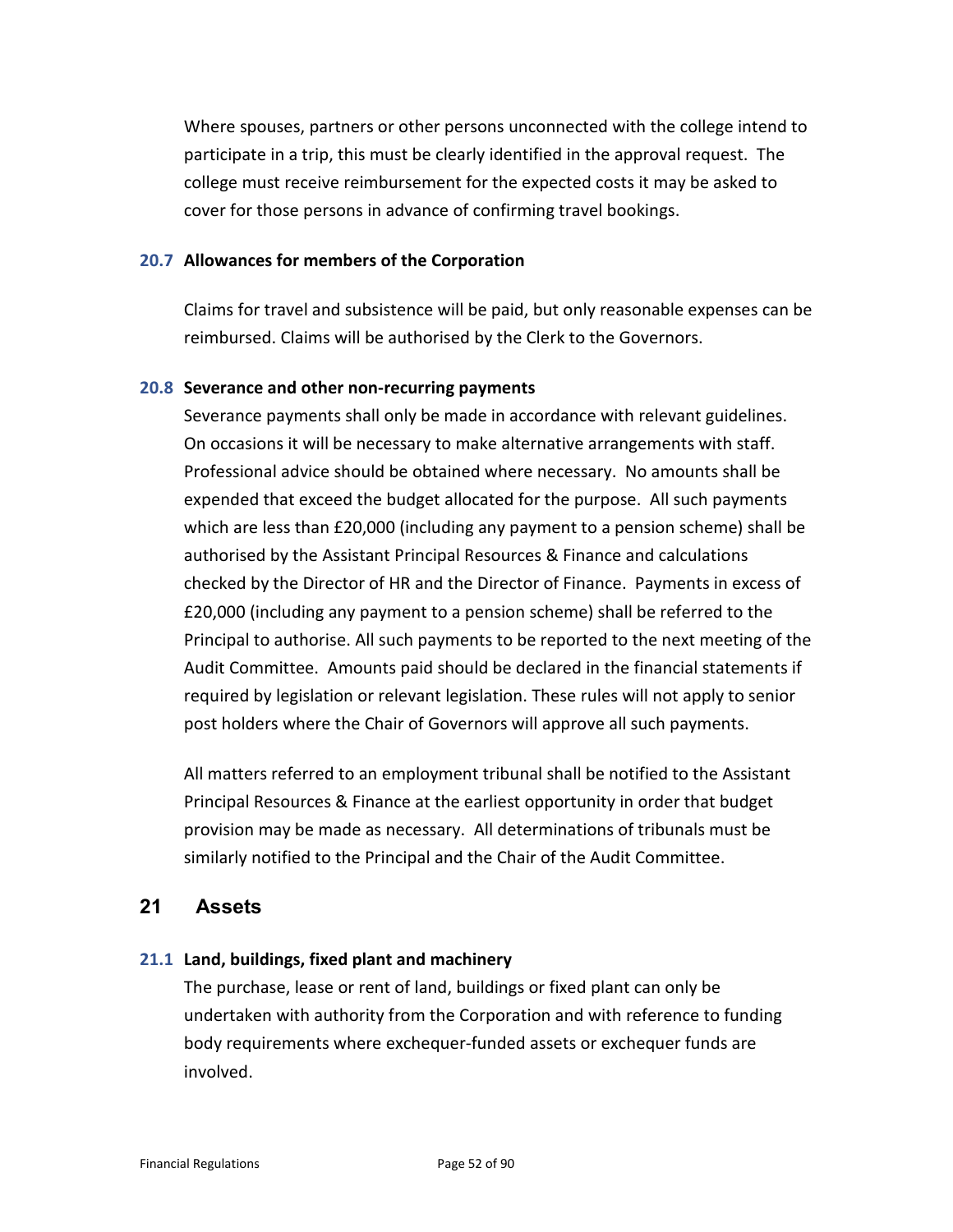Where spouses, partners or other persons unconnected with the college intend to participate in a trip, this must be clearly identified in the approval request. The college must receive reimbursement for the expected costs it may be asked to cover for those persons in advance of confirming travel bookings.

### 20.7 Allowances for members of the Corporation

Claims for travel and subsistence will be paid, but only reasonable expenses can be reimbursed. Claims will be authorised by the Clerk to the Governors.

### 20.8 Severance and other non-recurring payments

Severance payments shall only be made in accordance with relevant guidelines. On occasions it will be necessary to make alternative arrangements with staff. Professional advice should be obtained where necessary. No amounts shall be expended that exceed the budget allocated for the purpose. All such payments which are less than £20,000 (including any payment to a pension scheme) shall be authorised by the Assistant Principal Resources & Finance and calculations checked by the Director of HR and the Director of Finance. Payments in excess of £20,000 (including any payment to a pension scheme) shall be referred to the Principal to authorise. All such payments to be reported to the next meeting of the Audit Committee. Amounts paid should be declared in the financial statements if required by legislation or relevant legislation. These rules will not apply to senior post holders where the Chair of Governors will approve all such payments.

All matters referred to an employment tribunal shall be notified to the Assistant Principal Resources & Finance at the earliest opportunity in order that budget provision may be made as necessary. All determinations of tribunals must be similarly notified to the Principal and the Chair of the Audit Committee.

## 21 Assets

### 21.1 Land, buildings, fixed plant and machinery

The purchase, lease or rent of land, buildings or fixed plant can only be undertaken with authority from the Corporation and with reference to funding body requirements where exchequer-funded assets or exchequer funds are involved.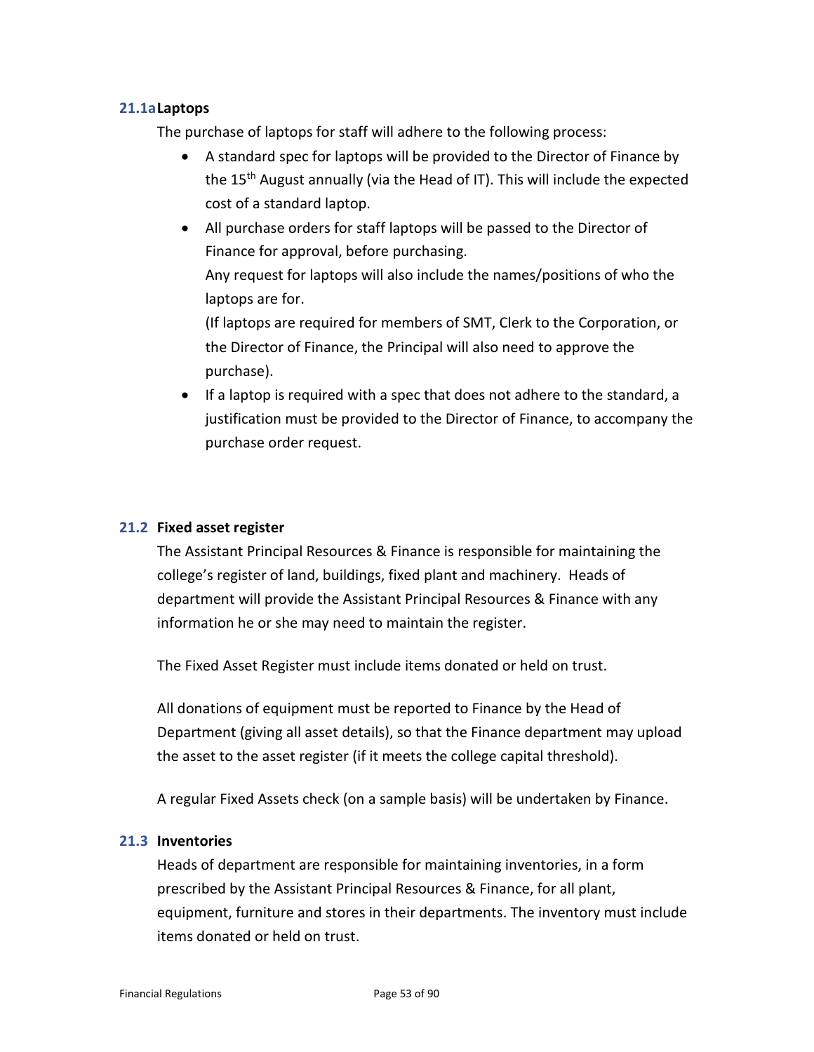### 21.1a Laptops

The purchase of laptops for staff will adhere to the following process:

- A standard spec for laptops will be provided to the Director of Finance by the 15th August annually (via the Head of IT). This will include the expected cost of a standard laptop.
- All purchase orders for staff laptops will be passed to the Director of Finance for approval, before purchasing.

  Any request for laptops will also include the names/positions of who the laptops are for.

  (If laptops are required for members of SMT, Clerk to the Corporation, or the Director of Finance, the Principal will also need to approve the purchase).
- If a laptop is required with a spec that does not adhere to the standard, a justification must be provided to the Director of Finance, to accompany the purchase order request.

### 21.2 Fixed asset register

The Assistant Principal Resources & Finance is responsible for maintaining the college's register of land, buildings, fixed plant and machinery. Heads of department will provide the Assistant Principal Resources & Finance with any information he or she may need to maintain the register.

The Fixed Asset Register must include items donated or held on trust.

All donations of equipment must be reported to Finance by the Head of Department (giving all asset details), so that the Finance department may upload the asset to the asset register (if it meets the college capital threshold).

A regular Fixed Assets check (on a sample basis) will be undertaken by Finance.

### 21.3 Inventories

Heads of department are responsible for maintaining inventories, in a form prescribed by the Assistant Principal Resources & Finance, for all plant, equipment, furniture and stores in their departments. The inventory must include items donated or held on trust.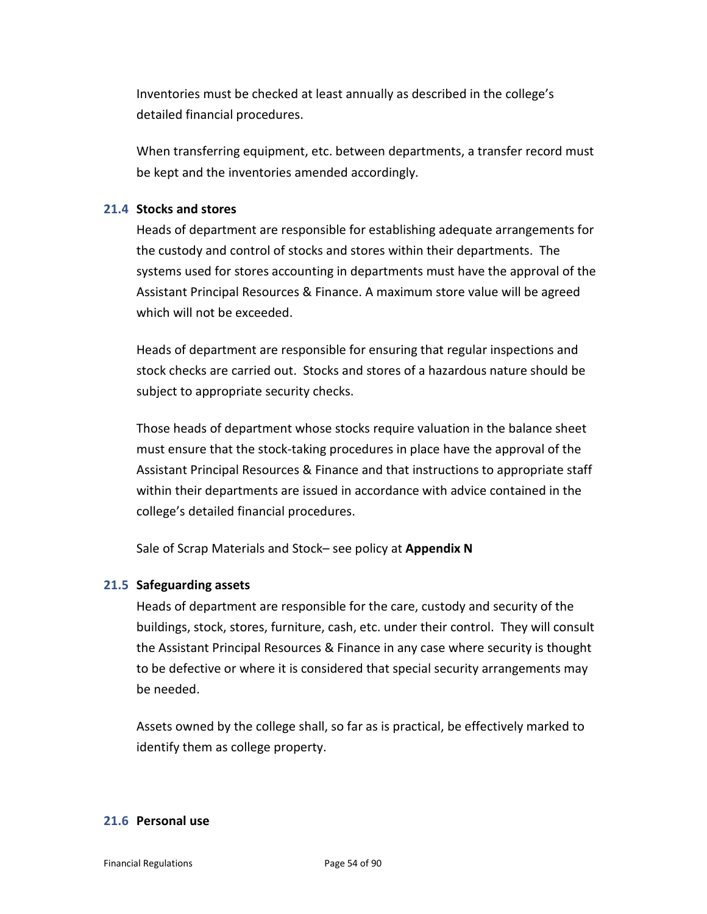Inventories must be checked at least annually as described in the college's detailed financial procedures.

When transferring equipment, etc. between departments, a transfer record must be kept and the inventories amended accordingly.

### 21.4 Stocks and stores

Heads of department are responsible for establishing adequate arrangements for the custody and control of stocks and stores within their departments. The systems used for stores accounting in departments must have the approval of the Assistant Principal Resources & Finance. A maximum store value will be agreed which will not be exceeded.

Heads of department are responsible for ensuring that regular inspections and stock checks are carried out. Stocks and stores of a hazardous nature should be subject to appropriate security checks.

Those heads of department whose stocks require valuation in the balance sheet must ensure that the stock-taking procedures in place have the approval of the Assistant Principal Resources & Finance and that instructions to appropriate staff within their departments are issued in accordance with advice contained in the college's detailed financial procedures.

Sale of Scrap Materials and Stock– see policy at **Appendix N**

### 21.5 Safeguarding assets

Heads of department are responsible for the care, custody and security of the buildings, stock, stores, furniture, cash, etc. under their control. They will consult the Assistant Principal Resources & Finance in any case where security is thought to be defective or where it is considered that special security arrangements may be needed.

Assets owned by the college shall, so far as is practical, be effectively marked to identify them as college property.

### 21.6 Personal use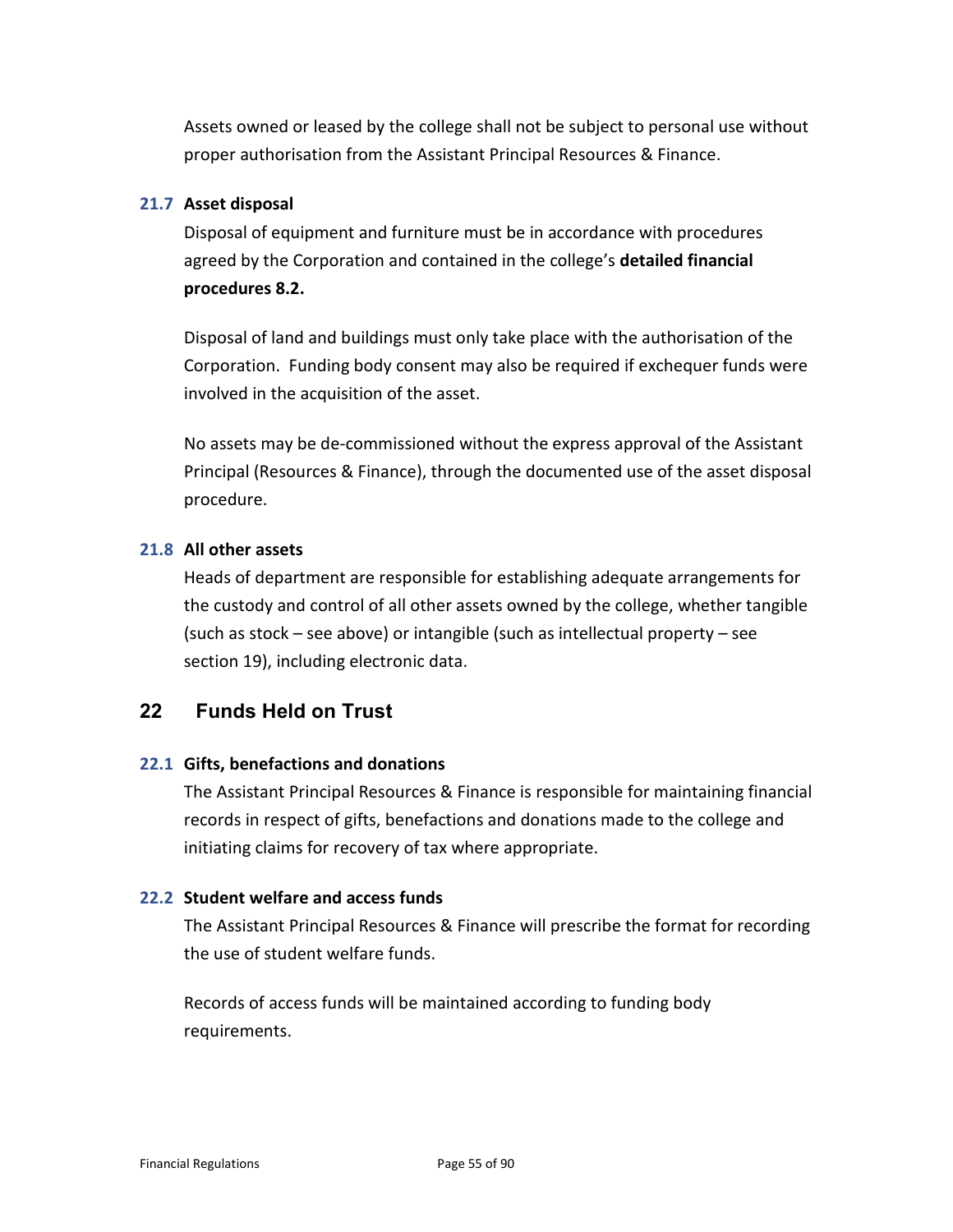Assets owned or leased by the college shall not be subject to personal use without proper authorisation from the Assistant Principal Resources & Finance.

### 21.7 Asset disposal

Disposal of equipment and furniture must be in accordance with procedures agreed by the Corporation and contained in the college's **detailed financial procedures 8.2.**

Disposal of land and buildings must only take place with the authorisation of the Corporation. Funding body consent may also be required if exchequer funds were involved in the acquisition of the asset.

No assets may be de-commissioned without the express approval of the Assistant Principal (Resources & Finance), through the documented use of the asset disposal procedure.

### 21.8 All other assets

Heads of department are responsible for establishing adequate arrangements for the custody and control of all other assets owned by the college, whether tangible (such as stock – see above) or intangible (such as intellectual property – see section 19), including electronic data.

## 22 Funds Held on Trust

### 22.1 Gifts, benefactions and donations

The Assistant Principal Resources & Finance is responsible for maintaining financial records in respect of gifts, benefactions and donations made to the college and initiating claims for recovery of tax where appropriate.

### 22.2 Student welfare and access funds

The Assistant Principal Resources & Finance will prescribe the format for recording the use of student welfare funds.

Records of access funds will be maintained according to funding body requirements.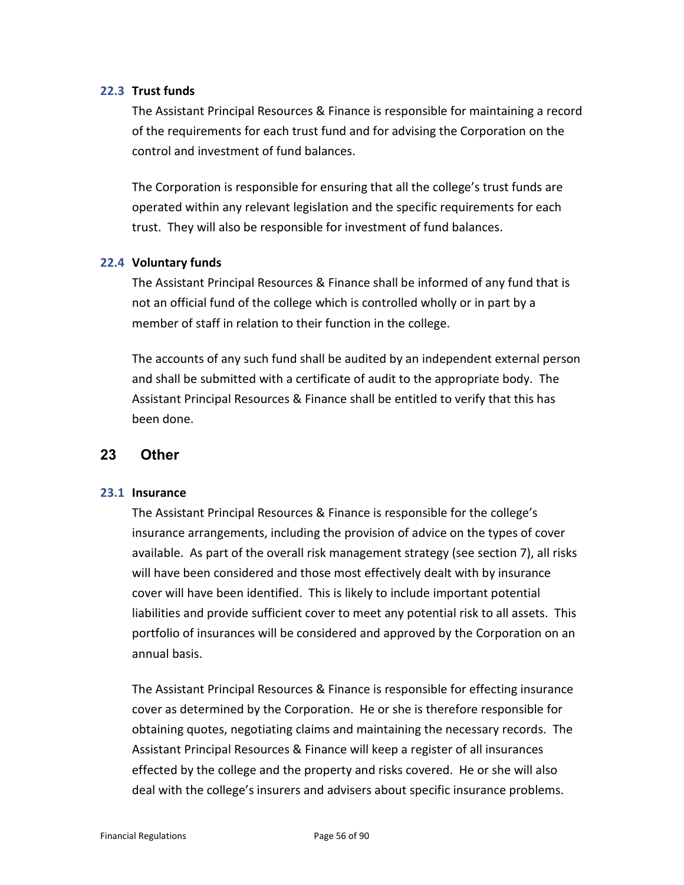### 22.3 Trust funds

The Assistant Principal Resources & Finance is responsible for maintaining a record of the requirements for each trust fund and for advising the Corporation on the control and investment of fund balances.

The Corporation is responsible for ensuring that all the college's trust funds are operated within any relevant legislation and the specific requirements for each trust. They will also be responsible for investment of fund balances.

### 22.4 Voluntary funds

The Assistant Principal Resources & Finance shall be informed of any fund that is not an official fund of the college which is controlled wholly or in part by a member of staff in relation to their function in the college.

The accounts of any such fund shall be audited by an independent external person and shall be submitted with a certificate of audit to the appropriate body. The Assistant Principal Resources & Finance shall be entitled to verify that this has been done.

## 23 Other

### 23.1 Insurance

The Assistant Principal Resources & Finance is responsible for the college's insurance arrangements, including the provision of advice on the types of cover available. As part of the overall risk management strategy (see section 7), all risks will have been considered and those most effectively dealt with by insurance cover will have been identified. This is likely to include important potential liabilities and provide sufficient cover to meet any potential risk to all assets. This portfolio of insurances will be considered and approved by the Corporation on an annual basis.

The Assistant Principal Resources & Finance is responsible for effecting insurance cover as determined by the Corporation. He or she is therefore responsible for obtaining quotes, negotiating claims and maintaining the necessary records. The Assistant Principal Resources & Finance will keep a register of all insurances effected by the college and the property and risks covered. He or she will also deal with the college's insurers and advisers about specific insurance problems.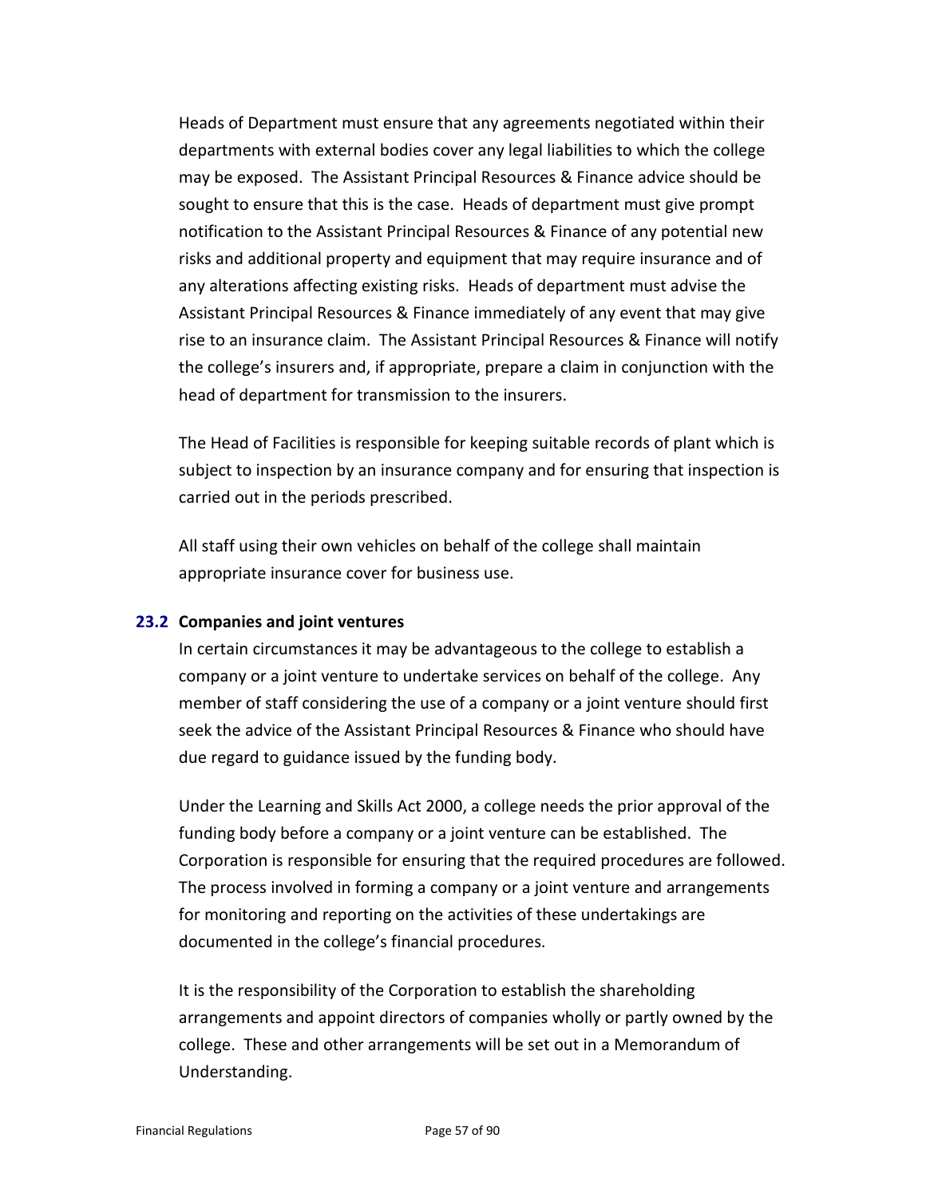Heads of Department must ensure that any agreements negotiated within their departments with external bodies cover any legal liabilities to which the college may be exposed. The Assistant Principal Resources & Finance advice should be sought to ensure that this is the case. Heads of department must give prompt notification to the Assistant Principal Resources & Finance of any potential new risks and additional property and equipment that may require insurance and of any alterations affecting existing risks. Heads of department must advise the Assistant Principal Resources & Finance immediately of any event that may give rise to an insurance claim. The Assistant Principal Resources & Finance will notify the college's insurers and, if appropriate, prepare a claim in conjunction with the head of department for transmission to the insurers.

The Head of Facilities is responsible for keeping suitable records of plant which is subject to inspection by an insurance company and for ensuring that inspection is carried out in the periods prescribed.

All staff using their own vehicles on behalf of the college shall maintain appropriate insurance cover for business use.

### 23.2 Companies and joint ventures

In certain circumstances it may be advantageous to the college to establish a company or a joint venture to undertake services on behalf of the college. Any member of staff considering the use of a company or a joint venture should first seek the advice of the Assistant Principal Resources & Finance who should have due regard to guidance issued by the funding body.

Under the Learning and Skills Act 2000, a college needs the prior approval of the funding body before a company or a joint venture can be established. The Corporation is responsible for ensuring that the required procedures are followed. The process involved in forming a company or a joint venture and arrangements for monitoring and reporting on the activities of these undertakings are documented in the college's financial procedures.

It is the responsibility of the Corporation to establish the shareholding arrangements and appoint directors of companies wholly or partly owned by the college. These and other arrangements will be set out in a Memorandum of Understanding.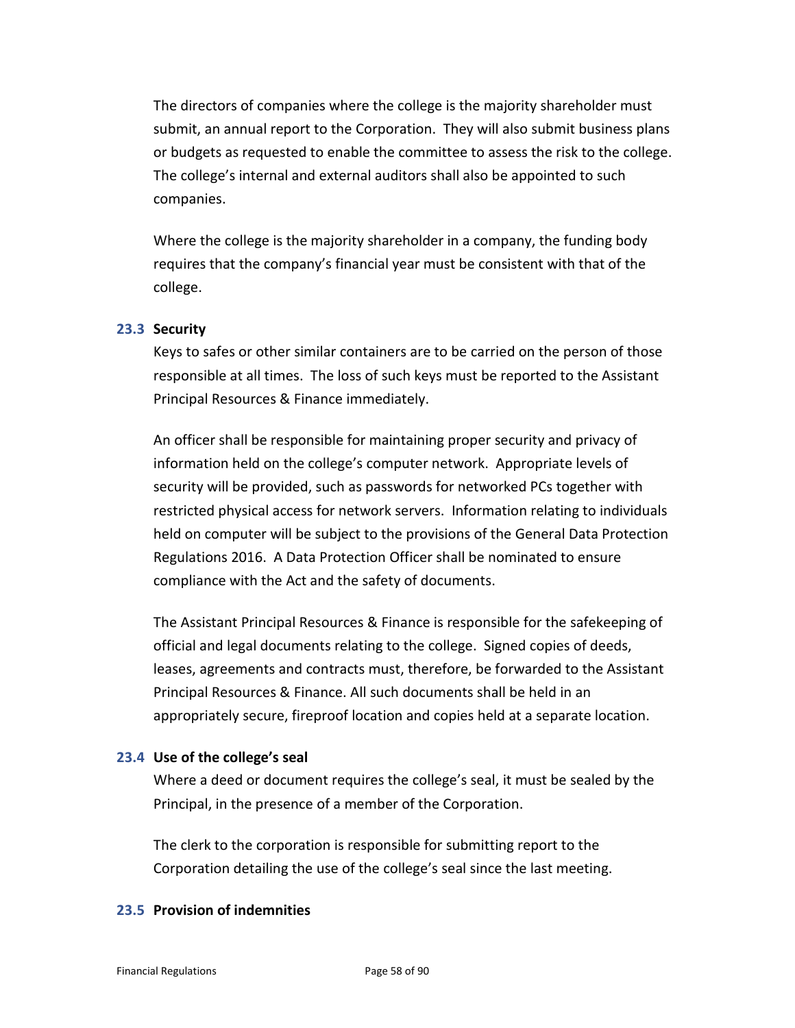The directors of companies where the college is the majority shareholder must submit, an annual report to the Corporation. They will also submit business plans or budgets as requested to enable the committee to assess the risk to the college. The college's internal and external auditors shall also be appointed to such companies.

Where the college is the majority shareholder in a company, the funding body requires that the company's financial year must be consistent with that of the college.

### 23.3 Security

Keys to safes or other similar containers are to be carried on the person of those responsible at all times. The loss of such keys must be reported to the Assistant Principal Resources & Finance immediately.

An officer shall be responsible for maintaining proper security and privacy of information held on the college's computer network. Appropriate levels of security will be provided, such as passwords for networked PCs together with restricted physical access for network servers. Information relating to individuals held on computer will be subject to the provisions of the General Data Protection Regulations 2016. A Data Protection Officer shall be nominated to ensure compliance with the Act and the safety of documents.

The Assistant Principal Resources & Finance is responsible for the safekeeping of official and legal documents relating to the college. Signed copies of deeds, leases, agreements and contracts must, therefore, be forwarded to the Assistant Principal Resources & Finance. All such documents shall be held in an appropriately secure, fireproof location and copies held at a separate location.

### 23.4 Use of the college's seal

Where a deed or document requires the college's seal, it must be sealed by the Principal, in the presence of a member of the Corporation.

The clerk to the corporation is responsible for submitting report to the Corporation detailing the use of the college's seal since the last meeting.

### 23.5 Provision of indemnities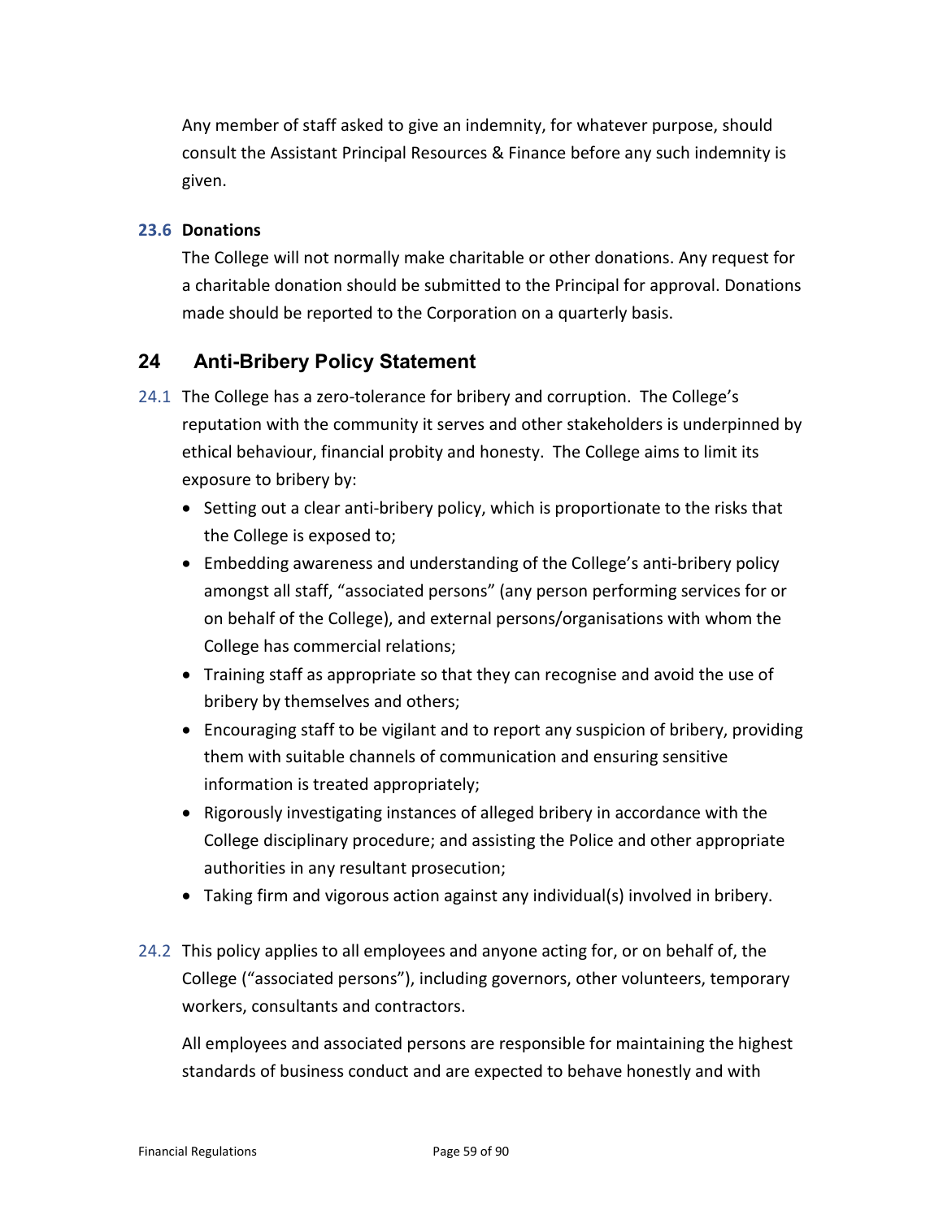Any member of staff asked to give an indemnity, for whatever purpose, should consult the Assistant Principal Resources & Finance before any such indemnity is given.

### 23.6 Donations

The College will not normally make charitable or other donations. Any request for a charitable donation should be submitted to the Principal for approval. Donations made should be reported to the Corporation on a quarterly basis.

## 24 Anti-Bribery Policy Statement

24.1 The College has a zero-tolerance for bribery and corruption. The College's reputation with the community it serves and other stakeholders is underpinned by ethical behaviour, financial probity and honesty. The College aims to limit its exposure to bribery by:

- Setting out a clear anti-bribery policy, which is proportionate to the risks that the College is exposed to;
- Embedding awareness and understanding of the College's anti-bribery policy amongst all staff, "associated persons" (any person performing services for or on behalf of the College), and external persons/organisations with whom the College has commercial relations;
- Training staff as appropriate so that they can recognise and avoid the use of bribery by themselves and others;
- Encouraging staff to be vigilant and to report any suspicion of bribery, providing them with suitable channels of communication and ensuring sensitive information is treated appropriately;
- Rigorously investigating instances of alleged bribery in accordance with the College disciplinary procedure; and assisting the Police and other appropriate authorities in any resultant prosecution;
- Taking firm and vigorous action against any individual(s) involved in bribery.

24.2 This policy applies to all employees and anyone acting for, or on behalf of, the College ("associated persons"), including governors, other volunteers, temporary workers, consultants and contractors.

All employees and associated persons are responsible for maintaining the highest standards of business conduct and are expected to behave honestly and with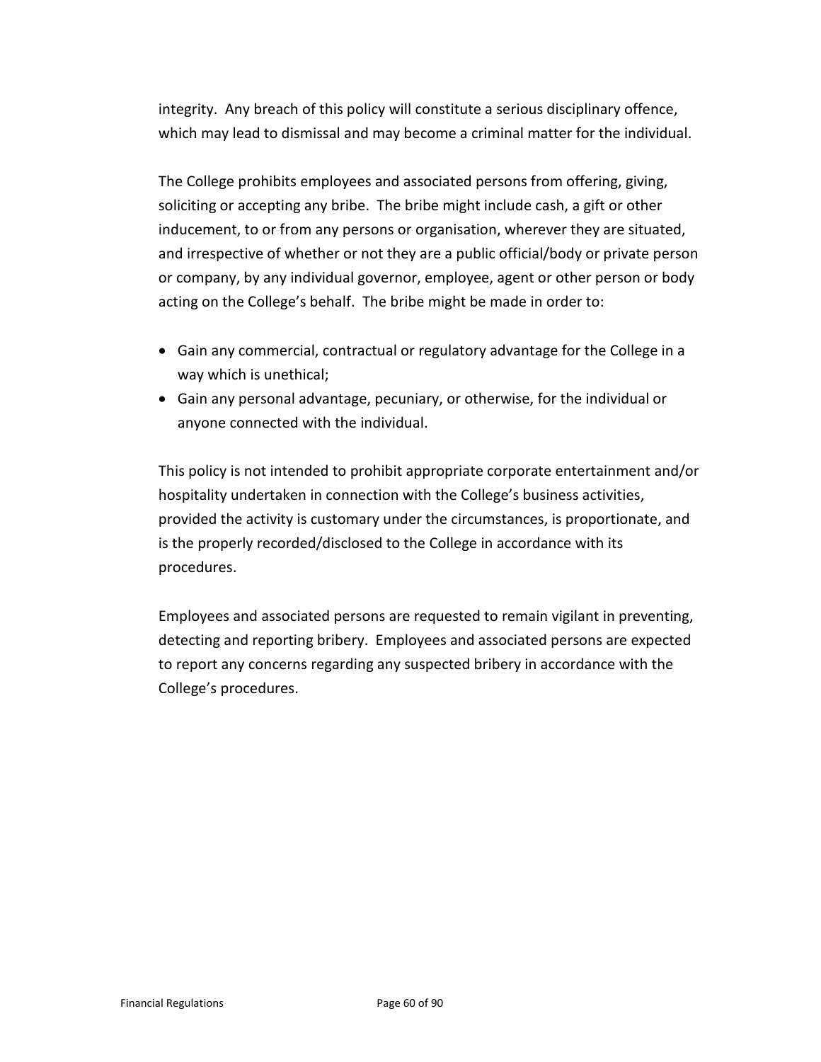integrity. Any breach of this policy will constitute a serious disciplinary offence, which may lead to dismissal and may become a criminal matter for the individual.

The College prohibits employees and associated persons from offering, giving, soliciting or accepting any bribe. The bribe might include cash, a gift or other inducement, to or from any persons or organisation, wherever they are situated, and irrespective of whether or not they are a public official/body or private person or company, by any individual governor, employee, agent or other person or body acting on the College's behalf. The bribe might be made in order to:

- Gain any commercial, contractual or regulatory advantage for the College in a way which is unethical;
- Gain any personal advantage, pecuniary, or otherwise, for the individual or anyone connected with the individual.

This policy is not intended to prohibit appropriate corporate entertainment and/or hospitality undertaken in connection with the College's business activities, provided the activity is customary under the circumstances, is proportionate, and is the properly recorded/disclosed to the College in accordance with its procedures.

Employees and associated persons are requested to remain vigilant in preventing, detecting and reporting bribery. Employees and associated persons are expected to report any concerns regarding any suspected bribery in accordance with the College's procedures.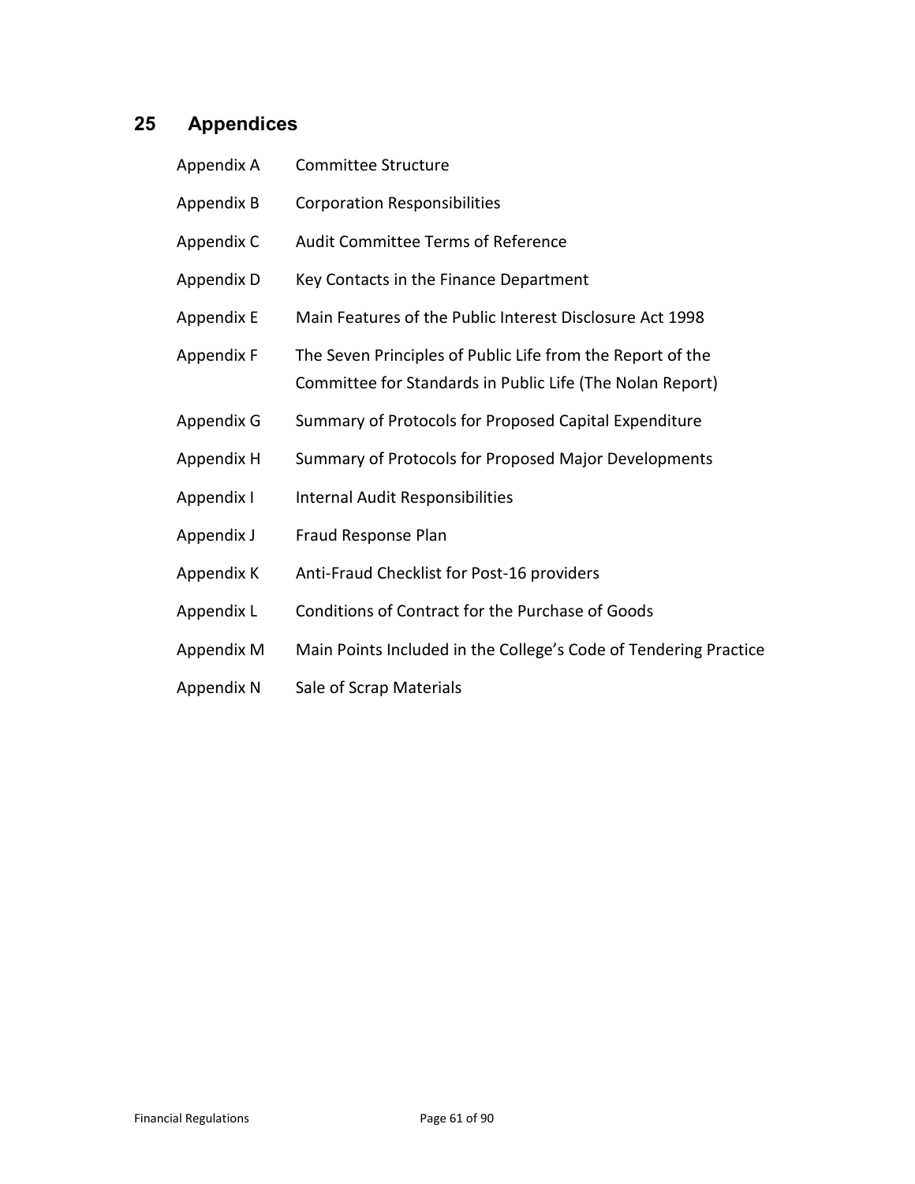## 25 Appendices

| | |
|---|---|
| Appendix A | Committee Structure |
| Appendix B | Corporation Responsibilities |
| Appendix C | Audit Committee Terms of Reference |
| Appendix D | Key Contacts in the Finance Department |
| Appendix E | Main Features of the Public Interest Disclosure Act 1998 |
| Appendix F | The Seven Principles of Public Life from the Report of the Committee for Standards in Public Life (The Nolan Report) |
| Appendix G | Summary of Protocols for Proposed Capital Expenditure |
| Appendix H | Summary of Protocols for Proposed Major Developments |
| Appendix I | Internal Audit Responsibilities |
| Appendix J | Fraud Response Plan |
| Appendix K | Anti-Fraud Checklist for Post-16 providers |
| Appendix L | Conditions of Contract for the Purchase of Goods |
| Appendix M | Main Points Included in the College's Code of Tendering Practice |
| Appendix N | Sale of Scrap Materials |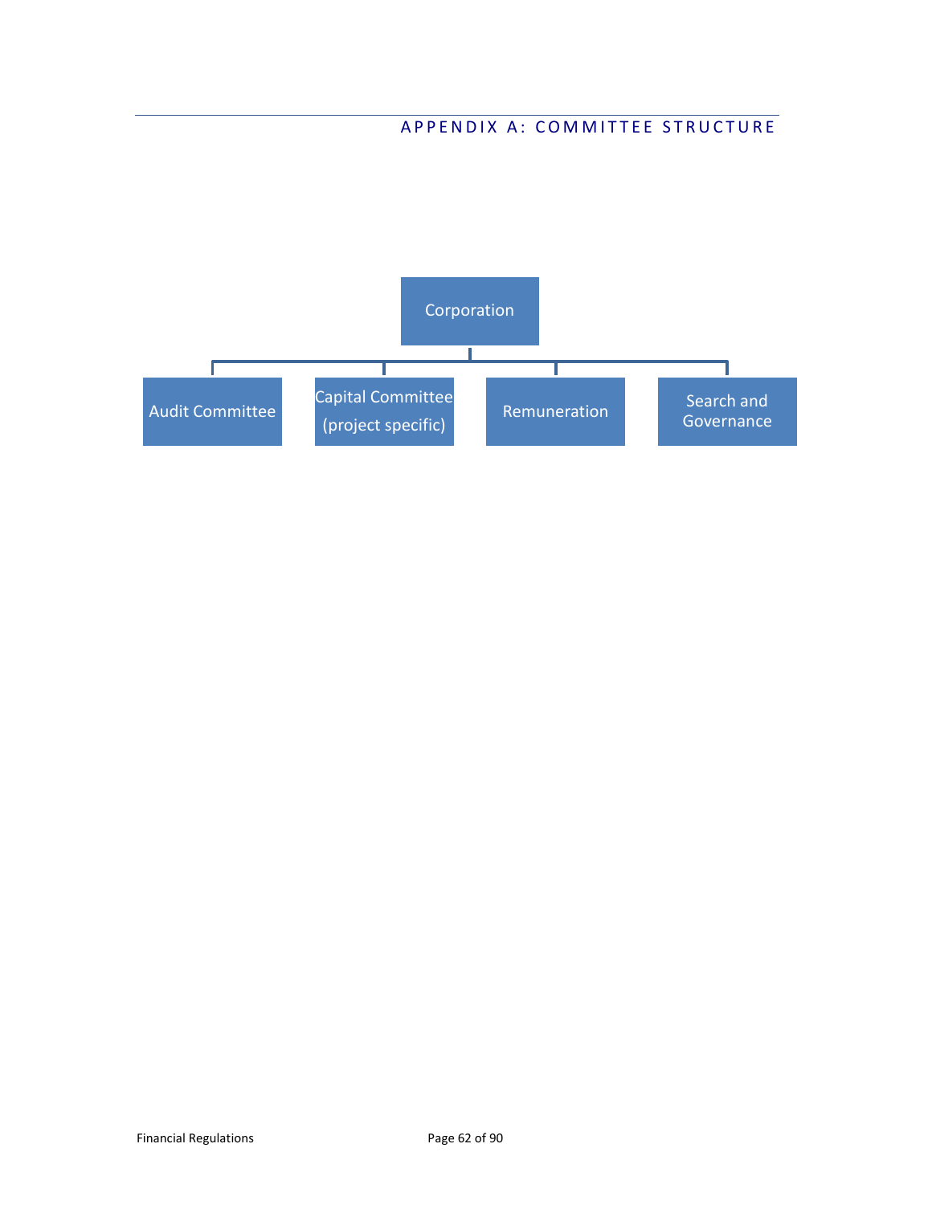# APPENDIX A: COMMITTEE STRUCTURE

- Corporation
  - Audit Committee
  - Capital Committee (project specific)
  - Remuneration
  - Search and Governance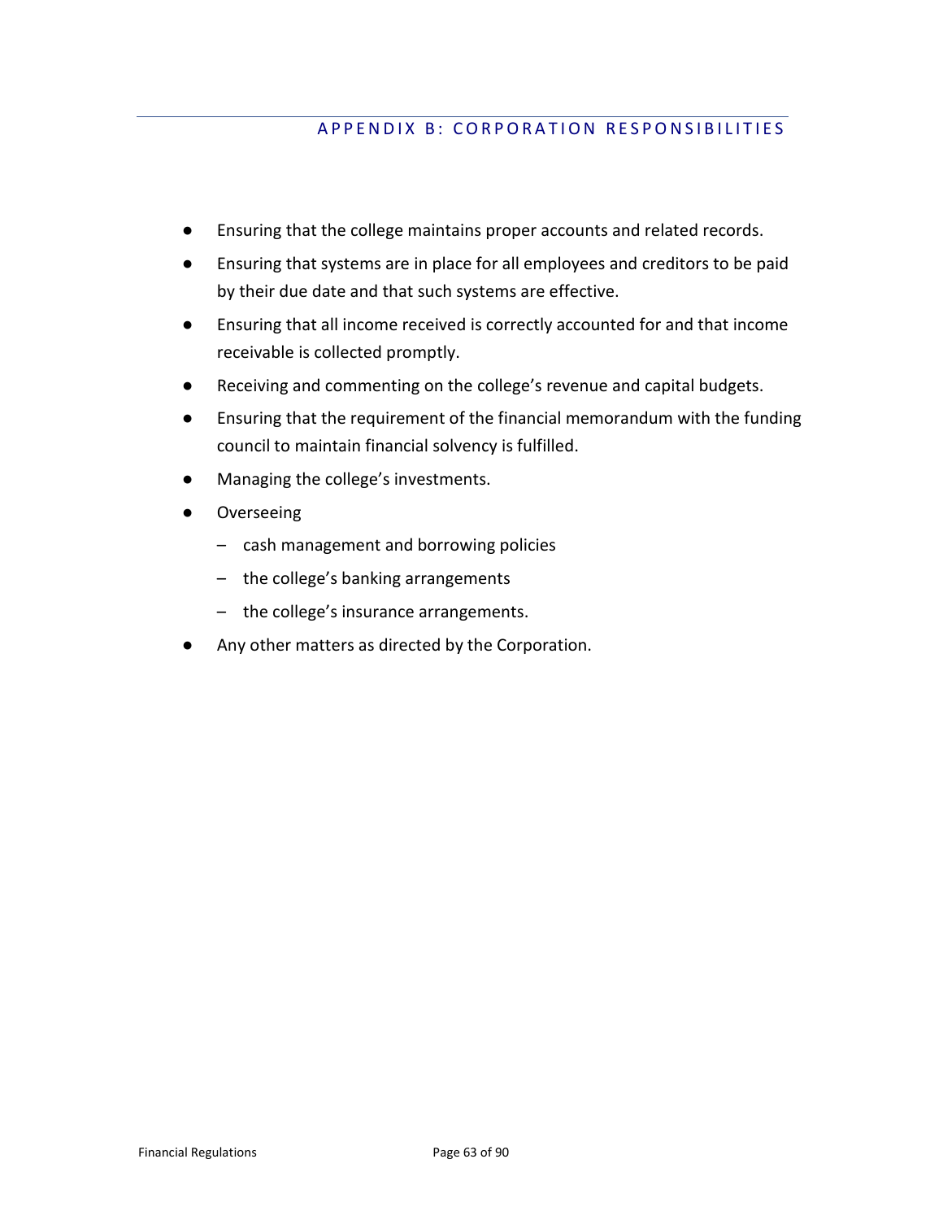## APPENDIX B: CORPORATION RESPONSIBILITIES

- Ensuring that the college maintains proper accounts and related records.
- Ensuring that systems are in place for all employees and creditors to be paid by their due date and that such systems are effective.
- Ensuring that all income received is correctly accounted for and that income receivable is collected promptly.
- Receiving and commenting on the college's revenue and capital budgets.
- Ensuring that the requirement of the financial memorandum with the funding council to maintain financial solvency is fulfilled.
- Managing the college's investments.
- Overseeing
  - cash management and borrowing policies
  - the college's banking arrangements
  - the college's insurance arrangements.
- Any other matters as directed by the Corporation.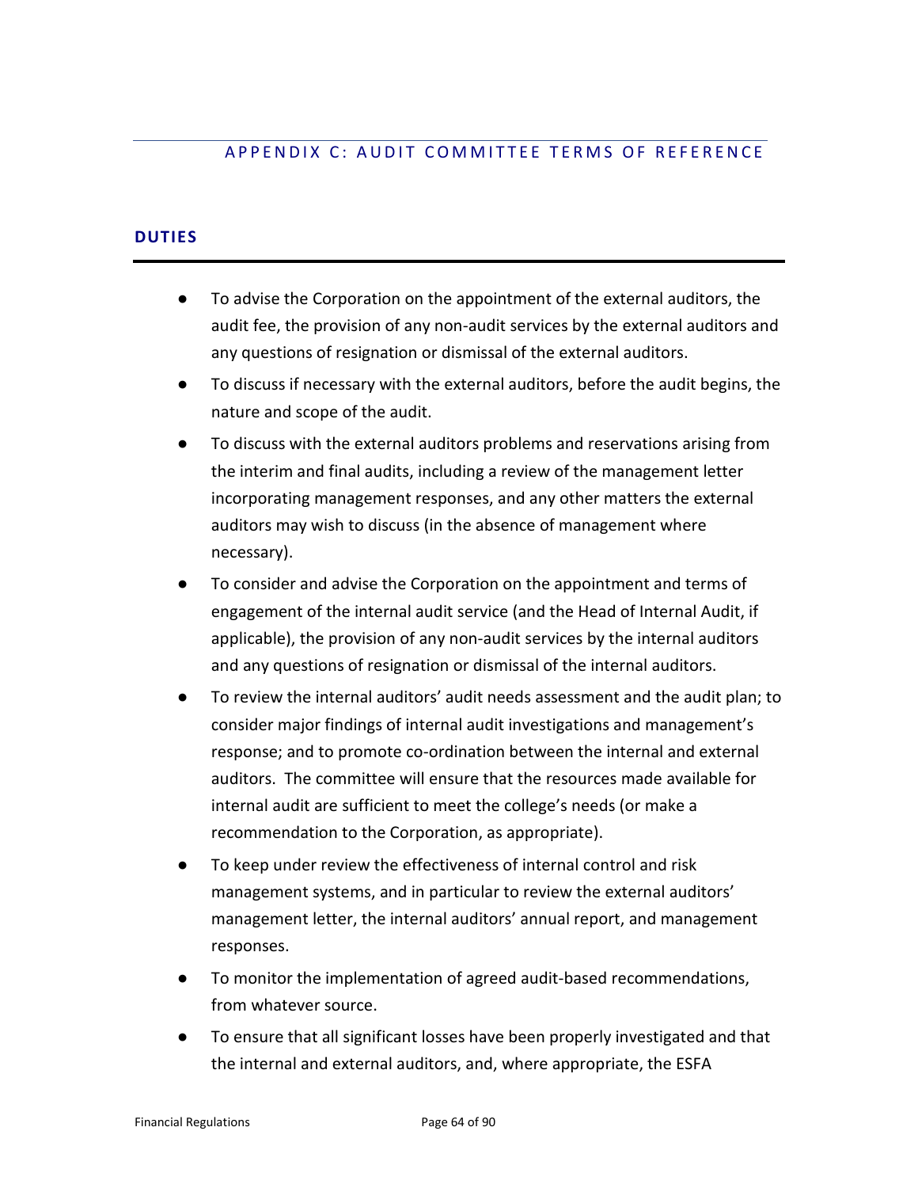# APPENDIX C: AUDIT COMMITTEE TERMS OF REFERENCE

## DUTIES

- To advise the Corporation on the appointment of the external auditors, the audit fee, the provision of any non-audit services by the external auditors and any questions of resignation or dismissal of the external auditors.
- To discuss if necessary with the external auditors, before the audit begins, the nature and scope of the audit.
- To discuss with the external auditors problems and reservations arising from the interim and final audits, including a review of the management letter incorporating management responses, and any other matters the external auditors may wish to discuss (in the absence of management where necessary).
- To consider and advise the Corporation on the appointment and terms of engagement of the internal audit service (and the Head of Internal Audit, if applicable), the provision of any non-audit services by the internal auditors and any questions of resignation or dismissal of the internal auditors.
- To review the internal auditors' audit needs assessment and the audit plan; to consider major findings of internal audit investigations and management's response; and to promote co-ordination between the internal and external auditors. The committee will ensure that the resources made available for internal audit are sufficient to meet the college's needs (or make a recommendation to the Corporation, as appropriate).
- To keep under review the effectiveness of internal control and risk management systems, and in particular to review the external auditors' management letter, the internal auditors' annual report, and management responses.
- To monitor the implementation of agreed audit-based recommendations, from whatever source.
- To ensure that all significant losses have been properly investigated and that the internal and external auditors, and, where appropriate, the ESFA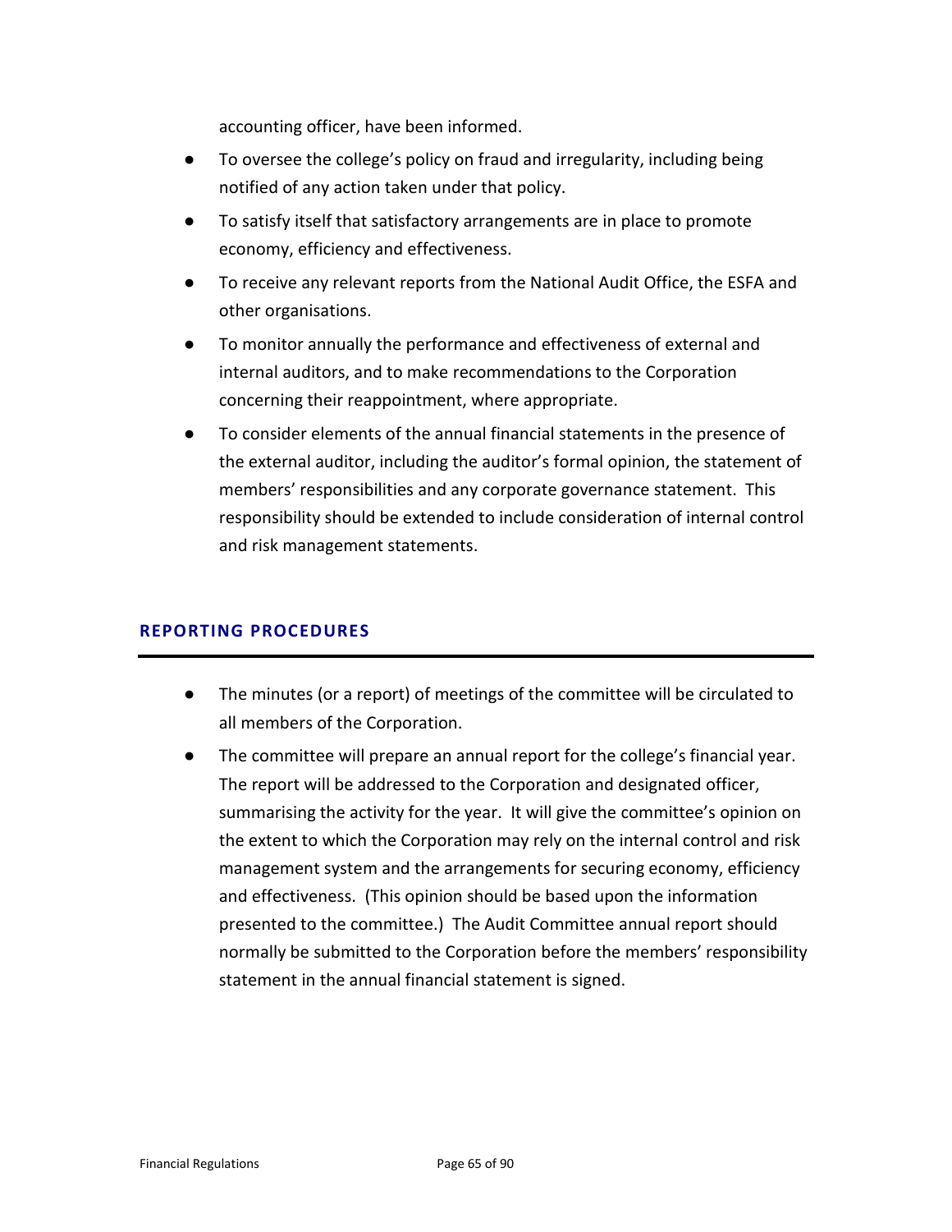accounting officer, have been informed.

- To oversee the college's policy on fraud and irregularity, including being notified of any action taken under that policy.
- To satisfy itself that satisfactory arrangements are in place to promote economy, efficiency and effectiveness.
- To receive any relevant reports from the National Audit Office, the ESFA and other organisations.
- To monitor annually the performance and effectiveness of external and internal auditors, and to make recommendations to the Corporation concerning their reappointment, where appropriate.
- To consider elements of the annual financial statements in the presence of the external auditor, including the auditor's formal opinion, the statement of members' responsibilities and any corporate governance statement. This responsibility should be extended to include consideration of internal control and risk management statements.

## REPORTING PROCEDURES

- The minutes (or a report) of meetings of the committee will be circulated to all members of the Corporation.
- The committee will prepare an annual report for the college's financial year. The report will be addressed to the Corporation and designated officer, summarising the activity for the year. It will give the committee's opinion on the extent to which the Corporation may rely on the internal control and risk management system and the arrangements for securing economy, efficiency and effectiveness. (This opinion should be based upon the information presented to the committee.) The Audit Committee annual report should normally be submitted to the Corporation before the members' responsibility statement in the annual financial statement is signed.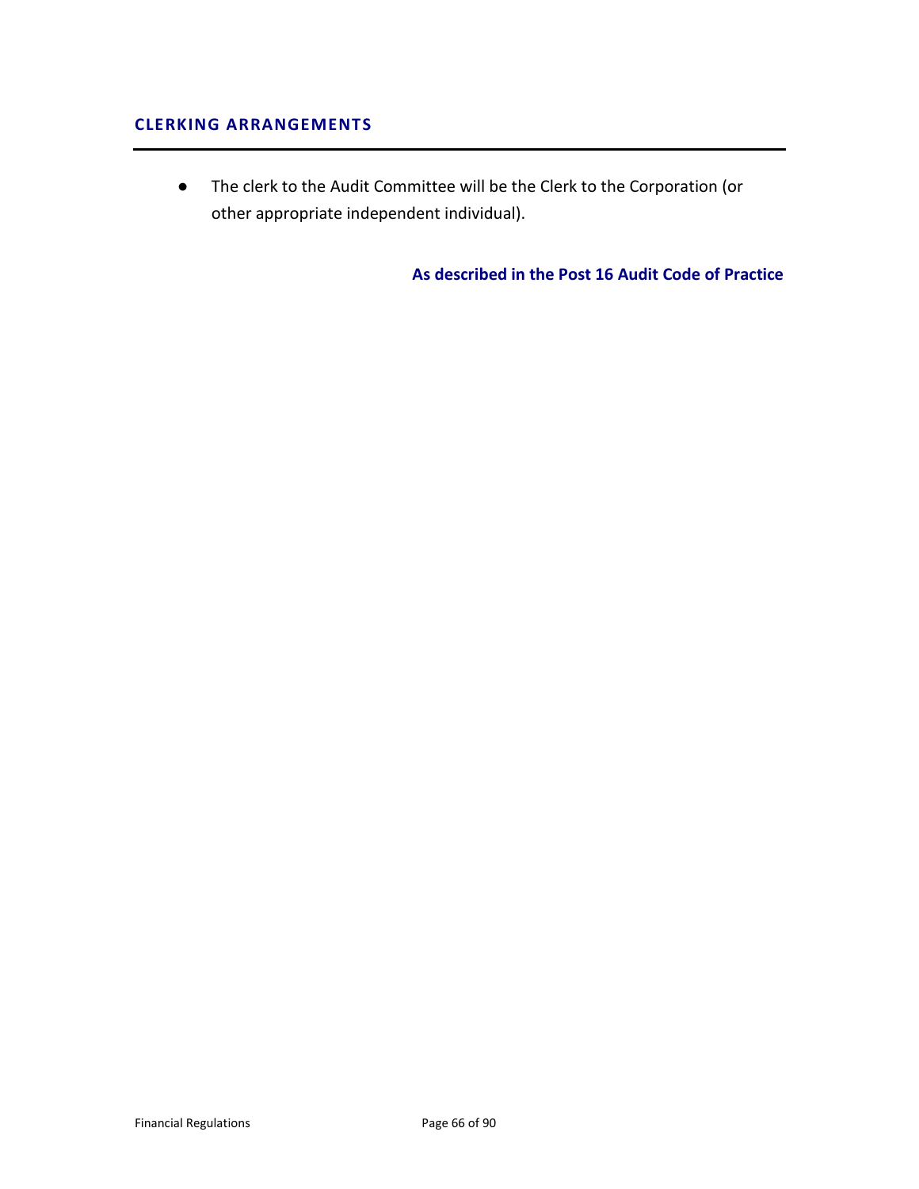## CLERKING ARRANGEMENTS

- The clerk to the Audit Committee will be the Clerk to the Corporation (or other appropriate independent individual).

**As described in the Post 16 Audit Code of Practice**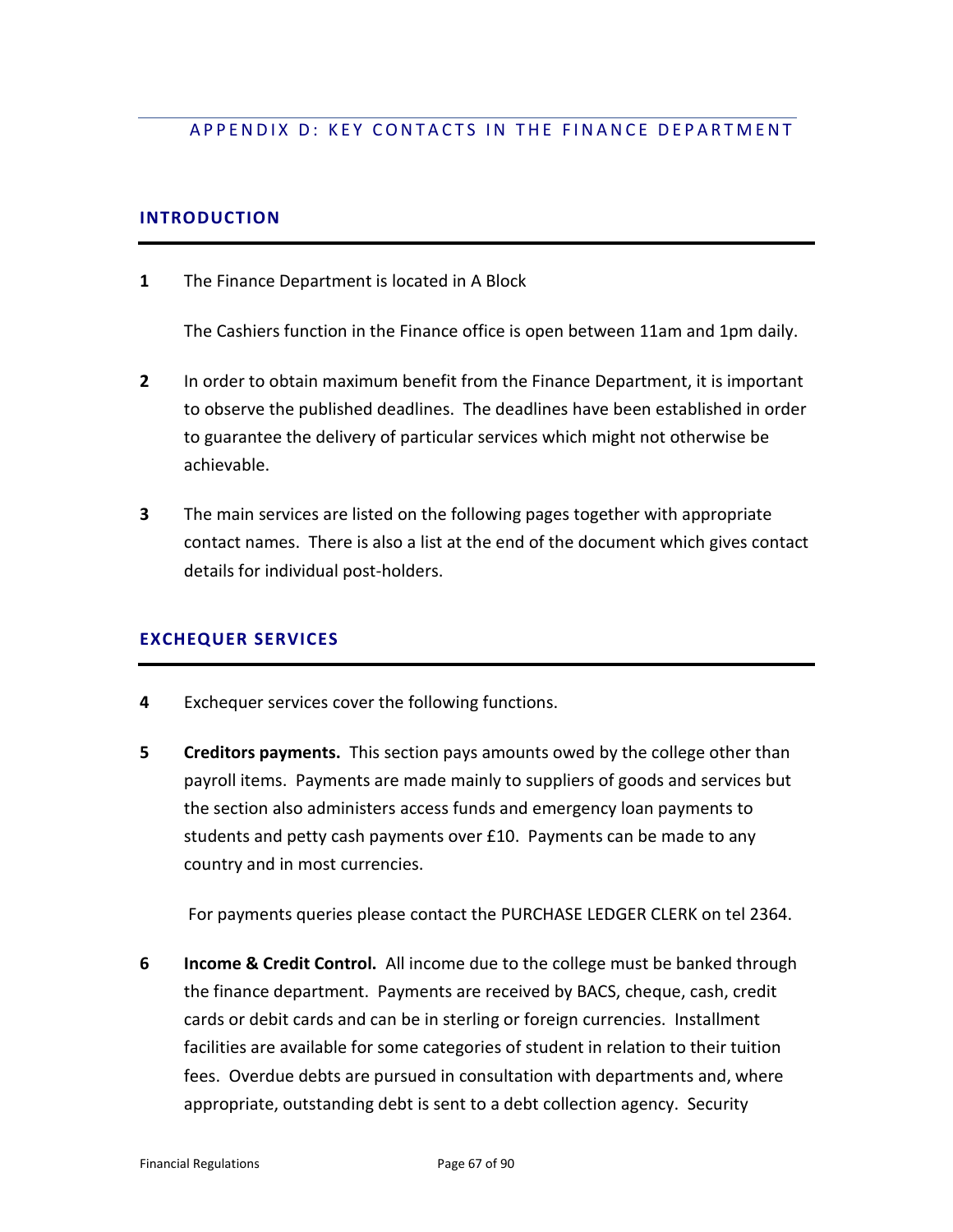# APPENDIX D: KEY CONTACTS IN THE FINANCE DEPARTMENT

## INTRODUCTION

**1** The Finance Department is located in A Block

The Cashiers function in the Finance office is open between 11am and 1pm daily.

**2** In order to obtain maximum benefit from the Finance Department, it is important to observe the published deadlines. The deadlines have been established in order to guarantee the delivery of particular services which might not otherwise be achievable.

**3** The main services are listed on the following pages together with appropriate contact names. There is also a list at the end of the document which gives contact details for individual post-holders.

## EXCHEQUER SERVICES

**4** Exchequer services cover the following functions.

**5** **Creditors payments.** This section pays amounts owed by the college other than payroll items. Payments are made mainly to suppliers of goods and services but the section also administers access funds and emergency loan payments to students and petty cash payments over £10. Payments can be made to any country and in most currencies.

For payments queries please contact the PURCHASE LEDGER CLERK on tel 2364.

**6** **Income & Credit Control.** All income due to the college must be banked through the finance department. Payments are received by BACS, cheque, cash, credit cards or debit cards and can be in sterling or foreign currencies. Installment facilities are available for some categories of student in relation to their tuition fees. Overdue debts are pursued in consultation with departments and, where appropriate, outstanding debt is sent to a debt collection agency. Security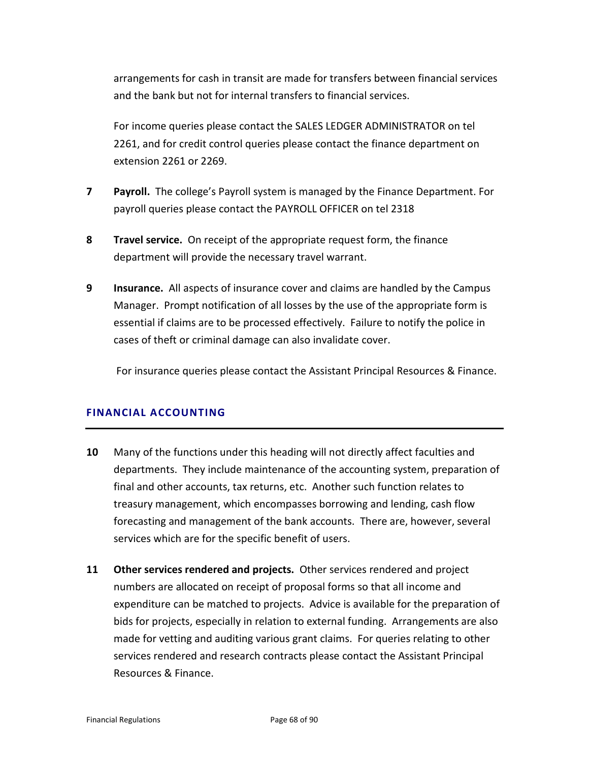arrangements for cash in transit are made for transfers between financial services and the bank but not for internal transfers to financial services.

For income queries please contact the SALES LEDGER ADMINISTRATOR on tel 2261, and for credit control queries please contact the finance department on extension 2261 or 2269.

**7** **Payroll.** The college's Payroll system is managed by the Finance Department. For payroll queries please contact the PAYROLL OFFICER on tel 2318

**8** **Travel service.** On receipt of the appropriate request form, the finance department will provide the necessary travel warrant.

**9** **Insurance.** All aspects of insurance cover and claims are handled by the Campus Manager. Prompt notification of all losses by the use of the appropriate form is essential if claims are to be processed effectively. Failure to notify the police in cases of theft or criminal damage can also invalidate cover.

For insurance queries please contact the Assistant Principal Resources & Finance.

## FINANCIAL ACCOUNTING

**10** Many of the functions under this heading will not directly affect faculties and departments. They include maintenance of the accounting system, preparation of final and other accounts, tax returns, etc. Another such function relates to treasury management, which encompasses borrowing and lending, cash flow forecasting and management of the bank accounts. There are, however, several services which are for the specific benefit of users.

**11** **Other services rendered and projects.** Other services rendered and project numbers are allocated on receipt of proposal forms so that all income and expenditure can be matched to projects. Advice is available for the preparation of bids for projects, especially in relation to external funding. Arrangements are also made for vetting and auditing various grant claims. For queries relating to other services rendered and research contracts please contact the Assistant Principal Resources & Finance.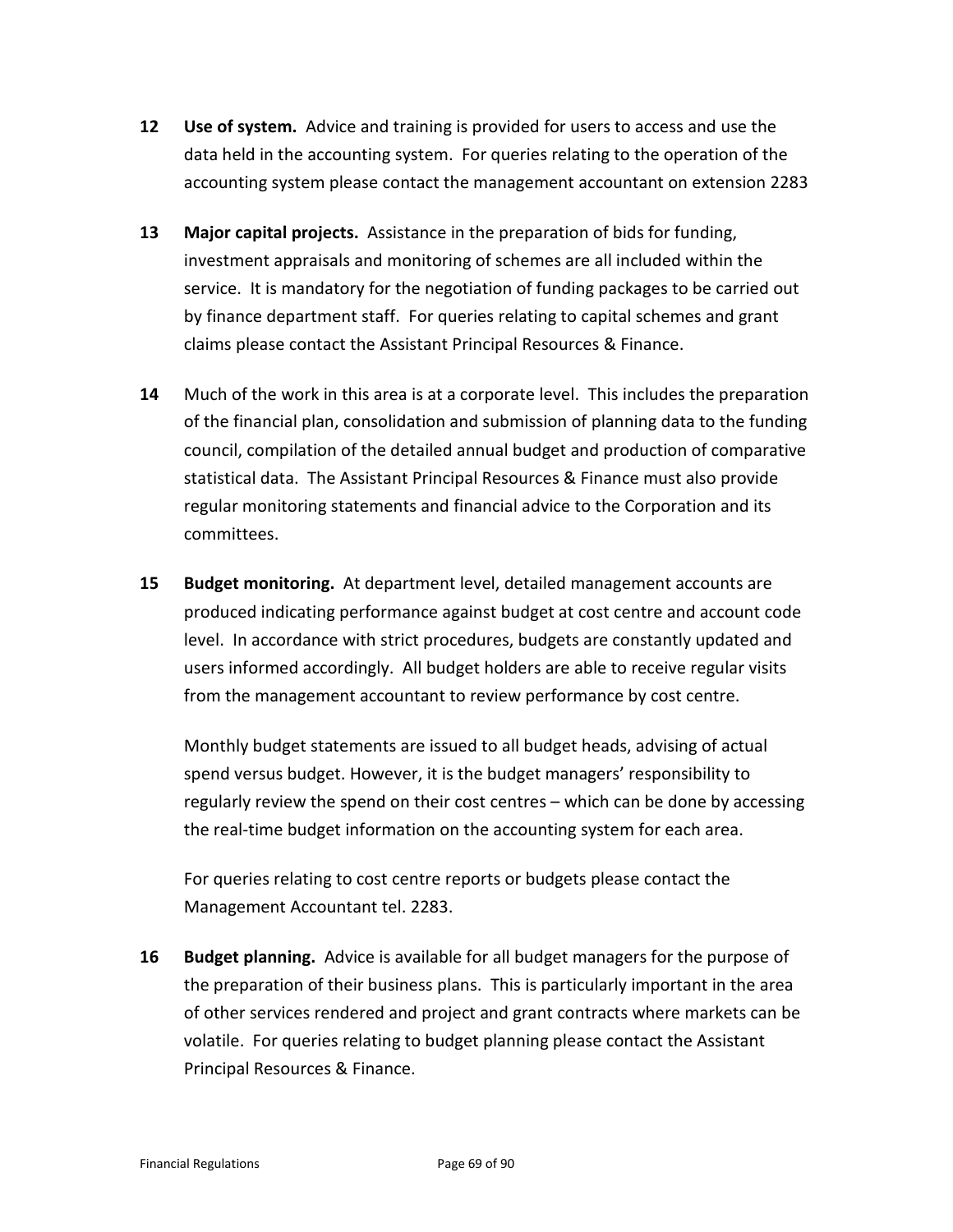**12** **Use of system.** Advice and training is provided for users to access and use the data held in the accounting system. For queries relating to the operation of the accounting system please contact the management accountant on extension 2283

**13** **Major capital projects.** Assistance in the preparation of bids for funding, investment appraisals and monitoring of schemes are all included within the service. It is mandatory for the negotiation of funding packages to be carried out by finance department staff. For queries relating to capital schemes and grant claims please contact the Assistant Principal Resources & Finance.

**14** Much of the work in this area is at a corporate level. This includes the preparation of the financial plan, consolidation and submission of planning data to the funding council, compilation of the detailed annual budget and production of comparative statistical data. The Assistant Principal Resources & Finance must also provide regular monitoring statements and financial advice to the Corporation and its committees.

**15** **Budget monitoring.** At department level, detailed management accounts are produced indicating performance against budget at cost centre and account code level. In accordance with strict procedures, budgets are constantly updated and users informed accordingly. All budget holders are able to receive regular visits from the management accountant to review performance by cost centre.

Monthly budget statements are issued to all budget heads, advising of actual spend versus budget. However, it is the budget managers' responsibility to regularly review the spend on their cost centres – which can be done by accessing the real-time budget information on the accounting system for each area.

For queries relating to cost centre reports or budgets please contact the Management Accountant tel. 2283.

**16** **Budget planning.** Advice is available for all budget managers for the purpose of the preparation of their business plans. This is particularly important in the area of other services rendered and project and grant contracts where markets can be volatile. For queries relating to budget planning please contact the Assistant Principal Resources & Finance.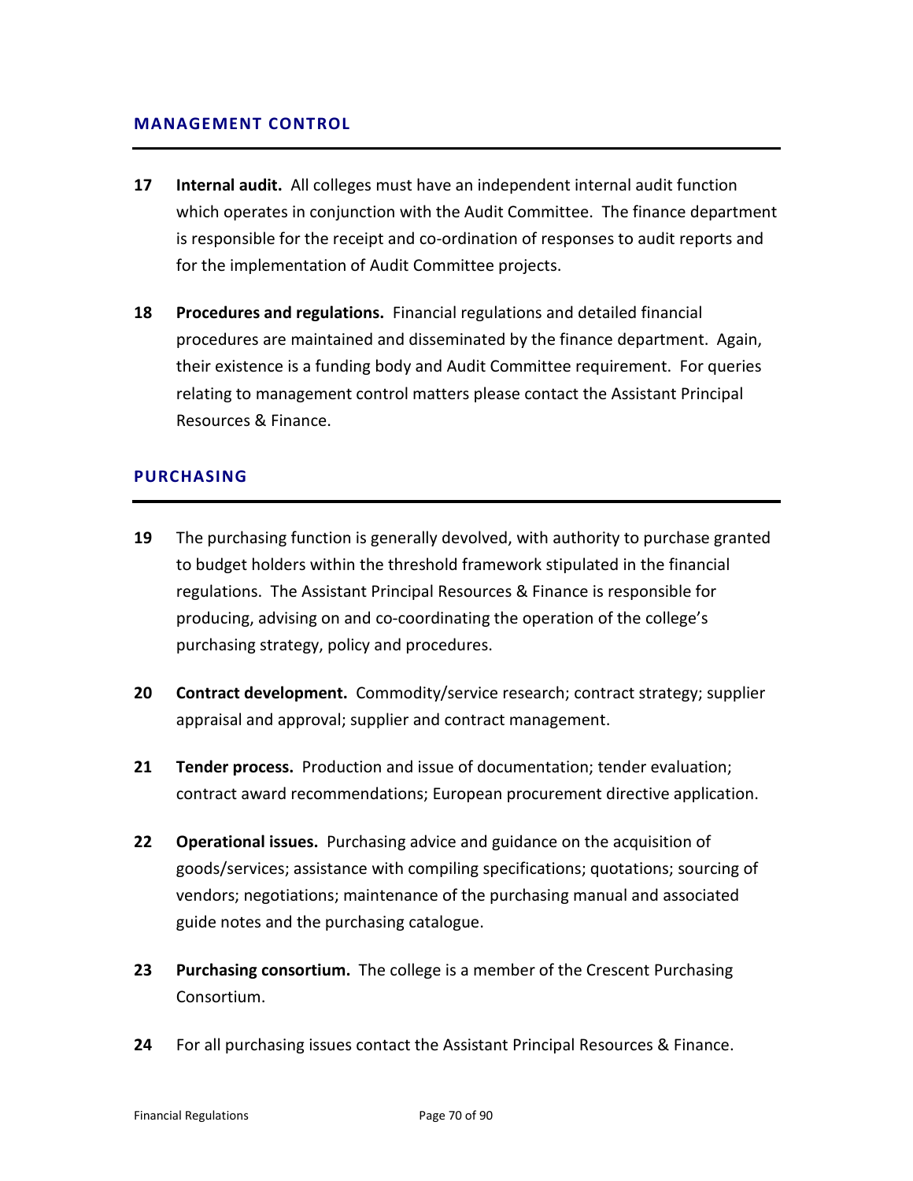## MANAGEMENT CONTROL

**17** **Internal audit.** All colleges must have an independent internal audit function which operates in conjunction with the Audit Committee. The finance department is responsible for the receipt and co-ordination of responses to audit reports and for the implementation of Audit Committee projects.

**18** **Procedures and regulations.** Financial regulations and detailed financial procedures are maintained and disseminated by the finance department. Again, their existence is a funding body and Audit Committee requirement. For queries relating to management control matters please contact the Assistant Principal Resources & Finance.

## PURCHASING

**19** The purchasing function is generally devolved, with authority to purchase granted to budget holders within the threshold framework stipulated in the financial regulations. The Assistant Principal Resources & Finance is responsible for producing, advising on and co-coordinating the operation of the college's purchasing strategy, policy and procedures.

**20** **Contract development.** Commodity/service research; contract strategy; supplier appraisal and approval; supplier and contract management.

**21** **Tender process.** Production and issue of documentation; tender evaluation; contract award recommendations; European procurement directive application.

**22** **Operational issues.** Purchasing advice and guidance on the acquisition of goods/services; assistance with compiling specifications; quotations; sourcing of vendors; negotiations; maintenance of the purchasing manual and associated guide notes and the purchasing catalogue.

**23** **Purchasing consortium.** The college is a member of the Crescent Purchasing Consortium.

**24** For all purchasing issues contact the Assistant Principal Resources & Finance.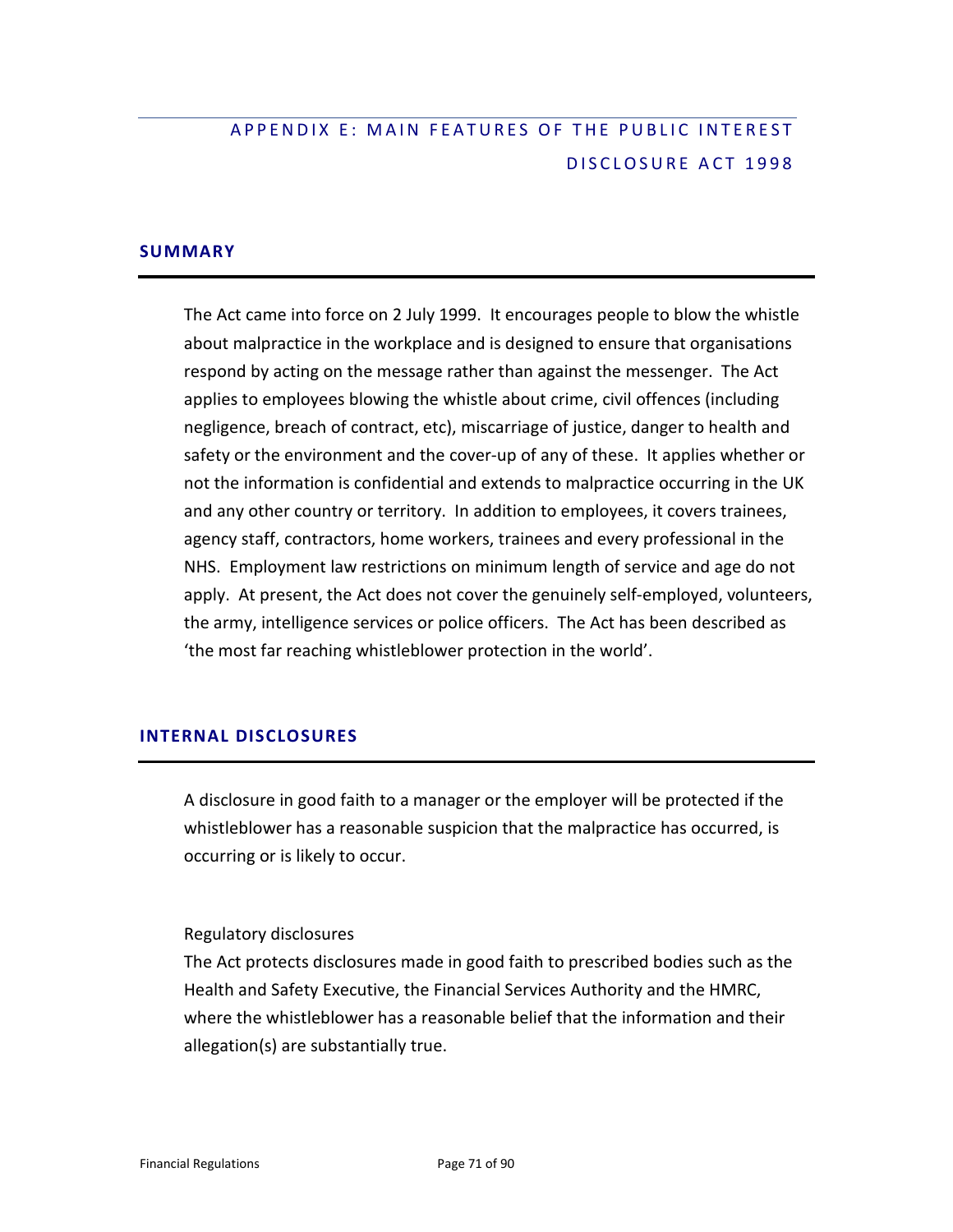# APPENDIX E: MAIN FEATURES OF THE PUBLIC INTEREST DISCLOSURE ACT 1998

## SUMMARY

The Act came into force on 2 July 1999. It encourages people to blow the whistle about malpractice in the workplace and is designed to ensure that organisations respond by acting on the message rather than against the messenger. The Act applies to employees blowing the whistle about crime, civil offences (including negligence, breach of contract, etc), miscarriage of justice, danger to health and safety or the environment and the cover-up of any of these. It applies whether or not the information is confidential and extends to malpractice occurring in the UK and any other country or territory. In addition to employees, it covers trainees, agency staff, contractors, home workers, trainees and every professional in the NHS. Employment law restrictions on minimum length of service and age do not apply. At present, the Act does not cover the genuinely self-employed, volunteers, the army, intelligence services or police officers. The Act has been described as 'the most far reaching whistleblower protection in the world'.

## INTERNAL DISCLOSURES

A disclosure in good faith to a manager or the employer will be protected if the whistleblower has a reasonable suspicion that the malpractice has occurred, is occurring or is likely to occur.

Regulatory disclosures

The Act protects disclosures made in good faith to prescribed bodies such as the Health and Safety Executive, the Financial Services Authority and the HMRC, where the whistleblower has a reasonable belief that the information and their allegation(s) are substantially true.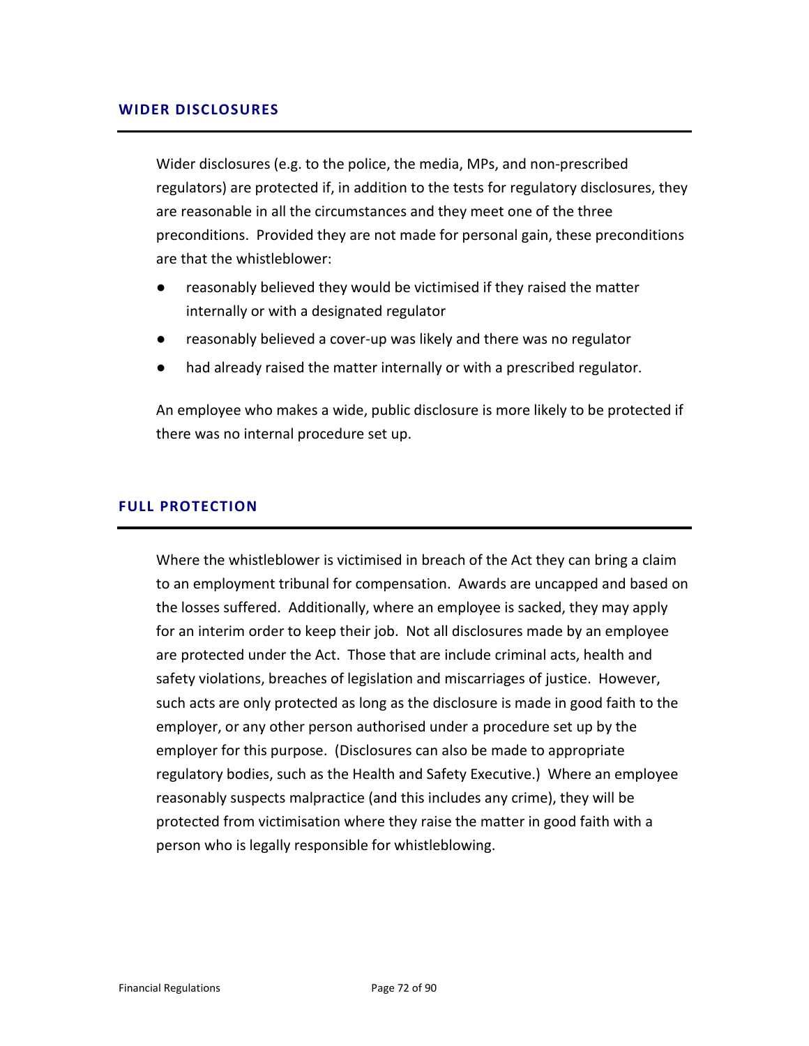## WIDER DISCLOSURES

Wider disclosures (e.g. to the police, the media, MPs, and non-prescribed regulators) are protected if, in addition to the tests for regulatory disclosures, they are reasonable in all the circumstances and they meet one of the three preconditions. Provided they are not made for personal gain, these preconditions are that the whistleblower:

- reasonably believed they would be victimised if they raised the matter internally or with a designated regulator
- reasonably believed a cover-up was likely and there was no regulator
- had already raised the matter internally or with a prescribed regulator.

An employee who makes a wide, public disclosure is more likely to be protected if there was no internal procedure set up.

## FULL PROTECTION

Where the whistleblower is victimised in breach of the Act they can bring a claim to an employment tribunal for compensation. Awards are uncapped and based on the losses suffered. Additionally, where an employee is sacked, they may apply for an interim order to keep their job. Not all disclosures made by an employee are protected under the Act. Those that are include criminal acts, health and safety violations, breaches of legislation and miscarriages of justice. However, such acts are only protected as long as the disclosure is made in good faith to the employer, or any other person authorised under a procedure set up by the employer for this purpose. (Disclosures can also be made to appropriate regulatory bodies, such as the Health and Safety Executive.) Where an employee reasonably suspects malpractice (and this includes any crime), they will be protected from victimisation where they raise the matter in good faith with a person who is legally responsible for whistleblowing.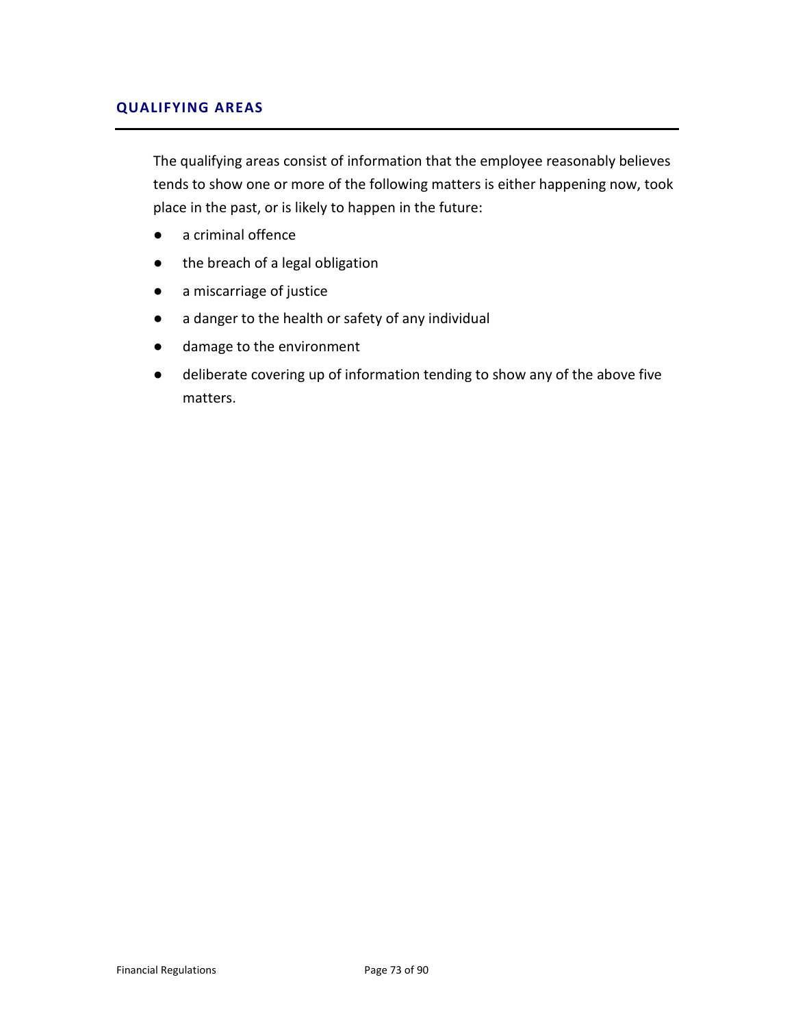## QUALIFYING AREAS

The qualifying areas consist of information that the employee reasonably believes tends to show one or more of the following matters is either happening now, took place in the past, or is likely to happen in the future:

- a criminal offence
- the breach of a legal obligation
- a miscarriage of justice
- a danger to the health or safety of any individual
- damage to the environment
- deliberate covering up of information tending to show any of the above five matters.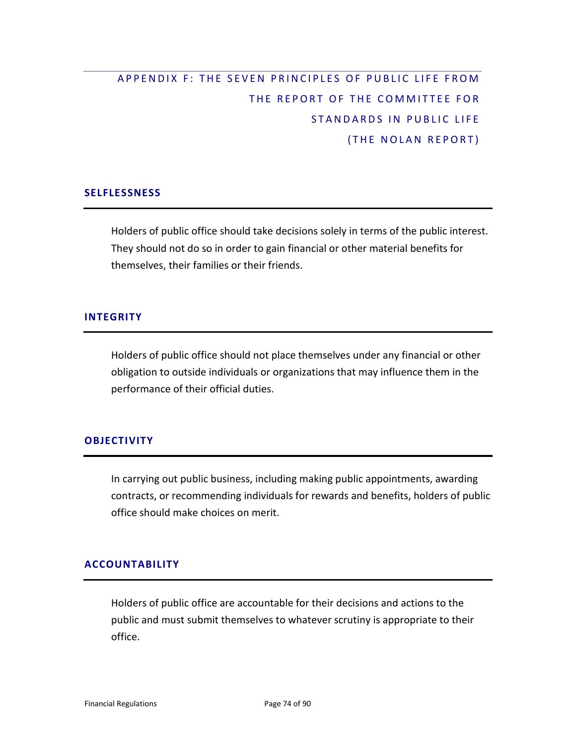# APPENDIX F: THE SEVEN PRINCIPLES OF PUBLIC LIFE FROM THE REPORT OF THE COMMITTEE FOR STANDARDS IN PUBLIC LIFE (THE NOLAN REPORT)

## SELFLESSNESS

Holders of public office should take decisions solely in terms of the public interest. They should not do so in order to gain financial or other material benefits for themselves, their families or their friends.

## INTEGRITY

Holders of public office should not place themselves under any financial or other obligation to outside individuals or organizations that may influence them in the performance of their official duties.

## OBJECTIVITY

In carrying out public business, including making public appointments, awarding contracts, or recommending individuals for rewards and benefits, holders of public office should make choices on merit.

## ACCOUNTABILITY

Holders of public office are accountable for their decisions and actions to the public and must submit themselves to whatever scrutiny is appropriate to their office.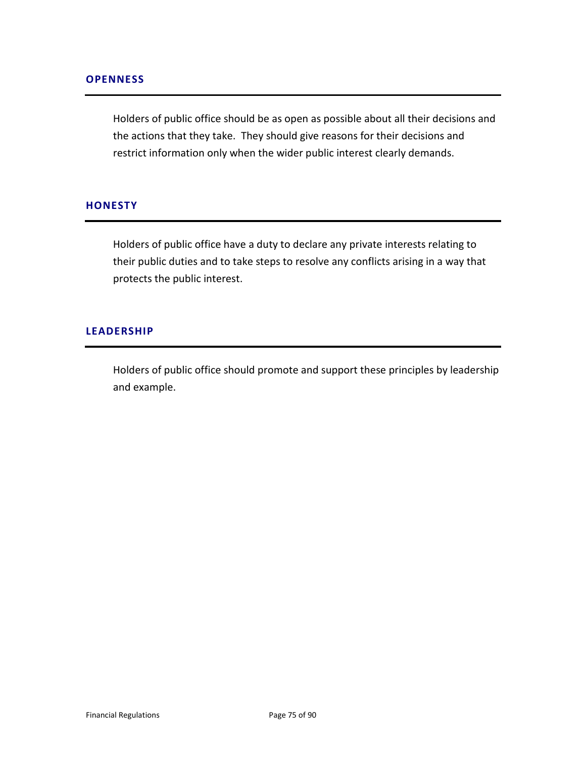## OPENNESS

Holders of public office should be as open as possible about all their decisions and the actions that they take. They should give reasons for their decisions and restrict information only when the wider public interest clearly demands.

## HONESTY

Holders of public office have a duty to declare any private interests relating to their public duties and to take steps to resolve any conflicts arising in a way that protects the public interest.

## LEADERSHIP

Holders of public office should promote and support these principles by leadership and example.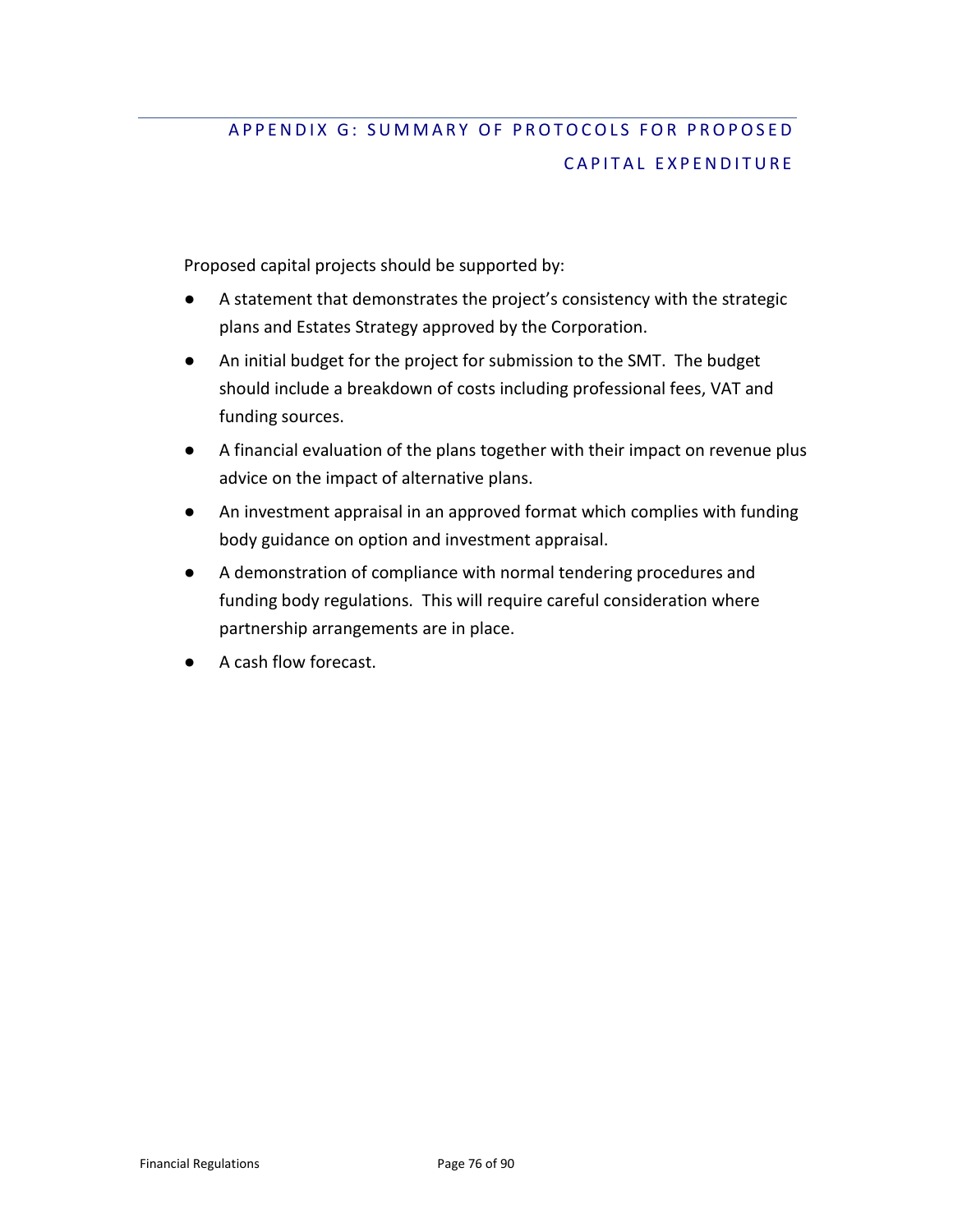## APPENDIX G: SUMMARY OF PROTOCOLS FOR PROPOSED CAPITAL EXPENDITURE

Proposed capital projects should be supported by:

- A statement that demonstrates the project's consistency with the strategic plans and Estates Strategy approved by the Corporation.
- An initial budget for the project for submission to the SMT. The budget should include a breakdown of costs including professional fees, VAT and funding sources.
- A financial evaluation of the plans together with their impact on revenue plus advice on the impact of alternative plans.
- An investment appraisal in an approved format which complies with funding body guidance on option and investment appraisal.
- A demonstration of compliance with normal tendering procedures and funding body regulations. This will require careful consideration where partnership arrangements are in place.
- A cash flow forecast.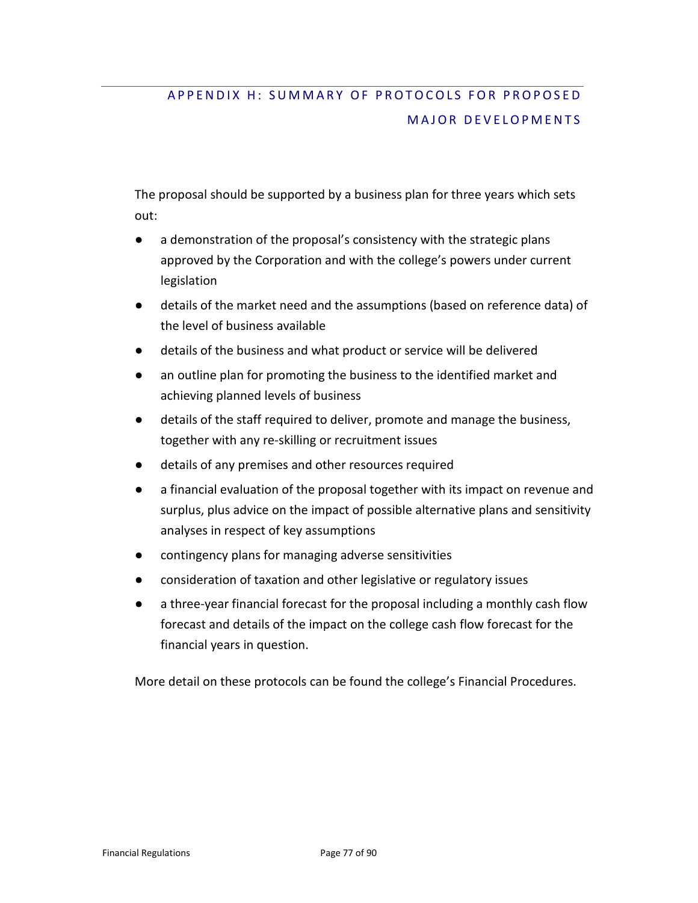# APPENDIX H: SUMMARY OF PROTOCOLS FOR PROPOSED MAJOR DEVELOPMENTS

The proposal should be supported by a business plan for three years which sets out:

- a demonstration of the proposal's consistency with the strategic plans approved by the Corporation and with the college's powers under current legislation
- details of the market need and the assumptions (based on reference data) of the level of business available
- details of the business and what product or service will be delivered
- an outline plan for promoting the business to the identified market and achieving planned levels of business
- details of the staff required to deliver, promote and manage the business, together with any re-skilling or recruitment issues
- details of any premises and other resources required
- a financial evaluation of the proposal together with its impact on revenue and surplus, plus advice on the impact of possible alternative plans and sensitivity analyses in respect of key assumptions
- contingency plans for managing adverse sensitivities
- consideration of taxation and other legislative or regulatory issues
- a three-year financial forecast for the proposal including a monthly cash flow forecast and details of the impact on the college cash flow forecast for the financial years in question.

More detail on these protocols can be found the college's Financial Procedures.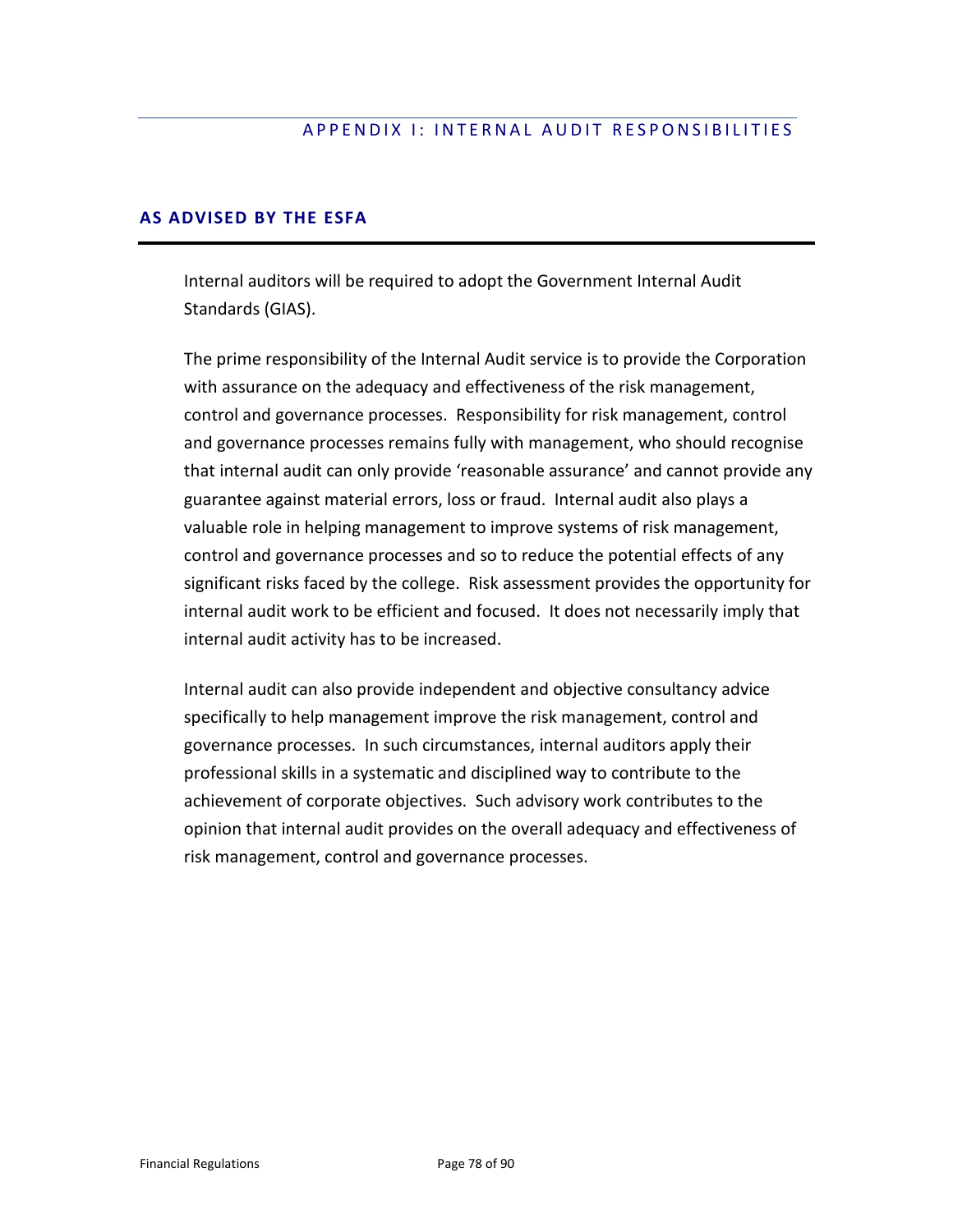# APPENDIX I: INTERNAL AUDIT RESPONSIBILITIES

## AS ADVISED BY THE ESFA

Internal auditors will be required to adopt the Government Internal Audit Standards (GIAS).

The prime responsibility of the Internal Audit service is to provide the Corporation with assurance on the adequacy and effectiveness of the risk management, control and governance processes. Responsibility for risk management, control and governance processes remains fully with management, who should recognise that internal audit can only provide 'reasonable assurance' and cannot provide any guarantee against material errors, loss or fraud. Internal audit also plays a valuable role in helping management to improve systems of risk management, control and governance processes and so to reduce the potential effects of any significant risks faced by the college. Risk assessment provides the opportunity for internal audit work to be efficient and focused. It does not necessarily imply that internal audit activity has to be increased.

Internal audit can also provide independent and objective consultancy advice specifically to help management improve the risk management, control and governance processes. In such circumstances, internal auditors apply their professional skills in a systematic and disciplined way to contribute to the achievement of corporate objectives. Such advisory work contributes to the opinion that internal audit provides on the overall adequacy and effectiveness of risk management, control and governance processes.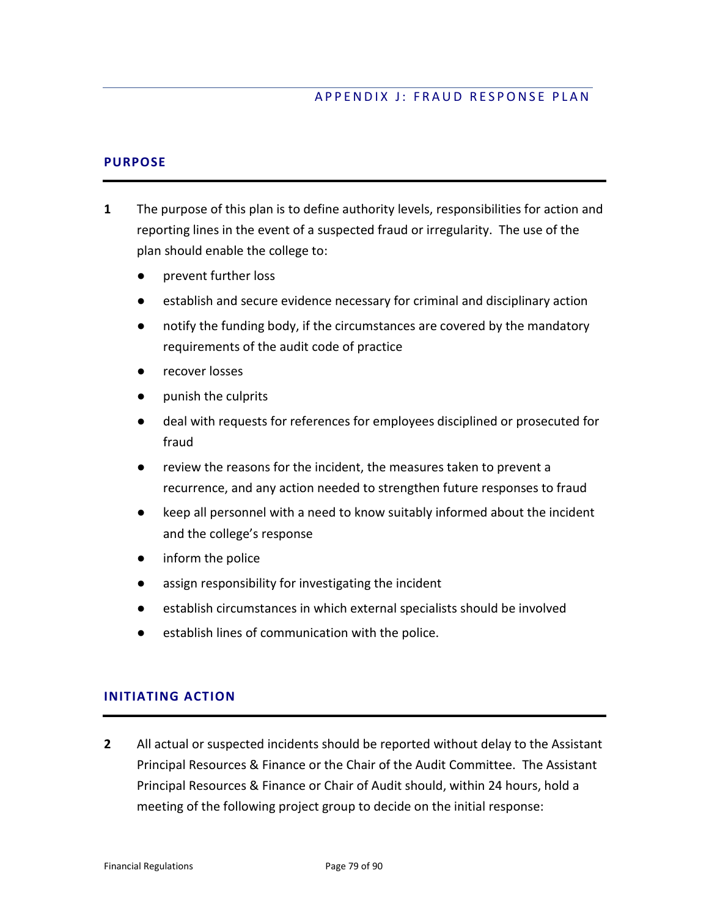# APPENDIX J: FRAUD RESPONSE PLAN

## PURPOSE

**1** The purpose of this plan is to define authority levels, responsibilities for action and reporting lines in the event of a suspected fraud or irregularity. The use of the plan should enable the college to:

- prevent further loss
- establish and secure evidence necessary for criminal and disciplinary action
- notify the funding body, if the circumstances are covered by the mandatory requirements of the audit code of practice
- recover losses
- punish the culprits
- deal with requests for references for employees disciplined or prosecuted for fraud
- review the reasons for the incident, the measures taken to prevent a recurrence, and any action needed to strengthen future responses to fraud
- keep all personnel with a need to know suitably informed about the incident and the college's response
- inform the police
- assign responsibility for investigating the incident
- establish circumstances in which external specialists should be involved
- establish lines of communication with the police.

## INITIATING ACTION

**2** All actual or suspected incidents should be reported without delay to the Assistant Principal Resources & Finance or the Chair of the Audit Committee. The Assistant Principal Resources & Finance or Chair of Audit should, within 24 hours, hold a meeting of the following project group to decide on the initial response: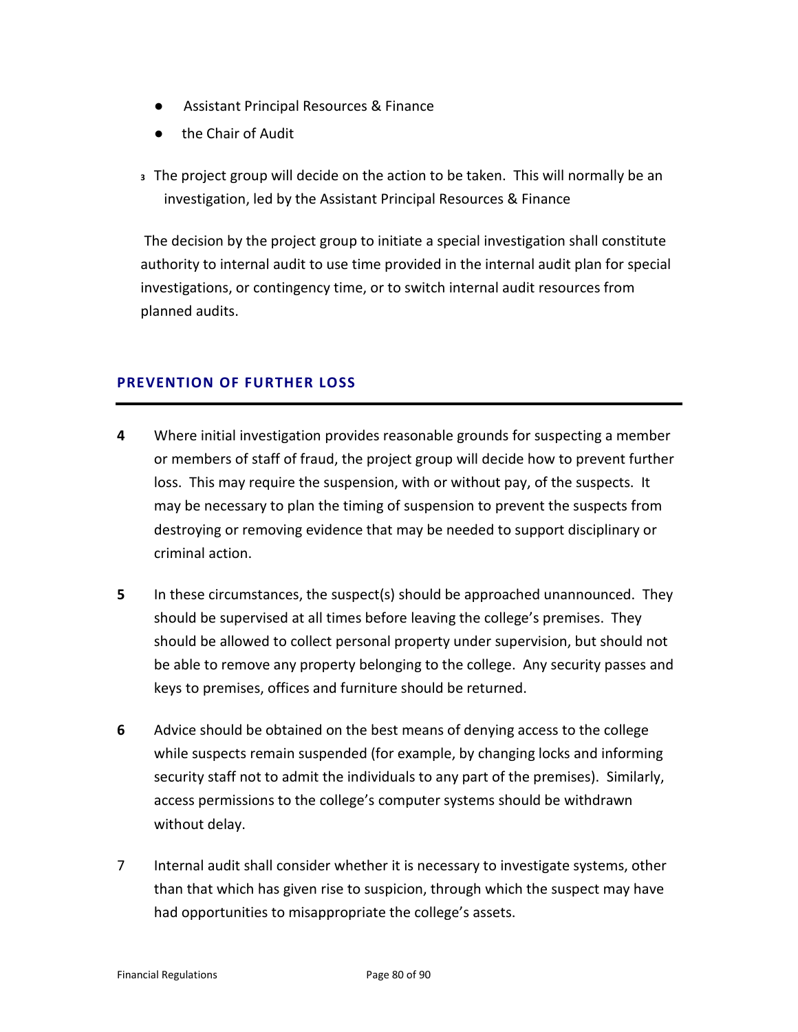- Assistant Principal Resources & Finance
- the Chair of Audit

3 The project group will decide on the action to be taken. This will normally be an investigation, led by the Assistant Principal Resources & Finance

The decision by the project group to initiate a special investigation shall constitute authority to internal audit to use time provided in the internal audit plan for special investigations, or contingency time, or to switch internal audit resources from planned audits.

## PREVENTION OF FURTHER LOSS

**4** Where initial investigation provides reasonable grounds for suspecting a member or members of staff of fraud, the project group will decide how to prevent further loss. This may require the suspension, with or without pay, of the suspects. It may be necessary to plan the timing of suspension to prevent the suspects from destroying or removing evidence that may be needed to support disciplinary or criminal action.

**5** In these circumstances, the suspect(s) should be approached unannounced. They should be supervised at all times before leaving the college's premises. They should be allowed to collect personal property under supervision, but should not be able to remove any property belonging to the college. Any security passes and keys to premises, offices and furniture should be returned.

**6** Advice should be obtained on the best means of denying access to the college while suspects remain suspended (for example, by changing locks and informing security staff not to admit the individuals to any part of the premises). Similarly, access permissions to the college's computer systems should be withdrawn without delay.

7 Internal audit shall consider whether it is necessary to investigate systems, other than that which has given rise to suspicion, through which the suspect may have had opportunities to misappropriate the college's assets.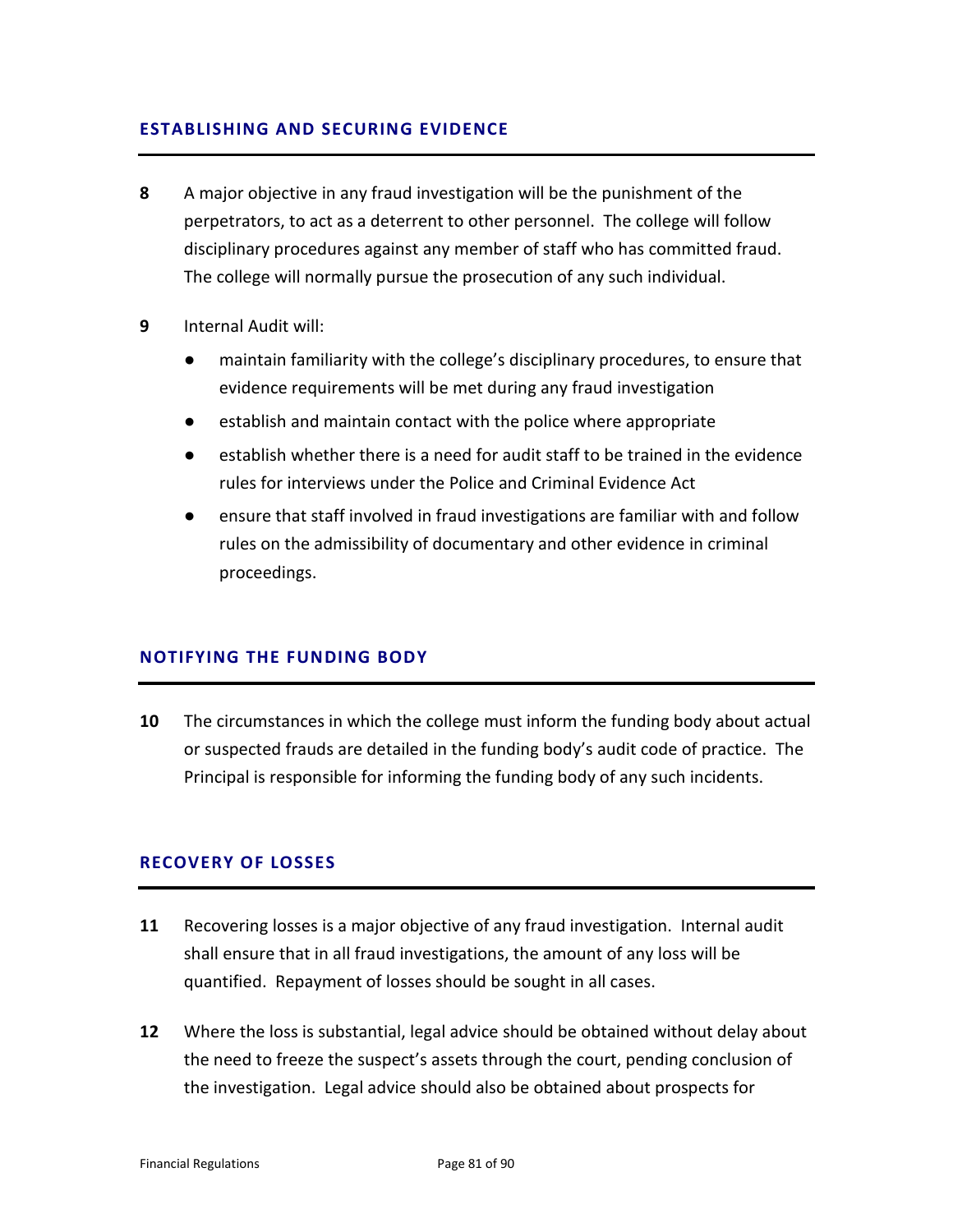## ESTABLISHING AND SECURING EVIDENCE

**8** A major objective in any fraud investigation will be the punishment of the perpetrators, to act as a deterrent to other personnel. The college will follow disciplinary procedures against any member of staff who has committed fraud. The college will normally pursue the prosecution of any such individual.

**9** Internal Audit will:

- maintain familiarity with the college's disciplinary procedures, to ensure that evidence requirements will be met during any fraud investigation
- establish and maintain contact with the police where appropriate
- establish whether there is a need for audit staff to be trained in the evidence rules for interviews under the Police and Criminal Evidence Act
- ensure that staff involved in fraud investigations are familiar with and follow rules on the admissibility of documentary and other evidence in criminal proceedings.

## NOTIFYING THE FUNDING BODY

**10** The circumstances in which the college must inform the funding body about actual or suspected frauds are detailed in the funding body's audit code of practice. The Principal is responsible for informing the funding body of any such incidents.

## RECOVERY OF LOSSES

**11** Recovering losses is a major objective of any fraud investigation. Internal audit shall ensure that in all fraud investigations, the amount of any loss will be quantified. Repayment of losses should be sought in all cases.

**12** Where the loss is substantial, legal advice should be obtained without delay about the need to freeze the suspect's assets through the court, pending conclusion of the investigation. Legal advice should also be obtained about prospects for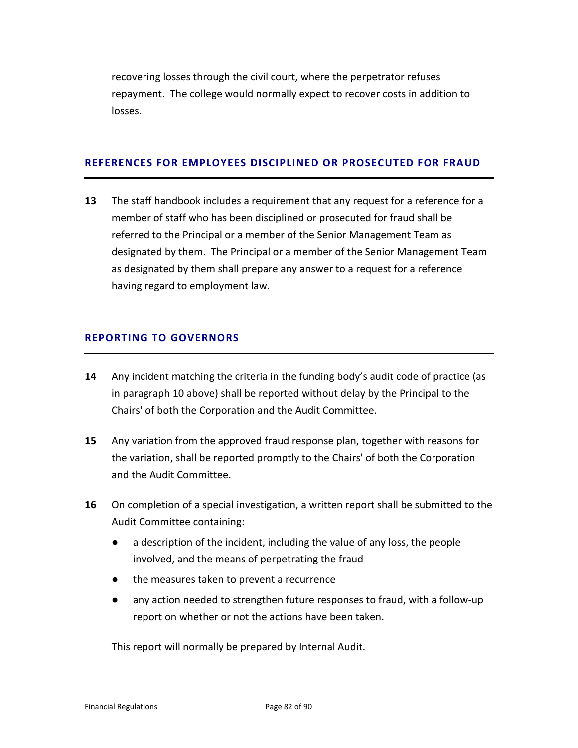recovering losses through the civil court, where the perpetrator refuses repayment. The college would normally expect to recover costs in addition to losses.

## REFERENCES FOR EMPLOYEES DISCIPLINED OR PROSECUTED FOR FRAUD

**13** The staff handbook includes a requirement that any request for a reference for a member of staff who has been disciplined or prosecuted for fraud shall be referred to the Principal or a member of the Senior Management Team as designated by them. The Principal or a member of the Senior Management Team as designated by them shall prepare any answer to a request for a reference having regard to employment law.

## REPORTING TO GOVERNORS

**14** Any incident matching the criteria in the funding body's audit code of practice (as in paragraph 10 above) shall be reported without delay by the Principal to the Chairs' of both the Corporation and the Audit Committee.

**15** Any variation from the approved fraud response plan, together with reasons for the variation, shall be reported promptly to the Chairs' of both the Corporation and the Audit Committee.

**16** On completion of a special investigation, a written report shall be submitted to the Audit Committee containing:

- a description of the incident, including the value of any loss, the people involved, and the means of perpetrating the fraud
- the measures taken to prevent a recurrence
- any action needed to strengthen future responses to fraud, with a follow-up report on whether or not the actions have been taken.

This report will normally be prepared by Internal Audit.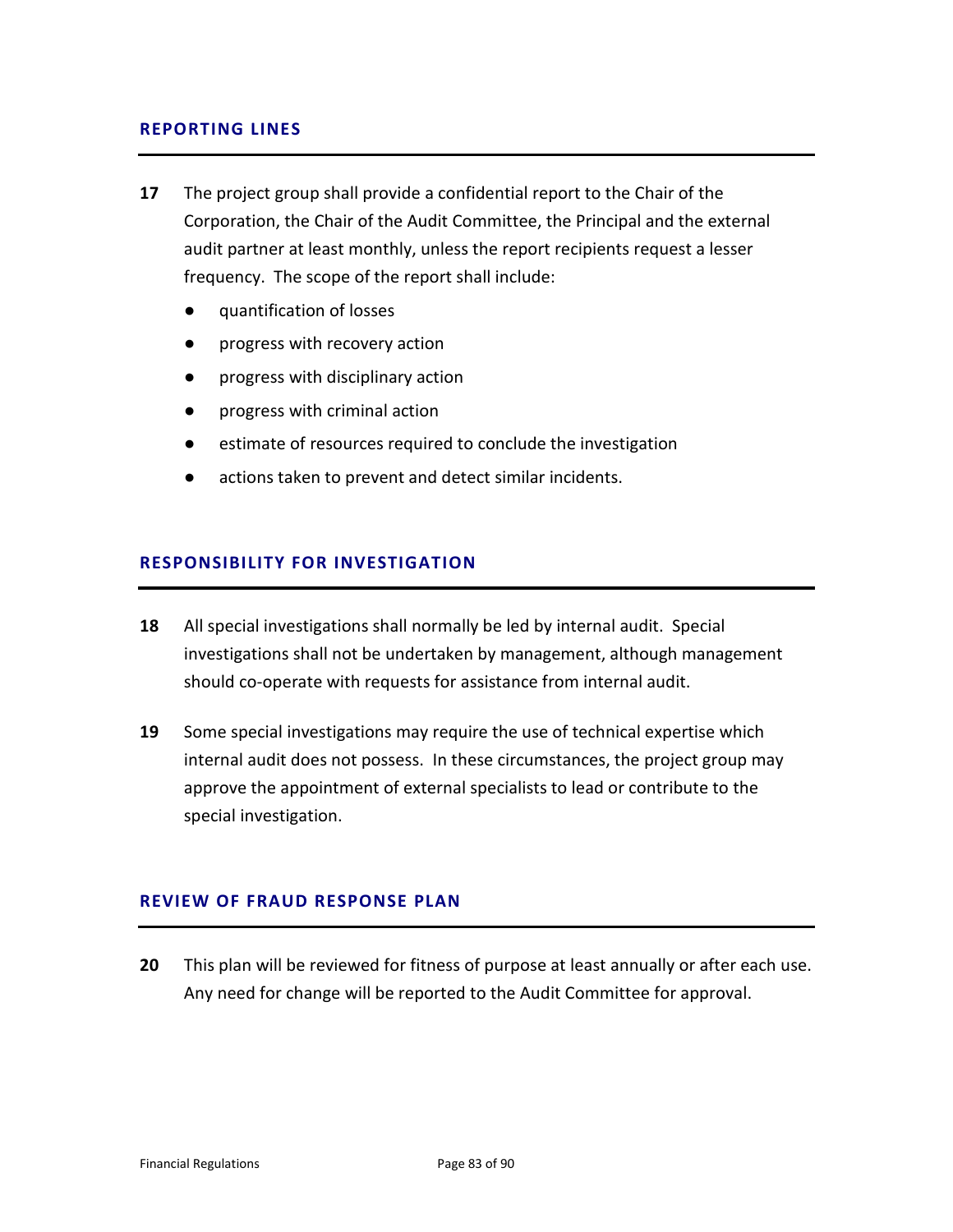## REPORTING LINES

**17** The project group shall provide a confidential report to the Chair of the Corporation, the Chair of the Audit Committee, the Principal and the external audit partner at least monthly, unless the report recipients request a lesser frequency. The scope of the report shall include:

- quantification of losses
- progress with recovery action
- progress with disciplinary action
- progress with criminal action
- estimate of resources required to conclude the investigation
- actions taken to prevent and detect similar incidents.

## RESPONSIBILITY FOR INVESTIGATION

**18** All special investigations shall normally be led by internal audit. Special investigations shall not be undertaken by management, although management should co-operate with requests for assistance from internal audit.

**19** Some special investigations may require the use of technical expertise which internal audit does not possess. In these circumstances, the project group may approve the appointment of external specialists to lead or contribute to the special investigation.

## REVIEW OF FRAUD RESPONSE PLAN

**20** This plan will be reviewed for fitness of purpose at least annually or after each use. Any need for change will be reported to the Audit Committee for approval.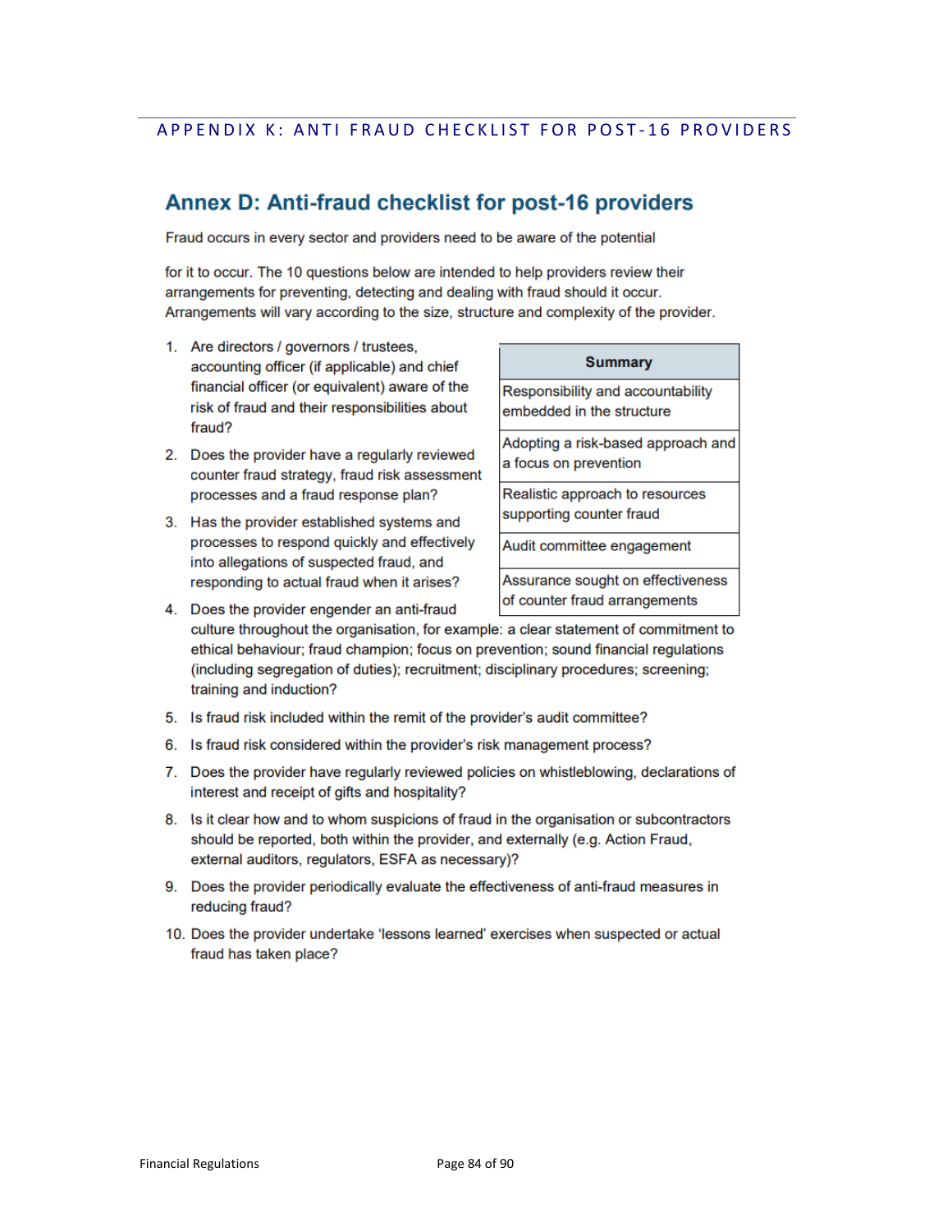## APPENDIX K: ANTI FRAUD CHECKLIST FOR POST-16 PROVIDERS

# Annex D: Anti-fraud checklist for post-16 providers

Fraud occurs in every sector and providers need to be aware of the potential

for it to occur. The 10 questions below are intended to help providers review their arrangements for preventing, detecting and dealing with fraud should it occur. Arrangements will vary according to the size, structure and complexity of the provider.

| Summary |
|---|
| Responsibility and accountability embedded in the structure |
| Adopting a risk-based approach and a focus on prevention |
| Realistic approach to resources supporting counter fraud |
| Audit committee engagement |
| Assurance sought on effectiveness of counter fraud arrangements |

1. Are directors / governors / trustees, accounting officer (if applicable) and chief financial officer (or equivalent) aware of the risk of fraud and their responsibilities about fraud?
2. Does the provider have a regularly reviewed counter fraud strategy, fraud risk assessment processes and a fraud response plan?
3. Has the provider established systems and processes to respond quickly and effectively into allegations of suspected fraud, and responding to actual fraud when it arises?
4. Does the provider engender an anti-fraud culture throughout the organisation, for example: a clear statement of commitment to ethical behaviour; fraud champion; focus on prevention; sound financial regulations (including segregation of duties); recruitment; disciplinary procedures; screening; training and induction?
5. Is fraud risk included within the remit of the provider's audit committee?
6. Is fraud risk considered within the provider's risk management process?
7. Does the provider have regularly reviewed policies on whistleblowing, declarations of interest and receipt of gifts and hospitality?
8. Is it clear how and to whom suspicions of fraud in the organisation or subcontractors should be reported, both within the provider, and externally (e.g. Action Fraud, external auditors, regulators, ESFA as necessary)?
9. Does the provider periodically evaluate the effectiveness of anti-fraud measures in reducing fraud?
10. Does the provider undertake 'lessons learned' exercises when suspected or actual fraud has taken place?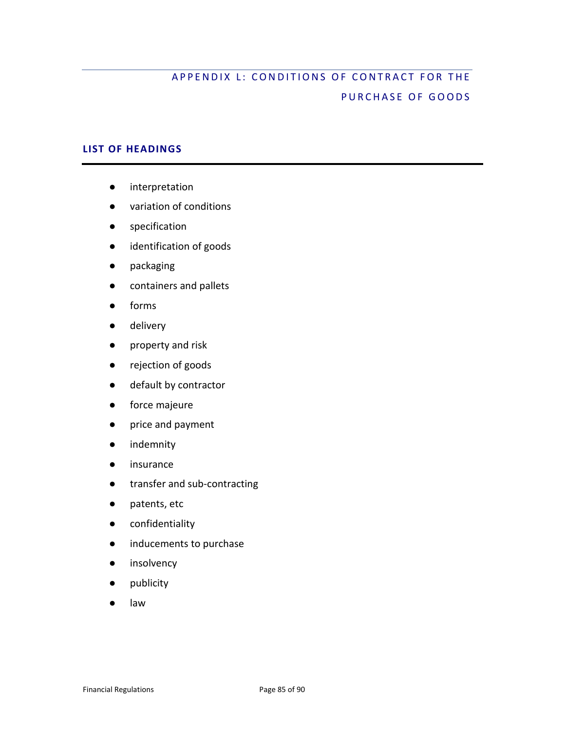# APPENDIX L: CONDITIONS OF CONTRACT FOR THE PURCHASE OF GOODS

## LIST OF HEADINGS

- interpretation
- variation of conditions
- specification
- identification of goods
- packaging
- containers and pallets
- forms
- delivery
- property and risk
- rejection of goods
- default by contractor
- force majeure
- price and payment
- indemnity
- insurance
- transfer and sub-contracting
- patents, etc
- confidentiality
- inducements to purchase
- insolvency
- publicity
- law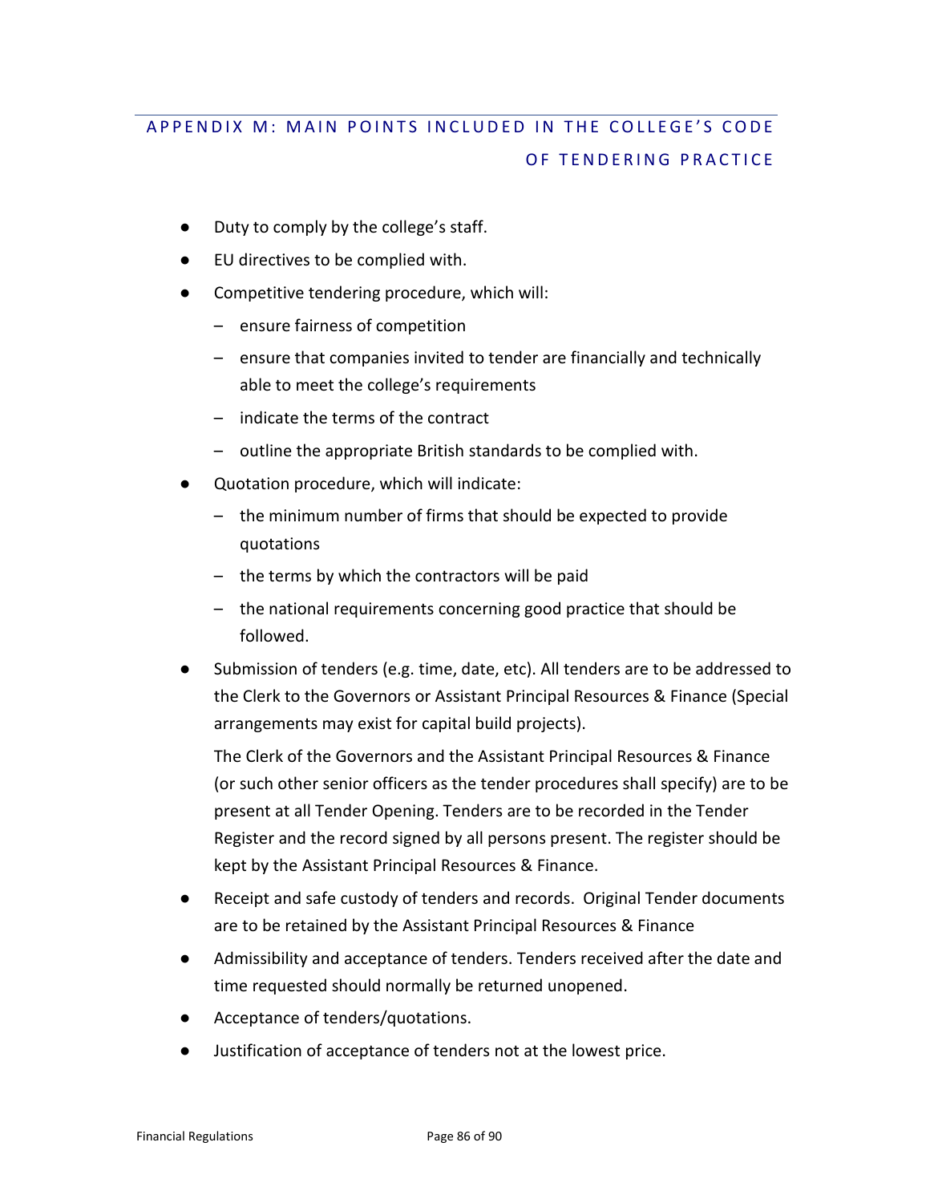## APPENDIX M: MAIN POINTS INCLUDED IN THE COLLEGE'S CODE OF TENDERING PRACTICE

- Duty to comply by the college's staff.
- EU directives to be complied with.
- Competitive tendering procedure, which will:
  - ensure fairness of competition
  - ensure that companies invited to tender are financially and technically able to meet the college's requirements
  - indicate the terms of the contract
  - outline the appropriate British standards to be complied with.
- Quotation procedure, which will indicate:
  - the minimum number of firms that should be expected to provide quotations
  - the terms by which the contractors will be paid
  - the national requirements concerning good practice that should be followed.
- Submission of tenders (e.g. time, date, etc). All tenders are to be addressed to the Clerk to the Governors or Assistant Principal Resources & Finance (Special arrangements may exist for capital build projects).

  The Clerk of the Governors and the Assistant Principal Resources & Finance (or such other senior officers as the tender procedures shall specify) are to be present at all Tender Opening. Tenders are to be recorded in the Tender Register and the record signed by all persons present. The register should be kept by the Assistant Principal Resources & Finance.
- Receipt and safe custody of tenders and records. Original Tender documents are to be retained by the Assistant Principal Resources & Finance
- Admissibility and acceptance of tenders. Tenders received after the date and time requested should normally be returned unopened.
- Acceptance of tenders/quotations.
- Justification of acceptance of tenders not at the lowest price.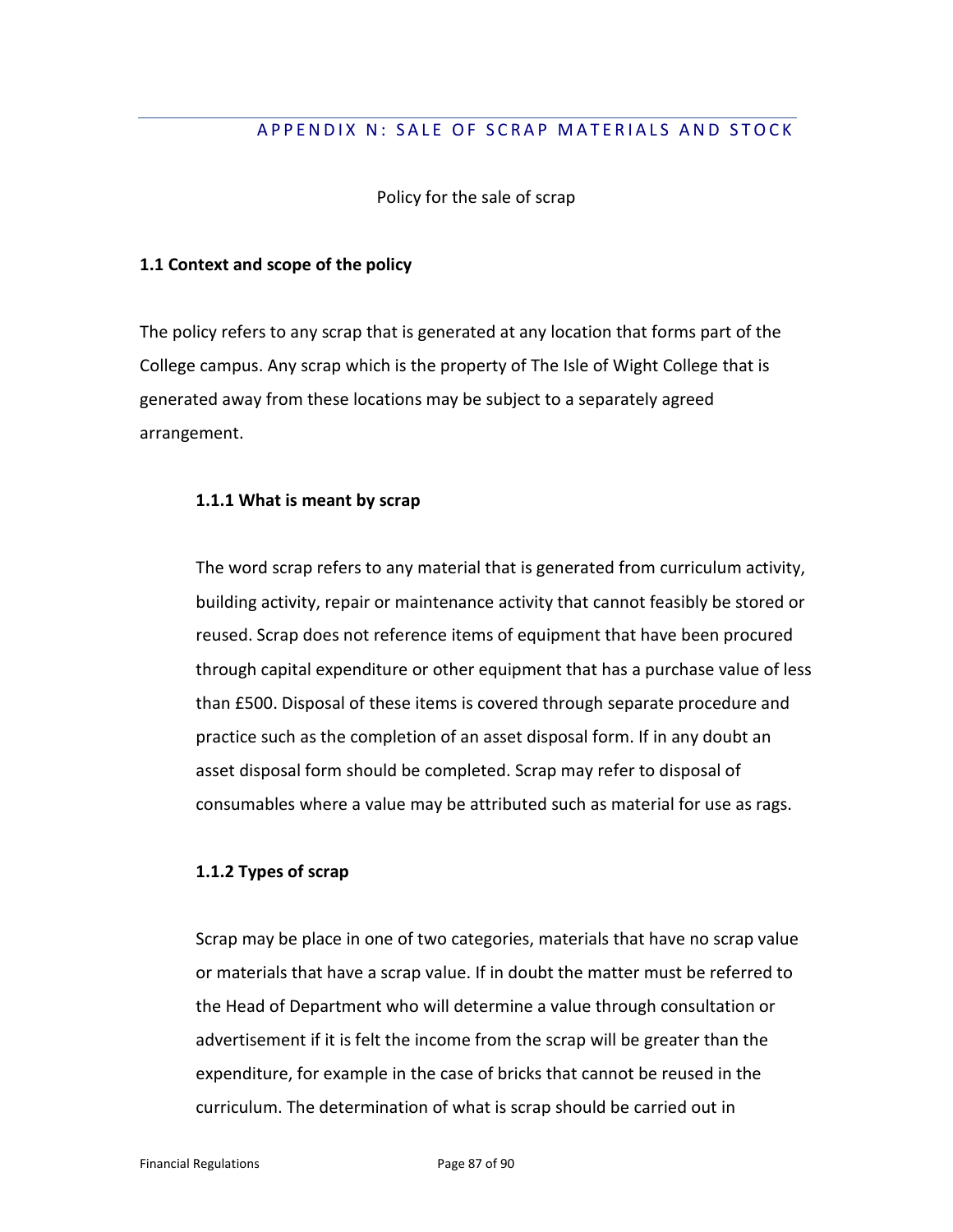## APPENDIX N: SALE OF SCRAP MATERIALS AND STOCK

Policy for the sale of scrap

**1.1 Context and scope of the policy**

The policy refers to any scrap that is generated at any location that forms part of the College campus. Any scrap which is the property of The Isle of Wight College that is generated away from these locations may be subject to a separately agreed arrangement.

**1.1.1 What is meant by scrap**

The word scrap refers to any material that is generated from curriculum activity, building activity, repair or maintenance activity that cannot feasibly be stored or reused. Scrap does not reference items of equipment that have been procured through capital expenditure or other equipment that has a purchase value of less than £500. Disposal of these items is covered through separate procedure and practice such as the completion of an asset disposal form. If in any doubt an asset disposal form should be completed. Scrap may refer to disposal of consumables where a value may be attributed such as material for use as rags.

**1.1.2 Types of scrap**

Scrap may be place in one of two categories, materials that have no scrap value or materials that have a scrap value. If in doubt the matter must be referred to the Head of Department who will determine a value through consultation or advertisement if it is felt the income from the scrap will be greater than the expenditure, for example in the case of bricks that cannot be reused in the curriculum. The determination of what is scrap should be carried out in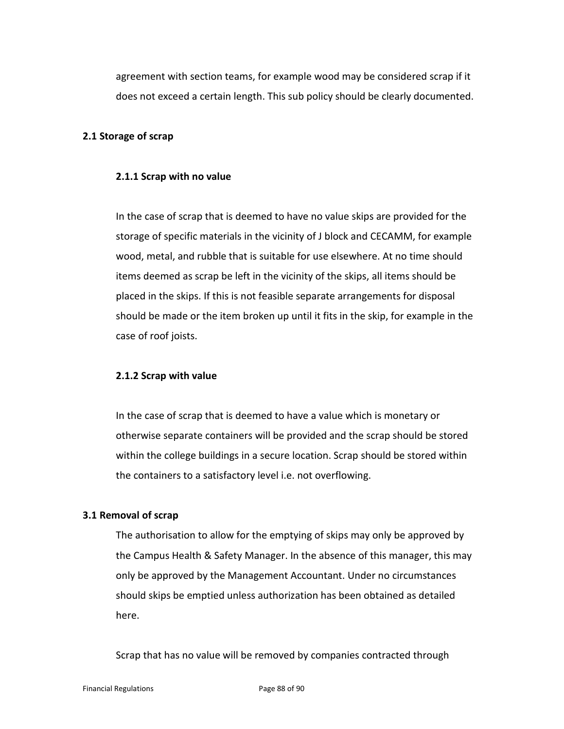agreement with section teams, for example wood may be considered scrap if it does not exceed a certain length. This sub policy should be clearly documented.

### 2.1 Storage of scrap

#### 2.1.1 Scrap with no value

In the case of scrap that is deemed to have no value skips are provided for the storage of specific materials in the vicinity of J block and CECAMM, for example wood, metal, and rubble that is suitable for use elsewhere. At no time should items deemed as scrap be left in the vicinity of the skips, all items should be placed in the skips. If this is not feasible separate arrangements for disposal should be made or the item broken up until it fits in the skip, for example in the case of roof joists.

#### 2.1.2 Scrap with value

In the case of scrap that is deemed to have a value which is monetary or otherwise separate containers will be provided and the scrap should be stored within the college buildings in a secure location. Scrap should be stored within the containers to a satisfactory level i.e. not overflowing.

### 3.1 Removal of scrap

The authorisation to allow for the emptying of skips may only be approved by the Campus Health & Safety Manager. In the absence of this manager, this may only be approved by the Management Accountant. Under no circumstances should skips be emptied unless authorization has been obtained as detailed here.

Scrap that has no value will be removed by companies contracted through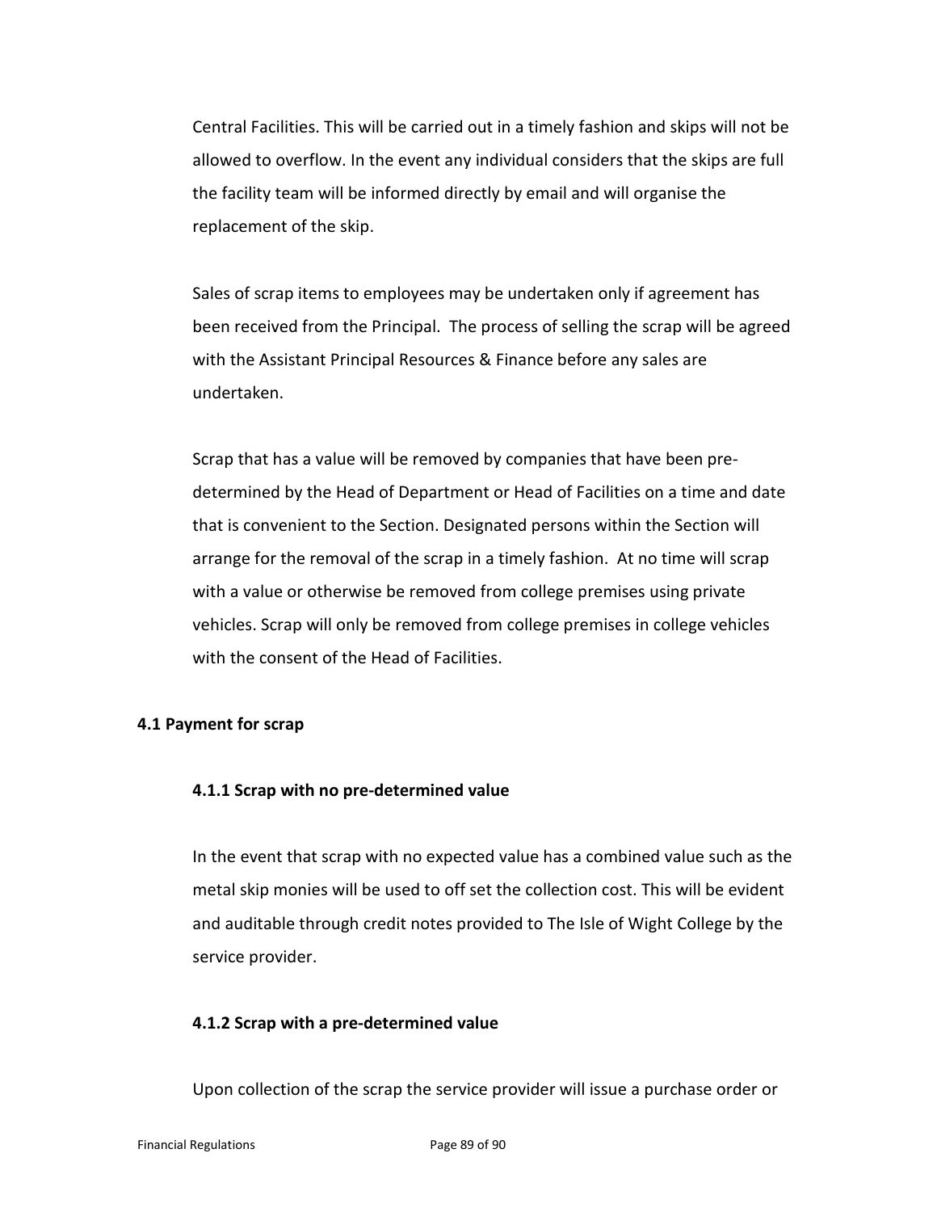Central Facilities. This will be carried out in a timely fashion and skips will not be allowed to overflow. In the event any individual considers that the skips are full the facility team will be informed directly by email and will organise the replacement of the skip.

Sales of scrap items to employees may be undertaken only if agreement has been received from the Principal. The process of selling the scrap will be agreed with the Assistant Principal Resources & Finance before any sales are undertaken.

Scrap that has a value will be removed by companies that have been pre-determined by the Head of Department or Head of Facilities on a time and date that is convenient to the Section. Designated persons within the Section will arrange for the removal of the scrap in a timely fashion. At no time will scrap with a value or otherwise be removed from college premises using private vehicles. Scrap will only be removed from college premises in college vehicles with the consent of the Head of Facilities.

### 4.1 Payment for scrap

#### 4.1.1 Scrap with no pre-determined value

In the event that scrap with no expected value has a combined value such as the metal skip monies will be used to off set the collection cost. This will be evident and auditable through credit notes provided to The Isle of Wight College by the service provider.

#### 4.1.2 Scrap with a pre-determined value

Upon collection of the scrap the service provider will issue a purchase order or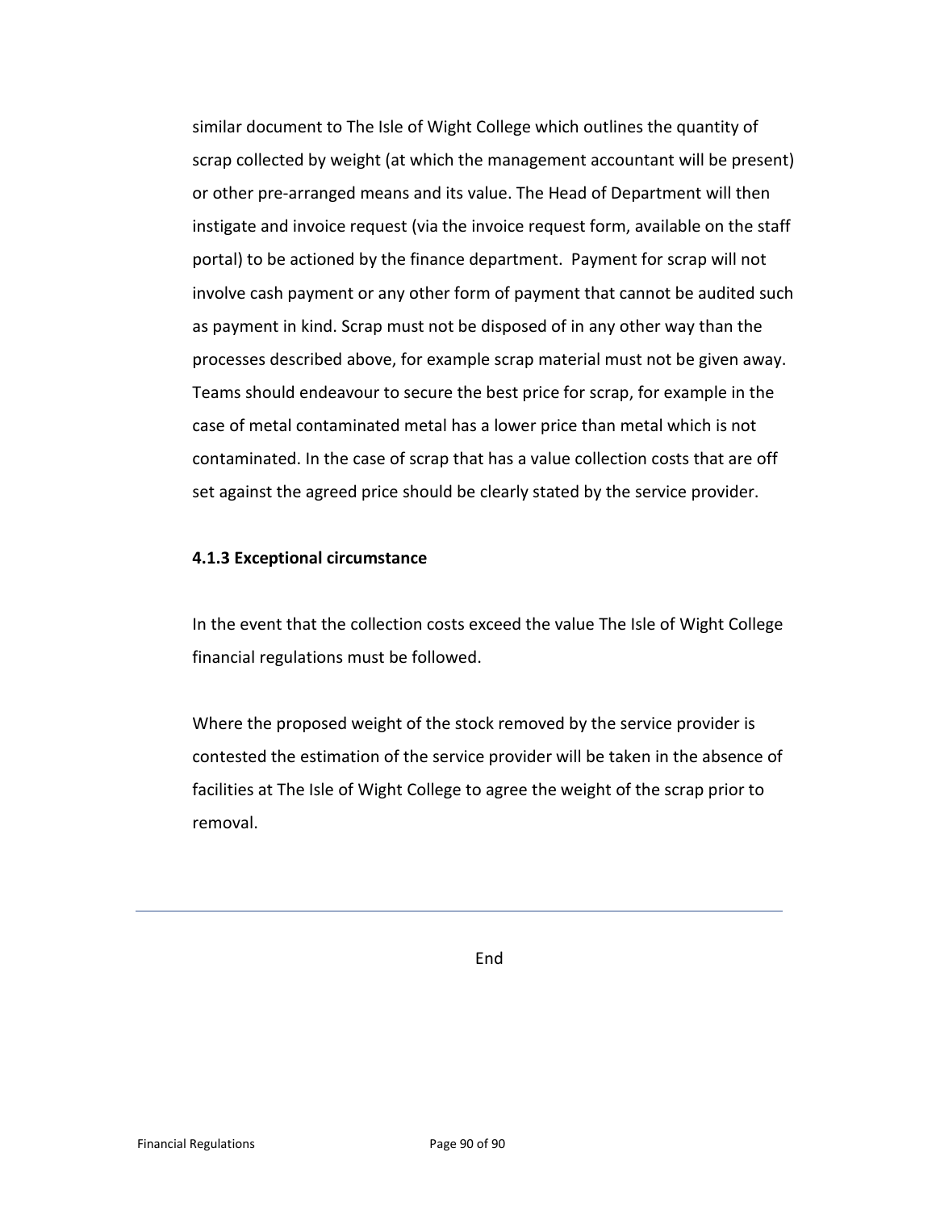similar document to The Isle of Wight College which outlines the quantity of scrap collected by weight (at which the management accountant will be present) or other pre-arranged means and its value. The Head of Department will then instigate and invoice request (via the invoice request form, available on the staff portal) to be actioned by the finance department.  Payment for scrap will not involve cash payment or any other form of payment that cannot be audited such as payment in kind. Scrap must not be disposed of in any other way than the processes described above, for example scrap material must not be given away. Teams should endeavour to secure the best price for scrap, for example in the case of metal contaminated metal has a lower price than metal which is not contaminated. In the case of scrap that has a value collection costs that are off set against the agreed price should be clearly stated by the service provider.

#### 4.1.3 Exceptional circumstance

In the event that the collection costs exceed the value The Isle of Wight College financial regulations must be followed.

Where the proposed weight of the stock removed by the service provider is contested the estimation of the service provider will be taken in the absence of facilities at The Isle of Wight College to agree the weight of the scrap prior to removal.

---

End